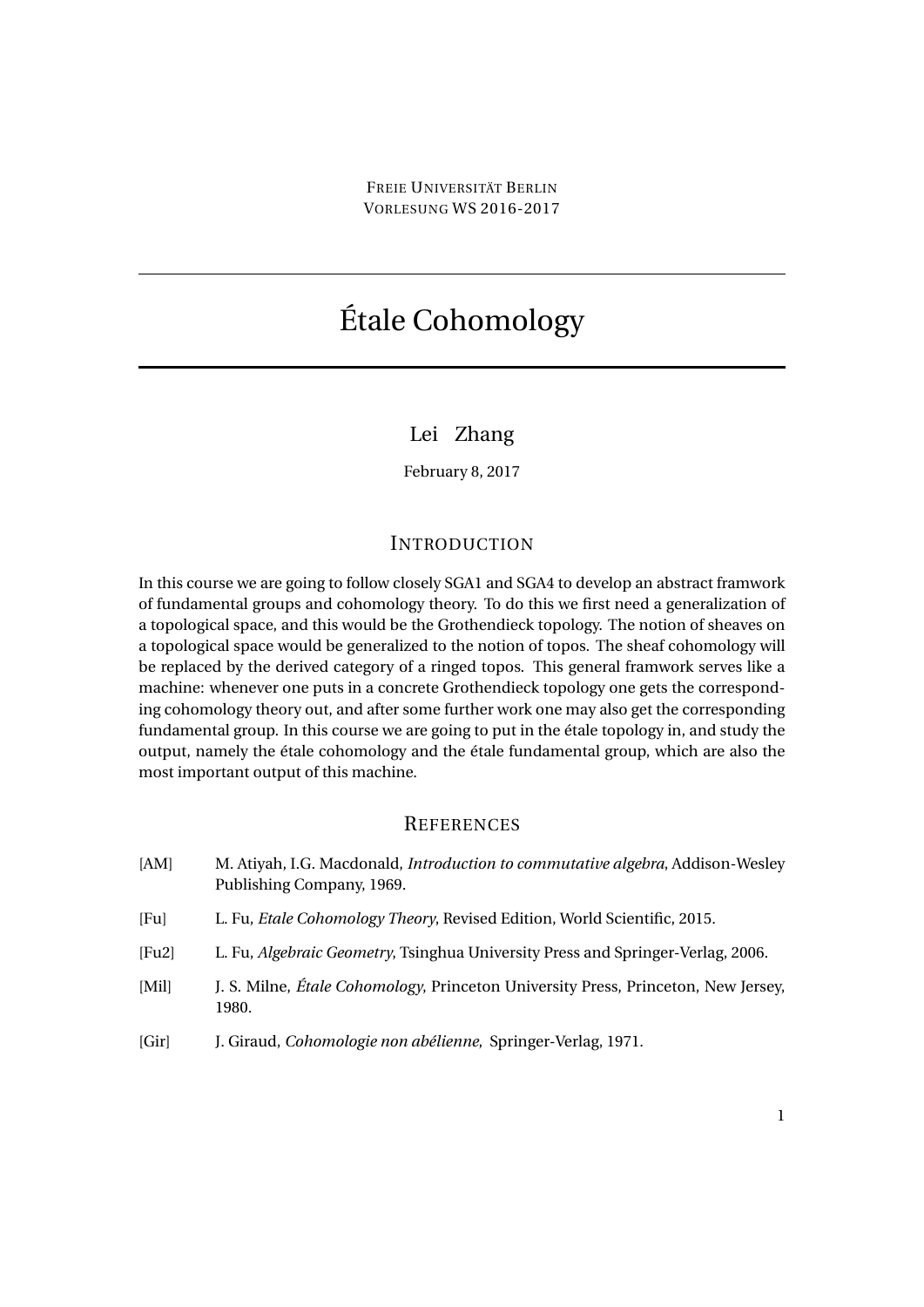FREIE UNIVERSITÄT BERLIN
VORLESUNG WS 2016-2017

# Étale Cohomology

Lei Zhang

February 8, 2017

## INTRODUCTION

In this course we are going to follow closely SGA1 and SGA4 to develop an abstract framwork of fundamental groups and cohomology theory. To do this we first need a generalization of a topological space, and this would be the Grothendieck topology. The notion of sheaves on a topological space would be generalized to the notion of topos. The sheaf cohomology will be replaced by the derived category of a ringed topos. This general framwork serves like a machine: whenever one puts in a concrete Grothendieck topology one gets the corresponding cohomology theory out, and after some further work one may also get the corresponding fundamental group. In this course we are going to put in the étale topology in, and study the output, namely the étale cohomology and the étale fundamental group, which are also the most important output of this machine.

## REFERENCES

[AM] M. Atiyah, I.G. Macdonald, *Introduction to commutative algebra*, Addison-Wesley Publishing Company, 1969.

[Fu] L. Fu, *Etale Cohomology Theory*, Revised Edition, World Scientific, 2015.

[Fu2] L. Fu, *Algebraic Geometry*, Tsinghua University Press and Springer-Verlag, 2006.

[Mil] J. S. Milne, *Étale Cohomology*, Princeton University Press, Princeton, New Jersey, 1980.

[Gir] J. Giraud, *Cohomologie non abélienne*, Springer-Verlag, 1971.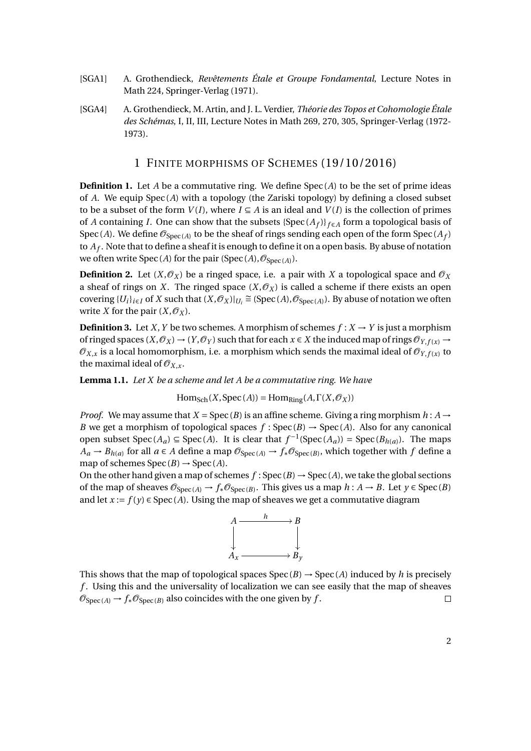[SGA1] A. Grothendieck, *Revêtements Étale et Groupe Fondamental*, Lecture Notes in Math 224, Springer-Verlag (1971).

[SGA4] A. Grothendieck, M. Artin, and J. L. Verdier, *Théorie des Topos et Cohomologie Étale des Schémas*, I, II, III, Lecture Notes in Math 269, 270, 305, Springer-Verlag (1972-1973).

# 1 Finite morphisms of Schemes (19/10/2016)

**Definition 1.** Let $A$ be a commutative ring. We define $\mathrm{Spec}(A)$ to be the set of prime ideas of $A$. We equip $\mathrm{Spec}(A)$ with a topology (the Zariski topology) by defining a closed subset to be a subset of the form $V(I)$, where $I \subseteq A$ is an ideal and $V(I)$ is the collection of primes of $A$ containing $I$. One can show that the subsets $\{\mathrm{Spec}(A_f)\}_{f\in A}$ form a topological basis of $\mathrm{Spec}(A)$. We define $\mathcal{O}_{\mathrm{Spec}(A)}$ to be the sheaf of rings sending each open of the form $\mathrm{Spec}(A_f)$ to $A_f$. Note that to define a sheaf it is enough to define it on a open basis. By abuse of notation we often write $\mathrm{Spec}(A)$ for the pair $(\mathrm{Spec}(A), \mathcal{O}_{\mathrm{Spec}(A)})$.

**Definition 2.** Let $(X, \mathcal{O}_X)$ be a ringed space, i.e. a pair with $X$ a topological space and $\mathcal{O}_X$ a sheaf of rings on $X$. The ringed space $(X, \mathcal{O}_X)$ is called a scheme if there exists an open covering $\{U_i\}_{i\in I}$ of $X$ such that $(X, \mathcal{O}_X)|_{U_i} \cong (\mathrm{Spec}(A), \mathcal{O}_{\mathrm{Spec}(A)})$. By abuse of notation we often write $X$ for the pair $(X, \mathcal{O}_X)$.

**Definition 3.** Let $X, Y$ be two schemes. A morphism of schemes $f : X \to Y$ is just a morphism of ringed spaces $(X, \mathcal{O}_X) \to (Y, \mathcal{O}_Y)$ such that for each $x \in X$ the induced map of rings $\mathcal{O}_{Y,f(x)} \to \mathcal{O}_{X,x}$ is a local homomorphism, i.e. a morphism which sends the maximal ideal of $\mathcal{O}_{Y,f(x)}$ to the maximal ideal of $\mathcal{O}_{X,x}$.

**Lemma 1.1.** *Let $X$ be a scheme and let $A$ be a commutative ring. We have*

$$\mathrm{Hom}_{\mathrm{Sch}}(X, \mathrm{Spec}(A)) = \mathrm{Hom}_{\mathrm{Ring}}(A, \Gamma(X, \mathcal{O}_X))$$

*Proof.* We may assume that $X = \mathrm{Spec}(B)$ is an affine scheme. Giving a ring morphism $h : A \to B$ we get a morphism of topological spaces $f : \mathrm{Spec}(B) \to \mathrm{Spec}(A)$. Also for any canonical open subset $\mathrm{Spec}(A_a) \subseteq \mathrm{Spec}(A)$. It is clear that $f^{-1}(\mathrm{Spec}(A_a)) = \mathrm{Spec}(B_{h(a)})$. The maps $A_a \to B_{h(a)}$ for all $a \in A$ define a map $\mathcal{O}_{\mathrm{Spec}(A)} \to f_*\mathcal{O}_{\mathrm{Spec}(B)}$, which together with $f$ define a map of schemes $\mathrm{Spec}(B) \to \mathrm{Spec}(A)$.

On the other hand given a map of schemes $f : \mathrm{Spec}(B) \to \mathrm{Spec}(A)$, we take the global sections of the map of sheaves $\mathcal{O}_{\mathrm{Spec}(A)} \to f_*\mathcal{O}_{\mathrm{Spec}(B)}$. This gives us a map $h : A \to B$. Let $y \in \mathrm{Spec}(B)$ and let $x := f(y) \in \mathrm{Spec}(A)$. Using the map of sheaves we get a commutative diagram

$$\begin{array}{ccc} A & \xrightarrow{h} & B \\ \downarrow & & \downarrow \\ A_x & \longrightarrow & B_y \end{array}$$

This shows that the map of topological spaces $\mathrm{Spec}(B) \to \mathrm{Spec}(A)$ induced by $h$ is precisely $f$. Using this and the universality of localization we can see easily that the map of sheaves $\mathcal{O}_{\mathrm{Spec}(A)} \to f_*\mathcal{O}_{\mathrm{Spec}(B)}$ also coincides with the one given by $f$. $\square$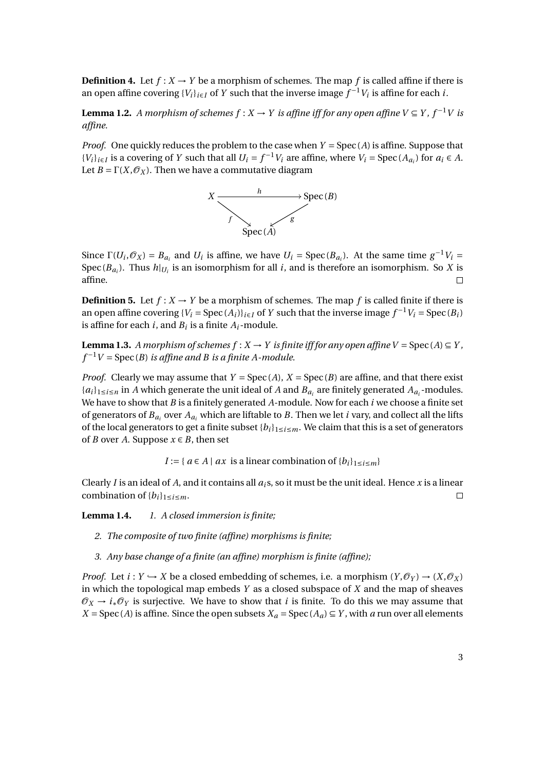**Definition 4.** Let $f : X \to Y$ be a morphism of schemes. The map $f$ is called affine if there is an open affine covering $\{V_i\}_{i \in I}$ of $Y$ such that the inverse image $f^{-1}V_i$ is affine for each $i$.

**Lemma 1.2.** *A morphism of schemes $f : X \to Y$ is affine iff for any open affine $V \subseteq Y$, $f^{-1}V$ is affine.*

*Proof.* One quickly reduces the problem to the case when $Y = \mathrm{Spec}(A)$ is affine. Suppose that $\{V_i\}_{i \in I}$ is a covering of $Y$ such that all $U_i = f^{-1}V_i$ are affine, where $V_i = \mathrm{Spec}(A_{a_i})$ for $a_i \in A$. Let $B = \Gamma(X, \mathcal{O}_X)$. Then we have a commutative diagram

$$\begin{array}{ccc} X & \xrightarrow{\quad h \quad} & \mathrm{Spec}(B) \\ & {\scriptstyle f} \searrow \quad \swarrow {\scriptstyle g} & \\ & \mathrm{Spec}(A) & \end{array}$$

Since $\Gamma(U_i, \mathcal{O}_X) = B_{a_i}$ and $U_i$ is affine, we have $U_i = \mathrm{Spec}(B_{a_i})$. At the same time $g^{-1}V_i = \mathrm{Spec}(B_{a_i})$. Thus $h|_{U_i}$ is an isomorphism for all $i$, and is therefore an isomorphism. So $X$ is affine. $\square$

**Definition 5.** Let $f : X \to Y$ be a morphism of schemes. The map $f$ is called finite if there is an open affine covering $\{V_i = \mathrm{Spec}(A_i)\}_{i \in I}$ of $Y$ such that the inverse image $f^{-1}V_i = \mathrm{Spec}(B_i)$ is affine for each $i$, and $B_i$ is a finite $A_i$-module.

**Lemma 1.3.** *A morphism of schemes $f : X \to Y$ is finite iff for any open affine $V = \mathrm{Spec}(A) \subseteq Y$, $f^{-1}V = \mathrm{Spec}(B)$ is affine and $B$ is a finite $A$-module.*

*Proof.* Clearly we may assume that $Y = \mathrm{Spec}(A)$, $X = \mathrm{Spec}(B)$ are affine, and that there exist $\{a_i\}_{1 \le i \le n}$ in $A$ which generate the unit ideal of $A$ and $B_{a_i}$ are finitely generated $A_{a_i}$-modules. We have to show that $B$ is a finitely generated $A$-module. Now for each $i$ we choose a finite set of generators of $B_{a_i}$ over $A_{a_i}$ which are liftable to $B$. Then we let $i$ vary, and collect all the lifts of the local generators to get a finite subset $\{b_i\}_{1 \le i \le m}$. We claim that this is a set of generators of $B$ over $A$. Suppose $x \in B$, then set

$$I := \{\, a \in A \mid ax \text{ is a linear combination of } \{b_i\}_{1 \le i \le m} \}$$

Clearly $I$ is an ideal of $A$, and it contains all $a_i$s, so it must be the unit ideal. Hence $x$ is a linear combination of $\{b_i\}_{1 \le i \le m}$. $\square$

**Lemma 1.4.**

1. *A closed immersion is finite;*
2. *The composite of two finite (affine) morphisms is finite;*
3. *Any base change of a finite (an affine) morphism is finite (affine);*

*Proof.* Let $i : Y \hookrightarrow X$ be a closed embedding of schemes, i.e. a morphism $(Y, \mathcal{O}_Y) \to (X, \mathcal{O}_X)$ in which the topological map embeds $Y$ as a closed subspace of $X$ and the map of sheaves $\mathcal{O}_X \to i_*\mathcal{O}_Y$ is surjective. We have to show that $i$ is finite. To do this we may assume that $X = \mathrm{Spec}(A)$ is affine. Since the open subsets $X_a = \mathrm{Spec}(A_a) \subseteq Y$, with $a$ run over all elements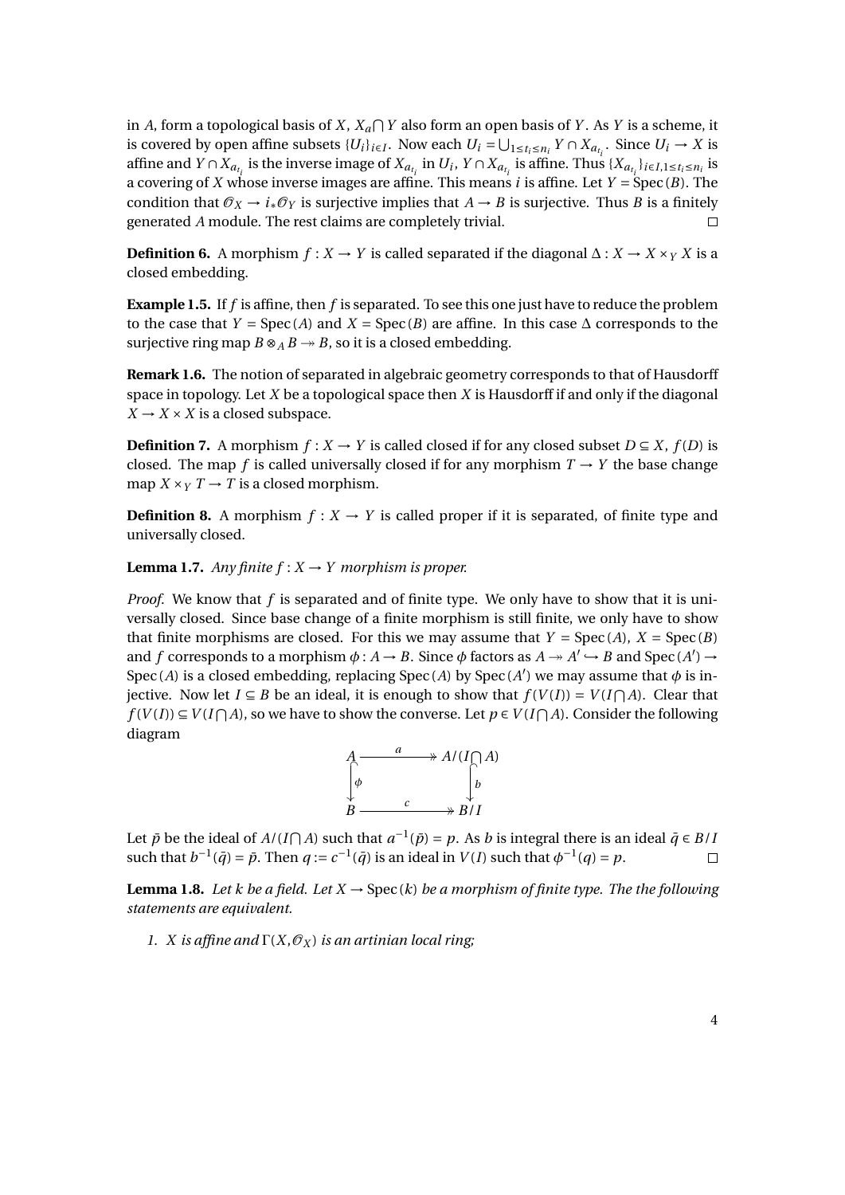in $A$, form a topological basis of $X$, $X_a \bigcap Y$ also form an open basis of $Y$. As $Y$ is a scheme, it is covered by open affine subsets $\{U_i\}_{i\in I}$. Now each $U_i = \bigcup_{1\le t_i \le n_i} Y \cap X_{a_{t_i}}$. Since $U_i \to X$ is affine and $Y \cap X_{a_{t_i}}$ is the inverse image of $X_{a_{t_i}}$ in $U_i$, $Y \cap X_{a_{t_i}}$ is affine. Thus $\{X_{a_{t_i}}\}_{i\in I, 1\le t_i\le n_i}$ is a covering of $X$ whose inverse images are affine. This means $i$ is affine. Let $Y = \operatorname{Spec}(B)$. The condition that $\mathscr{O}_X \to i_*\mathscr{O}_Y$ is surjective implies that $A \to B$ is surjective. Thus $B$ is a finitely generated $A$ module. The rest claims are completely trivial. $\square$

**Definition 6.** A morphism $f : X \to Y$ is called separated if the diagonal $\Delta : X \to X \times_Y X$ is a closed embedding.

**Example 1.5.** If $f$ is affine, then $f$ is separated. To see this one just have to reduce the problem to the case that $Y = \operatorname{Spec}(A)$ and $X = \operatorname{Spec}(B)$ are affine. In this case $\Delta$ corresponds to the surjective ring map $B \otimes_A B \twoheadrightarrow B$, so it is a closed embedding.

**Remark 1.6.** The notion of separated in algebraic geometry corresponds to that of Hausdorff space in topology. Let $X$ be a topological space then $X$ is Hausdorff if and only if the diagonal $X \to X \times X$ is a closed subspace.

**Definition 7.** A morphism $f : X \to Y$ is called closed if for any closed subset $D \subseteq X$, $f(D)$ is closed. The map $f$ is called universally closed if for any morphism $T \to Y$ the base change map $X \times_Y T \to T$ is a closed morphism.

**Definition 8.** A morphism $f : X \to Y$ is called proper if it is separated, of finite type and universally closed.

**Lemma 1.7.** *Any finite $f : X \to Y$ morphism is proper.*

*Proof.* We know that $f$ is separated and of finite type. We only have to show that it is universally closed. Since base change of a finite morphism is still finite, we only have to show that finite morphisms are closed. For this we may assume that $Y = \operatorname{Spec}(A)$, $X = \operatorname{Spec}(B)$ and $f$ corresponds to a morphism $\phi : A \to B$. Since $\phi$ factors as $A \twoheadrightarrow A' \hookrightarrow B$ and $\operatorname{Spec}(A') \to \operatorname{Spec}(A)$ is a closed embedding, replacing $\operatorname{Spec}(A)$ by $\operatorname{Spec}(A')$ we may assume that $\phi$ is injective. Now let $I \subseteq B$ be an ideal, it is enough to show that $f(V(I)) = V(I \bigcap A)$. Clear that $f(V(I)) \subseteq V(I \bigcap A)$, so we have to show the converse. Let $p \in V(I \bigcap A)$. Consider the following diagram

$$\begin{array}{ccc}
A & \overset{a}{\twoheadrightarrow} & A/(I\bigcap A) \\
\big\downarrow \phi & & \big\downarrow b \\
B & \overset{c}{\twoheadrightarrow} & B/I
\end{array}$$

Let $\bar{p}$ be the ideal of $A/(I \bigcap A)$ such that $a^{-1}(\bar{p}) = p$. As $b$ is integral there is an ideal $\bar{q} \in B/I$ such that $b^{-1}(\bar{q}) = \bar{p}$. Then $q := c^{-1}(\bar{q})$ is an ideal in $V(I)$ such that $\phi^{-1}(q) = p$. $\square$

**Lemma 1.8.** *Let $k$ be a field. Let $X \to \operatorname{Spec}(k)$ be a morphism of finite type. The the following statements are equivalent.*

1. *$X$ is affine and $\Gamma(X, \mathscr{O}_X)$ is an artinian local ring;*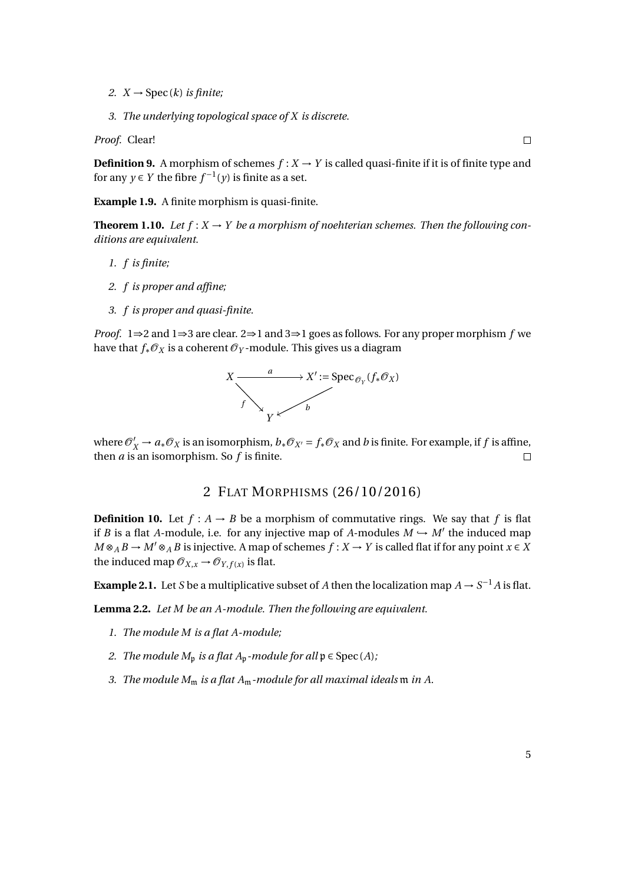2. $X \to \operatorname{Spec}(k)$ *is finite;*

3. *The underlying topological space of $X$ is discrete.*

*Proof.* Clear! □

**Definition 9.** A morphism of schemes $f : X \to Y$ is called quasi-finite if it is of finite type and for any $y \in Y$ the fibre $f^{-1}(y)$ is finite as a set.

**Example 1.9.** A finite morphism is quasi-finite.

**Theorem 1.10.** *Let $f : X \to Y$ be a morphism of noehterian schemes. Then the following conditions are equivalent.*

1. *$f$ is finite;*

2. *$f$ is proper and affine;*

3. *$f$ is proper and quasi-finite.*

*Proof.* 1⇒2 and 1⇒3 are clear. 2⇒1 and 3⇒1 goes as follows. For any proper morphism $f$ we have that $f_*\mathcal{O}_X$ is a coherent $\mathcal{O}_Y$-module. This gives us a diagram

$$\begin{array}{ccc} X & \xrightarrow{\quad a \quad} & X' := \operatorname{Spec}_{\mathcal{O}_Y}(f_*\mathcal{O}_X) \\ & {\scriptstyle f}\searrow \quad \swarrow{\scriptstyle b} & \\ & Y & \end{array}$$

where $\mathcal{O}'_X \to a_*\mathcal{O}_X$ is an isomorphism, $b_*\mathcal{O}_{X'} = f_*\mathcal{O}_X$ and $b$ is finite. For example, if $f$ is affine, then $a$ is an isomorphism. So $f$ is finite. □

## 2 Flat Morphisms (26/10/2016)

**Definition 10.** Let $f : A \to B$ be a morphism of commutative rings. We say that $f$ is flat if $B$ is a flat $A$-module, i.e. for any injective map of $A$-modules $M \hookrightarrow M'$ the induced map $M \otimes_A B \to M' \otimes_A B$ is injective. A map of schemes $f : X \to Y$ is called flat if for any point $x \in X$ the induced map $\mathcal{O}_{X,x} \to \mathcal{O}_{Y,f(x)}$ is flat.

**Example 2.1.** Let $S$ be a multiplicative subset of $A$ then the localization map $A \to S^{-1}A$ is flat.

**Lemma 2.2.** *Let $M$ be an $A$-module. Then the following are equivalent.*

1. *The module $M$ is a flat $A$-module;*

2. *The module $M_{\mathfrak{p}}$ is a flat $A_{\mathfrak{p}}$-module for all $\mathfrak{p} \in \operatorname{Spec}(A)$;*

3. *The module $M_{\mathfrak{m}}$ is a flat $A_{\mathfrak{m}}$-module for all maximal ideals $\mathfrak{m}$ in $A$.*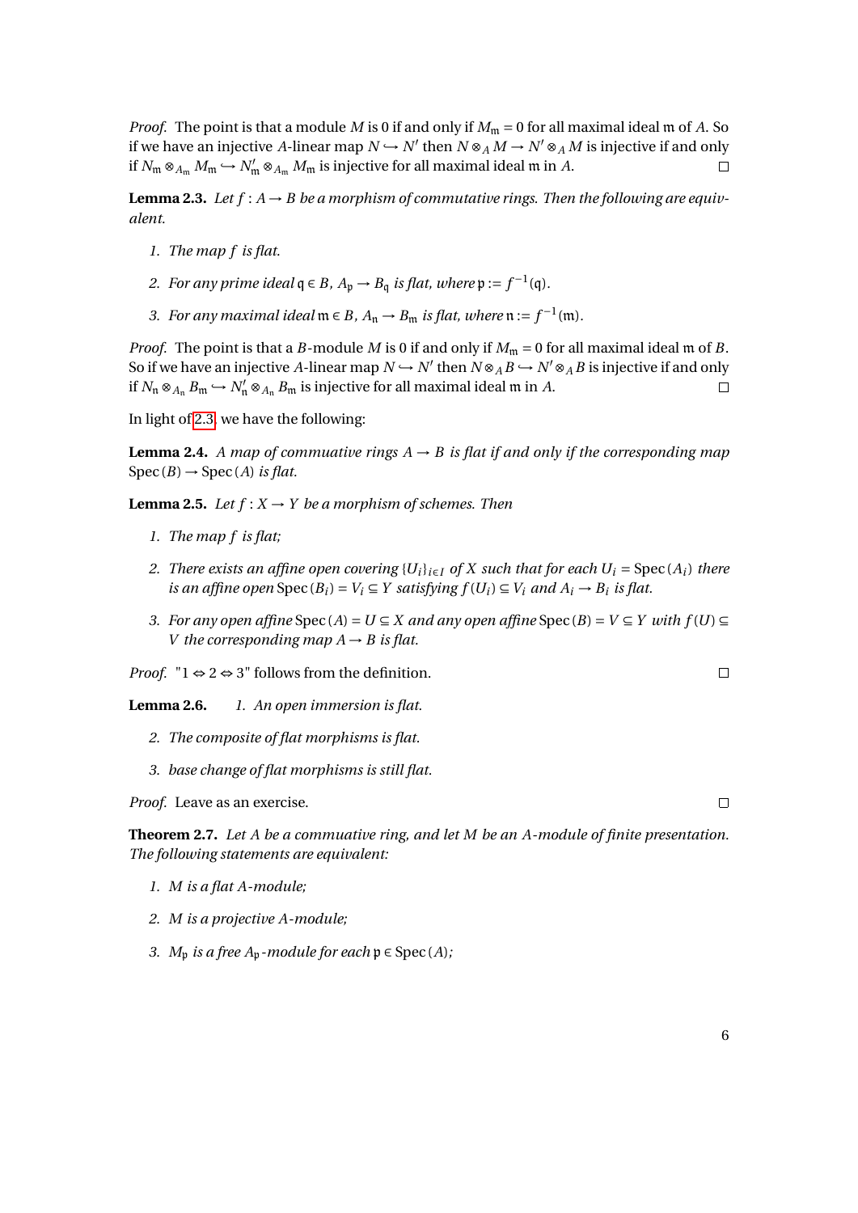*Proof.* The point is that a module $M$ is 0 if and only if $M_{\mathfrak{m}} = 0$ for all maximal ideal $\mathfrak{m}$ of $A$. So if we have an injective $A$-linear map $N \hookrightarrow N'$ then $N \otimes_A M \to N' \otimes_A M$ is injective if and only if $N_{\mathfrak{m}} \otimes_{A_{\mathfrak{m}}} M_{\mathfrak{m}} \hookrightarrow N'_{\mathfrak{m}} \otimes_{A_{\mathfrak{m}}} M_{\mathfrak{m}}$ is injective for all maximal ideal $\mathfrak{m}$ in $A$. ☐

**Lemma 2.3.** *Let $f : A \to B$ be a morphism of commutative rings. Then the following are equivalent.*

1. *The map $f$ is flat.*
2. *For any prime ideal $\mathfrak{q} \in B$, $A_{\mathfrak{p}} \to B_{\mathfrak{q}}$ is flat, where $\mathfrak{p} := f^{-1}(\mathfrak{q})$.*
3. *For any maximal ideal $\mathfrak{m} \in B$, $A_{\mathfrak{n}} \to B_{\mathfrak{m}}$ is flat, where $\mathfrak{n} := f^{-1}(\mathfrak{m})$.*

*Proof.* The point is that a $B$-module $M$ is 0 if and only if $M_{\mathfrak{m}} = 0$ for all maximal ideal $\mathfrak{m}$ of $B$. So if we have an injective $A$-linear map $N \hookrightarrow N'$ then $N \otimes_A B \hookrightarrow N' \otimes_A B$ is injective if and only if $N_{\mathfrak{n}} \otimes_{A_{\mathfrak{n}}} B_{\mathfrak{m}} \hookrightarrow N'_{\mathfrak{n}} \otimes_{A_{\mathfrak{n}}} B_{\mathfrak{m}}$ is injective for all maximal ideal $\mathfrak{m}$ in $A$. ☐

In light of 2.3, we have the following:

**Lemma 2.4.** *A map of commuative rings $A \to B$ is flat if and only if the corresponding map $\mathrm{Spec}(B) \to \mathrm{Spec}(A)$ is flat.*

**Lemma 2.5.** *Let $f : X \to Y$ be a morphism of schemes. Then*

1. *The map $f$ is flat;*
2. *There exists an affine open covering $\{U_i\}_{i \in I}$ of $X$ such that for each $U_i = \mathrm{Spec}(A_i)$ there is an affine open $\mathrm{Spec}(B_i) = V_i \subseteq Y$ satisfying $f(U_i) \subseteq V_i$ and $A_i \to B_i$ is flat.*
3. *For any open affine $\mathrm{Spec}(A) = U \subseteq X$ and any open affine $\mathrm{Spec}(B) = V \subseteq Y$ with $f(U) \subseteq V$ the corresponding map $A \to B$ is flat.*

*Proof.* "$1 \Leftrightarrow 2 \Leftrightarrow 3$" follows from the definition. ☐

**Lemma 2.6.**
1. *An open immersion is flat.*
2. *The composite of flat morphisms is flat.*
3. *base change of flat morphisms is still flat.*

*Proof.* Leave as an exercise. ☐

**Theorem 2.7.** *Let $A$ be a commuative ring, and let $M$ be an $A$-module of finite presentation. The following statements are equivalent:*

1. *$M$ is a flat $A$-module;*
2. *$M$ is a projective $A$-module;*
3. *$M_{\mathfrak{p}}$ is a free $A_{\mathfrak{p}}$-module for each $\mathfrak{p} \in \mathrm{Spec}(A)$;*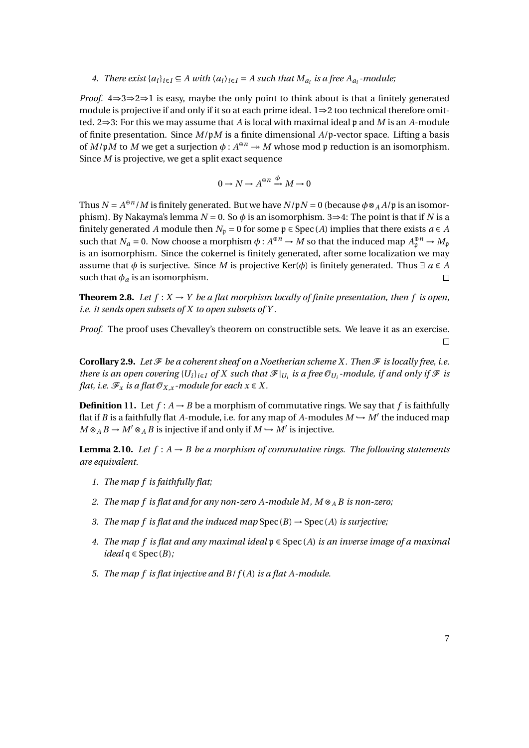4. *There exist $\{a_i\}_{i\in I} \subseteq A$ with $\langle a_i\rangle_{i\in I} = A$ such that $M_{a_i}$ is a free $A_{a_i}$-module;*

*Proof.* 4⇒3⇒2⇒1 is easy, maybe the only point to think about is that a finitely generated module is projective if and only if it so at each prime ideal. 1⇒2 too technical therefore omitted. 2⇒3: For this we may assume that $A$ is local with maximal ideal $\mathfrak{p}$ and $M$ is an $A$-module of finite presentation. Since $M/\mathfrak{p}M$ is a finite dimensional $A/\mathfrak{p}$-vector space. Lifting a basis of $M/\mathfrak{p}M$ to $M$ we get a surjection $\phi : A^{\oplus n} \twoheadrightarrow M$ whose mod $\mathfrak{p}$ reduction is an isomorphism. Since $M$ is projective, we get a split exact sequence

$$0 \to N \to A^{\oplus n} \xrightarrow{\phi} M \to 0$$

Thus $N = A^{\oplus n}/M$ is finitely generated. But we have $N/\mathfrak{p}N = 0$ (because $\phi \otimes_A A/\mathfrak{p}$ is an isomorphism). By Nakayma's lemma $N = 0$. So $\phi$ is an isomorphism. 3⇒4: The point is that if $N$ is a finitely generated $A$ module then $N_{\mathfrak{p}} = 0$ for some $\mathfrak{p} \in \mathrm{Spec}(A)$ implies that there exists $a \in A$ such that $N_a = 0$. Now choose a morphism $\phi : A^{\oplus n} \to M$ so that the induced map $A_{\mathfrak{p}}^{\oplus n} \to M_{\mathfrak{p}}$ is an isomorphism. Since the cokernel is finitely generated, after some localization we may assume that $\phi$ is surjective. Since $M$ is projective $\mathrm{Ker}(\phi)$ is finitely generated. Thus $\exists\, a \in A$ such that $\phi_a$ is an isomorphism. □

**Theorem 2.8.** *Let $f : X \to Y$ be a flat morphism locally of finite presentation, then $f$ is open, i.e. it sends open subsets of $X$ to open subsets of $Y$.*

*Proof.* The proof uses Chevalley's theorem on constructible sets. We leave it as an exercise. □

**Corollary 2.9.** *Let $\mathscr{F}$ be a coherent sheaf on a Noetherian scheme $X$. Then $\mathscr{F}$ is locally free, i.e. there is an open covering $\{U_i\}_{i\in I}$ of $X$ such that $\mathscr{F}|_{U_i}$ is a free $\mathscr{O}_{U_i}$-module, if and only if $\mathscr{F}$ is flat, i.e. $\mathscr{F}_x$ is a flat $\mathscr{O}_{X,x}$-module for each $x \in X$.*

**Definition 11.** Let $f : A \to B$ be a morphism of commutative rings. We say that $f$ is faithfully flat if $B$ is a faithfully flat $A$-module, i.e. for any map of $A$-modules $M \hookrightarrow M'$ the induced map $M \otimes_A B \to M' \otimes_A B$ is injective if and only if $M \hookrightarrow M'$ is injective.

**Lemma 2.10.** *Let $f : A \to B$ be a morphism of commutative rings. The following statements are equivalent.*

1. *The map $f$ is faithfully flat;*
2. *The map $f$ is flat and for any non-zero $A$-module $M$, $M \otimes_A B$ is non-zero;*
3. *The map $f$ is flat and the induced map $\mathrm{Spec}(B) \to \mathrm{Spec}(A)$ is surjective;*
4. *The map $f$ is flat and any maximal ideal $\mathfrak{p} \in \mathrm{Spec}(A)$ is an inverse image of a maximal ideal $\mathfrak{q} \in \mathrm{Spec}(B)$;*
5. *The map $f$ is flat injective and $B/f(A)$ is a flat $A$-module.*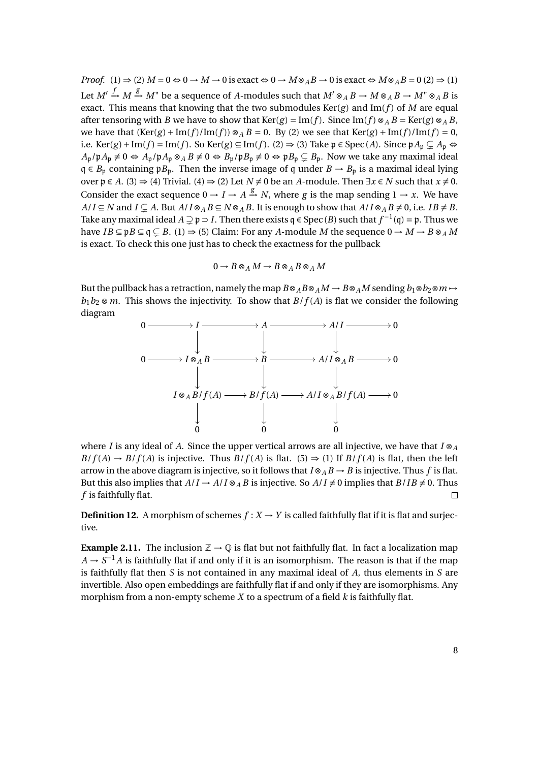*Proof.* (1) ⇒ (2) $M = 0 \Leftrightarrow 0 \to M \to 0$ is exact $\Leftrightarrow 0 \to M \otimes_A B \to 0$ is exact $\Leftrightarrow M \otimes_A B = 0$ (2) ⇒ (1) Let $M' \xrightarrow{f} M \xrightarrow{g} M"$ be a sequence of $A$-modules such that $M' \otimes_A B \to M \otimes_A B \to M" \otimes_A B$ is exact. This means that knowing that the two submodules $\mathrm{Ker}(g)$ and $\mathrm{Im}(f)$ of $M$ are equal after tensoring with $B$ we have to show that $\mathrm{Ker}(g) = \mathrm{Im}(f)$. Since $\mathrm{Im}(f) \otimes_A B = \mathrm{Ker}(g) \otimes_A B$, we have that $(\mathrm{Ker}(g) + \mathrm{Im}(f)/\mathrm{Im}(f)) \otimes_A B = 0$. By (2) we see that $\mathrm{Ker}(g) + \mathrm{Im}(f)/\mathrm{Im}(f) = 0$, i.e. $\mathrm{Ker}(g) + \mathrm{Im}(f) = \mathrm{Im}(f)$. So $\mathrm{Ker}(g) \subseteq \mathrm{Im}(f)$. (2) ⇒ (3) Take $\mathfrak{p} \in \mathrm{Spec}(A)$. Since $\mathfrak{p}A_{\mathfrak{p}} \subsetneq A_{\mathfrak{p}} \Leftrightarrow A_{\mathfrak{p}}/\mathfrak{p}A_{\mathfrak{p}} \neq 0 \Leftrightarrow A_{\mathfrak{p}}/\mathfrak{p}A_{\mathfrak{p}} \otimes_A B \neq 0 \Leftrightarrow B_{\mathfrak{p}}/\mathfrak{p}B_{\mathfrak{p}} \neq 0 \Leftrightarrow \mathfrak{p}B_{\mathfrak{p}} \subsetneq B_{\mathfrak{p}}$. Now we take any maximal ideal $\mathfrak{q} \in B_{\mathfrak{p}}$ containing $\mathfrak{p}B_{\mathfrak{p}}$. Then the inverse image of $\mathfrak{q}$ under $B \to B_{\mathfrak{p}}$ is a maximal ideal lying over $\mathfrak{p} \in A$. (3) ⇒ (4) Trivial. (4) ⇒ (2) Let $N \neq 0$ be an $A$-module. Then $\exists x \in N$ such that $x \neq 0$. Consider the exact sequence $0 \to I \to A \xrightarrow{g} N$, where $g$ is the map sending $1 \to x$. We have $A/I \subseteq N$ and $I \subsetneq A$. But $A/I \otimes_A B \subseteq N \otimes_A B$. It is enough to show that $A/I \otimes_A B \neq 0$, i.e. $IB \neq B$. Take any maximal ideal $A \supsetneq \mathfrak{p} \supset I$. Then there exists $\mathfrak{q} \in \mathrm{Spec}(B)$ such that $f^{-1}(\mathfrak{q}) = \mathfrak{p}$. Thus we have $IB \subseteq \mathfrak{p}B \subseteq \mathfrak{q} \subsetneq B$. (1) ⇒ (5) Claim: For any $A$-module $M$ the sequence $0 \to M \to B \otimes_A M$ is exact. To check this one just has to check the exactness for the pullback

$$0 \to B \otimes_A M \to B \otimes_A B \otimes_A M$$

But the pullback has a retraction, namely the map $B \otimes_A B \otimes_A M \to B \otimes_A M$ sending $b_1 \otimes b_2 \otimes m \mapsto b_1 b_2 \otimes m$. This shows the injectivity. To show that $B/f(A)$ is flat we consider the following diagram

$$\begin{array}{ccccccccc}
0 & \longrightarrow & I & \longrightarrow & A & \longrightarrow & A/I & \longrightarrow & 0 \\
 & & \downarrow & & \downarrow & & \downarrow & & \\
0 & \longrightarrow & I \otimes_A B & \longrightarrow & B & \longrightarrow & A/I \otimes_A B & \longrightarrow & 0 \\
 & & \downarrow & & \downarrow & & \downarrow & & \\
 & & I \otimes_A B/f(A) & \longrightarrow & B/f(A) & \longrightarrow & A/I \otimes_A B/f(A) & \longrightarrow & 0 \\
 & & \downarrow & & \downarrow & & \downarrow & & \\
 & & 0 & & 0 & & 0 & &
\end{array}$$

where $I$ is any ideal of $A$. Since the upper vertical arrows are all injective, we have that $I \otimes_A B/f(A) \to B/f(A)$ is injective. Thus $B/f(A)$ is flat. (5) ⇒ (1) If $B/f(A)$ is flat, then the left arrow in the above diagram is injective, so it follows that $I \otimes_A B \to B$ is injective. Thus $f$ is flat. But this also implies that $A/I \to A/I \otimes_A B$ is injective. So $A/I \neq 0$ implies that $B/IB \neq 0$. Thus $f$ is faithfully flat. □

**Definition 12.** A morphism of schemes $f : X \to Y$ is called faithfully flat if it is flat and surjective.

**Example 2.11.** The inclusion $\mathbb{Z} \to \mathbb{Q}$ is flat but not faithfully flat. In fact a localization map $A \to S^{-1}A$ is faithfully flat if and only if it is an isomorphism. The reason is that if the map is faithfully flat then $S$ is not contained in any maximal ideal of $A$, thus elements in $S$ are invertible. Also open embeddings are faithfully flat if and only if they are isomorphisms. Any morphism from a non-empty scheme $X$ to a spectrum of a field $k$ is faithfully flat.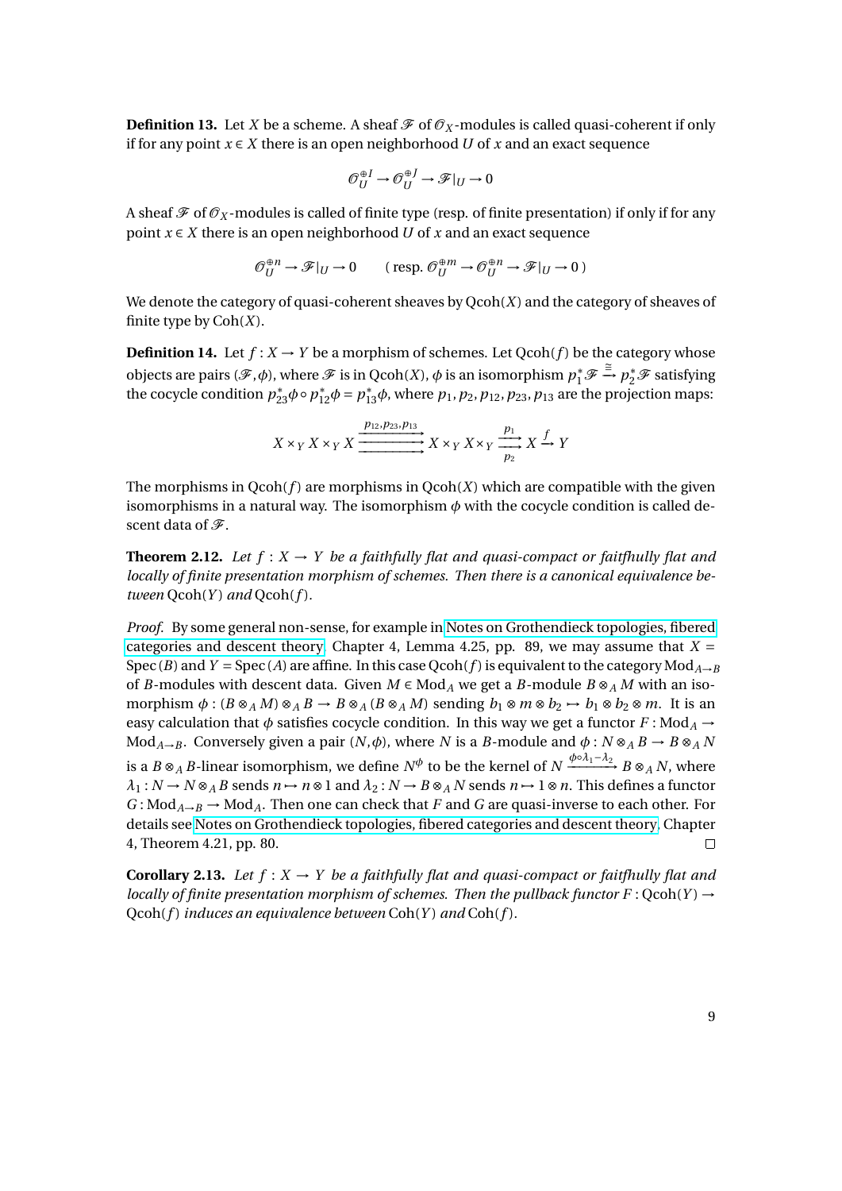**Definition 13.** Let $X$ be a scheme. A sheaf $\mathscr{F}$ of $\mathscr{O}_X$-modules is called quasi-coherent if only if for any point $x \in X$ there is an open neighborhood $U$ of $x$ and an exact sequence

$$\mathscr{O}_U^{\oplus I} \to \mathscr{O}_U^{\oplus J} \to \mathscr{F}|_U \to 0$$

A sheaf $\mathscr{F}$ of $\mathscr{O}_X$-modules is called of finite type (resp. of finite presentation) if only if for any point $x \in X$ there is an open neighborhood $U$ of $x$ and an exact sequence

$$\mathscr{O}_U^{\oplus n} \to \mathscr{F}|_U \to 0 \qquad (\text{ resp. } \mathscr{O}_U^{\oplus m} \to \mathscr{O}_U^{\oplus n} \to \mathscr{F}|_U \to 0\,)$$

We denote the category of quasi-coherent sheaves by $\mathrm{Qcoh}(X)$ and the category of sheaves of finite type by $\mathrm{Coh}(X)$.

**Definition 14.** Let $f : X \to Y$ be a morphism of schemes. Let $\mathrm{Qcoh}(f)$ be the category whose objects are pairs $(\mathscr{F}, \phi)$, where $\mathscr{F}$ is in $\mathrm{Qcoh}(X)$, $\phi$ is an isomorphism $p_1^*\mathscr{F} \xrightarrow{\cong} p_2^*\mathscr{F}$ satisfying the cocycle condition $p_{23}^*\phi \circ p_{12}^*\phi = p_{13}^*\phi$, where $p_1, p_2, p_{12}, p_{23}, p_{13}$ are the projection maps:

$$X \times_Y X \times_Y X \xrightarrow{p_{12}, p_{23}, p_{13}} X \times_Y X \times_Y \underset{p_2}{\overset{p_1}{\rightrightarrows}} X \xrightarrow{f} Y$$

The morphisms in $\mathrm{Qcoh}(f)$ are morphisms in $\mathrm{Qcoh}(X)$ which are compatible with the given isomorphisms in a natural way. The isomorphism $\phi$ with the cocycle condition is called descent data of $\mathscr{F}$.

**Theorem 2.12.** *Let $f : X \to Y$ be a faithfully flat and quasi-compact or faitfhully flat and locally of finite presentation morphism of schemes. Then there is a canonical equivalence between $\mathrm{Qcoh}(Y)$ and $\mathrm{Qcoh}(f)$.*

*Proof.* By some general non-sense, for example in Notes on Grothendieck topologies, fibered categories and descent theory, Chapter 4, Lemma 4.25, pp. 89, we may assume that $X = \mathrm{Spec}(B)$ and $Y = \mathrm{Spec}(A)$ are affine. In this case $\mathrm{Qcoh}(f)$ is equivalent to the category $\mathrm{Mod}_{A\to B}$ of $B$-modules with descent data. Given $M \in \mathrm{Mod}_A$ we get a $B$-module $B \otimes_A M$ with an isomorphism $\phi : (B \otimes_A M) \otimes_A B \to B \otimes_A (B \otimes_A M)$ sending $b_1 \otimes m \otimes b_2 \mapsto b_1 \otimes b_2 \otimes m$. It is an easy calculation that $\phi$ satisfies cocycle condition. In this way we get a functor $F : \mathrm{Mod}_A \to \mathrm{Mod}_{A\to B}$. Conversely given a pair $(N, \phi)$, where $N$ is a $B$-module and $\phi : N \otimes_A B \to B \otimes_A N$ is a $B \otimes_A B$-linear isomorphism, we define $N^\phi$ to be the kernel of $N \xrightarrow{\phi\circ\lambda_1 - \lambda_2} B \otimes_A N$, where $\lambda_1 : N \to N \otimes_A B$ sends $n \mapsto n \otimes 1$ and $\lambda_2 : N \to B \otimes_A N$ sends $n \mapsto 1 \otimes n$. This defines a functor $G : \mathrm{Mod}_{A\to B} \to \mathrm{Mod}_A$. Then one can check that $F$ and $G$ are quasi-inverse to each other. For details see Notes on Grothendieck topologies, fibered categories and descent theory, Chapter 4, Theorem 4.21, pp. 80. $\square$

**Corollary 2.13.** *Let $f : X \to Y$ be a faithfully flat and quasi-compact or faitfhully flat and locally of finite presentation morphism of schemes. Then the pullback functor $F : \mathrm{Qcoh}(Y) \to \mathrm{Qcoh}(f)$ induces an equivalence between $\mathrm{Coh}(Y)$ and $\mathrm{Coh}(f)$.*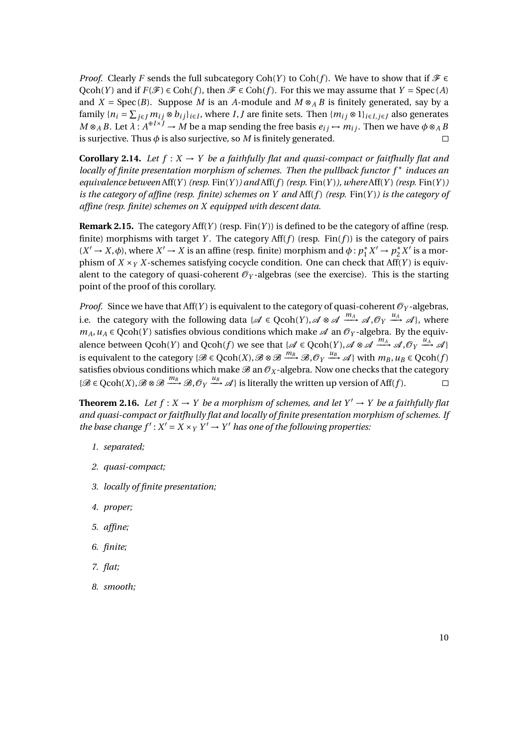*Proof.* Clearly $F$ sends the full subcategory $\text{Coh}(Y)$ to $\text{Coh}(f)$. We have to show that if $\mathscr{F} \in \text{Qcoh}(Y)$ and if $F(\mathscr{F}) \in \text{Coh}(f)$, then $\mathscr{F} \in \text{Coh}(f)$. For this we may assume that $Y = \text{Spec}(A)$ and $X = \text{Spec}(B)$. Suppose $M$ is an $A$-module and $M \otimes_A B$ is finitely generated, say by a family $\{n_i = \sum_{j\in J} m_{ij} \otimes b_{ij}\}_{i\in I}$, where $I, J$ are finite sets. Then $\{m_{ij} \otimes 1\}_{i\in I, j\in J}$ also generates $M \otimes_A B$. Let $\lambda : A^{\oplus I\times J} \to M$ be a map sending the free basis $e_{ij} \mapsto m_{ij}$. Then we have $\phi \otimes_A B$ is surjective. Thus $\phi$ is also surjective, so $M$ is finitely generated. □

**Corollary 2.14.** *Let $f : X \to Y$ be a faithfully flat and quasi-compact or faitfhully flat and locally of finite presentation morphism of schemes. Then the pullback functor $f^*$ induces an equivalence between* $\text{Aff}(Y)$ *(resp.* $\text{Fin}(Y)$*) and* $\text{Aff}(f)$ *(resp.* $\text{Fin}(Y)$*), where* $\text{Aff}(Y)$ *(resp.* $\text{Fin}(Y)$*) is the category of affine (resp. finite) schemes on $Y$ and* $\text{Aff}(f)$ *(resp.* $\text{Fin}(Y)$*) is the category of affine (resp. finite) schemes on $X$ equipped with descent data.*

**Remark 2.15.** The category $\text{Aff}(Y)$ (resp. $\text{Fin}(Y)$) is defined to be the category of affine (resp. finite) morphisms with target $Y$. The category $\text{Aff}(f)$ (resp. $\text{Fin}(f)$) is the category of pairs $(X' \to X, \phi)$, where $X' \to X$ is an affine (resp. finite) morphism and $\phi : p_1^* X' \to p_2^* X'$ is a morphism of $X \times_Y X$-schemes satisfying cocycle condition. One can check that $\text{Aff}(Y)$ is equivalent to the category of quasi-coherent $\mathscr{O}_Y$-algebras (see the exercise). This is the starting point of the proof of this corollary.

*Proof.* Since we have that $\text{Aff}(Y)$ is equivalent to the category of quasi-coherent $\mathscr{O}_Y$-algebras, i.e. the category with the following data $\{\mathscr{A} \in \text{Qcoh}(Y), \mathscr{A} \otimes \mathscr{A} \xrightarrow{m_A} \mathscr{A}, \mathscr{O}_Y \xrightarrow{u_A} \mathscr{A}\}$, where $m_A, u_A \in \text{Qcoh}(Y)$ satisfies obvious conditions which make $\mathscr{A}$ an $\mathscr{O}_Y$-algebra. By the equivalence between $\text{Qcoh}(Y)$ and $\text{Qcoh}(f)$ we see that $\{\mathscr{A} \in \text{Qcoh}(Y), \mathscr{A} \otimes \mathscr{A} \xrightarrow{m_A} \mathscr{A}, \mathscr{O}_Y \xrightarrow{u_A} \mathscr{A}\}$ is equivalent to the category $\{\mathscr{B} \in \text{Qcoh}(X), \mathscr{B} \otimes \mathscr{B} \xrightarrow{m_B} \mathscr{B}, \mathscr{O}_Y \xrightarrow{u_B} \mathscr{A}\}$ with $m_B, u_B \in \text{Qcoh}(f)$ satisfies obvious conditions which make $\mathscr{B}$ an $\mathscr{O}_X$-algebra. Now one checks that the category $\{\mathscr{B} \in \text{Qcoh}(X), \mathscr{B} \otimes \mathscr{B} \xrightarrow{m_B} \mathscr{B}, \mathscr{O}_Y \xrightarrow{u_B} \mathscr{A}\}$ is literally the written up version of $\text{Aff}(f)$. □

**Theorem 2.16.** *Let $f : X \to Y$ be a morphism of schemes, and let $Y' \to Y$ be a faithfully flat and quasi-compact or faitfhully flat and locally of finite presentation morphism of schemes. If the base change $f' : X' = X \times_Y Y' \to Y'$ has one of the following properties:*

1. *separated;*
2. *quasi-compact;*
3. *locally of finite presentation;*
4. *proper;*
5. *affine;*
6. *finite;*
7. *flat;*
8. *smooth;*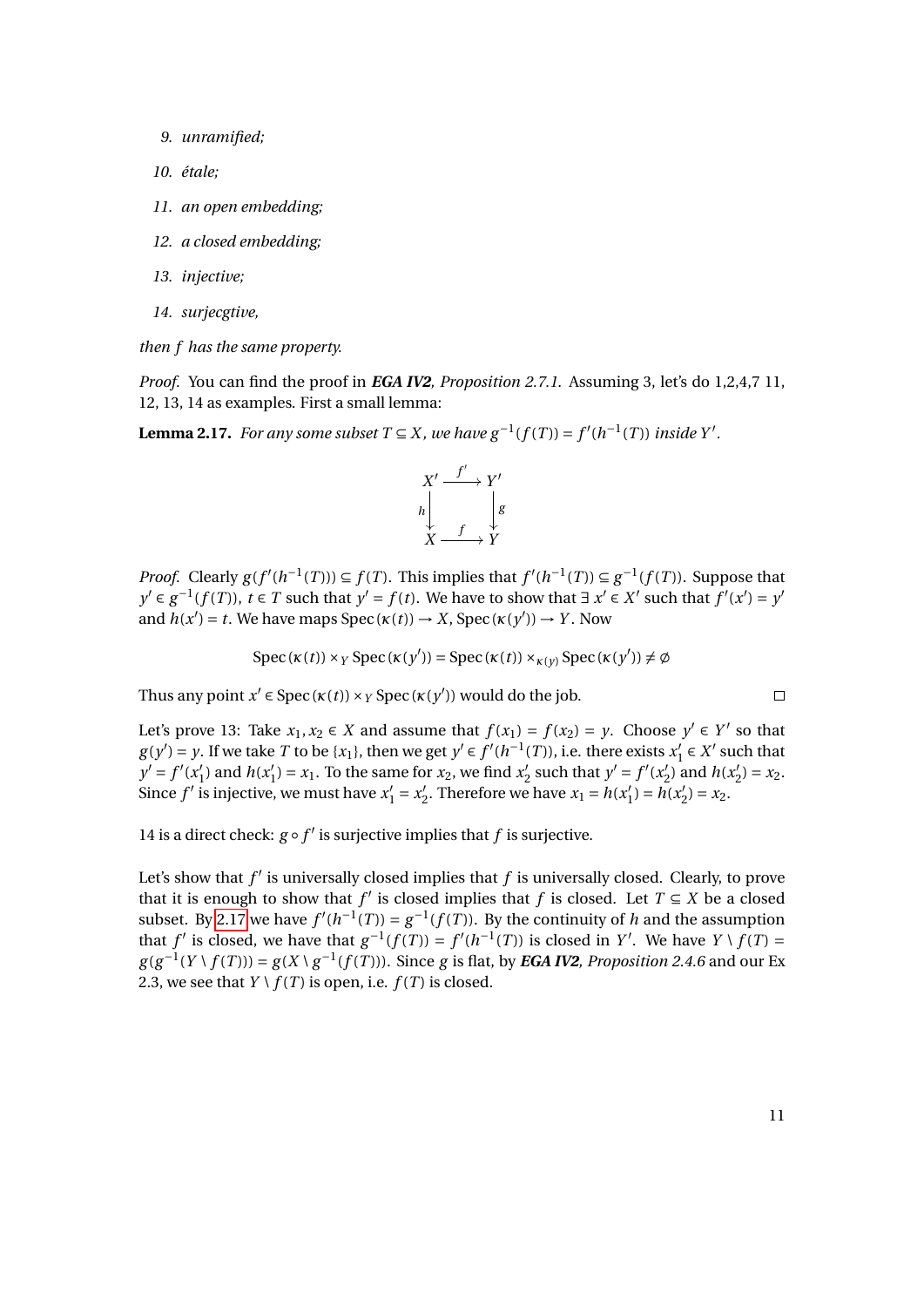9. *unramified;*

10. *étale;*

11. *an open embedding;*

12. *a closed embedding;*

13. *injective;*

14. *surjecgtive,*

*then $f$ has the same property.*

*Proof.* You can find the proof in ***EGA IV2**, Proposition 2.7.1*. Assuming 3, let's do 1,2,4,7 11, 12, 13, 14 as examples. First a small lemma:

**Lemma 2.17.** *For any some subset $T \subseteq X$, we have $g^{-1}(f(T)) = f'(h^{-1}(T))$ inside $Y'$.*

$$\begin{array}{ccc} X' & \xrightarrow{f'} & Y' \\ {\scriptstyle h}\downarrow & & \downarrow{\scriptstyle g} \\ X & \xrightarrow{f} & Y \end{array}$$

*Proof.* Clearly $g(f'(h^{-1}(T))) \subseteq f(T)$. This implies that $f'(h^{-1}(T)) \subseteq g^{-1}(f(T))$. Suppose that $y' \in g^{-1}(f(T))$, $t \in T$ such that $y' = f(t)$. We have to show that $\exists\, x' \in X'$ such that $f'(x') = y'$ and $h(x') = t$. We have maps $\operatorname{Spec}(\kappa(t)) \to X$, $\operatorname{Spec}(\kappa(y')) \to Y$. Now

$$\operatorname{Spec}(\kappa(t)) \times_Y \operatorname{Spec}(\kappa(y')) = \operatorname{Spec}(\kappa(t)) \times_{\kappa(y)} \operatorname{Spec}(\kappa(y')) \neq \emptyset$$

Thus any point $x' \in \operatorname{Spec}(\kappa(t)) \times_Y \operatorname{Spec}(\kappa(y'))$ would do the job. □

Let's prove 13: Take $x_1, x_2 \in X$ and assume that $f(x_1) = f(x_2) = y$. Choose $y' \in Y'$ so that $g(y') = y$. If we take $T$ to be $\{x_1\}$, then we get $y' \in f'(h^{-1}(T))$, i.e. there exists $x_1' \in X'$ such that $y' = f'(x_1')$ and $h(x_1') = x_1$. To the same for $x_2$, we find $x_2'$ such that $y' = f'(x_2')$ and $h(x_2') = x_2$. Since $f'$ is injective, we must have $x_1' = x_2'$. Therefore we have $x_1 = h(x_1') = h(x_2') = x_2$.

14 is a direct check: $g \circ f'$ is surjective implies that $f$ is surjective.

Let's show that $f'$ is universally closed implies that $f$ is universally closed. Clearly, to prove that it is enough to show that $f'$ is closed implies that $f$ is closed. Let $T \subseteq X$ be a closed subset. By 2.17 we have $f'(h^{-1}(T)) = g^{-1}(f(T))$. By the continuity of $h$ and the assumption that $f'$ is closed, we have that $g^{-1}(f(T)) = f'(h^{-1}(T))$ is closed in $Y'$. We have $Y \setminus f(T) = g(g^{-1}(Y \setminus f(T))) = g(X \setminus g^{-1}(f(T)))$. Since $g$ is flat, by ***EGA IV2**, Proposition 2.4.6* and our Ex 2.3, we see that $Y \setminus f(T)$ is open, i.e. $f(T)$ is closed.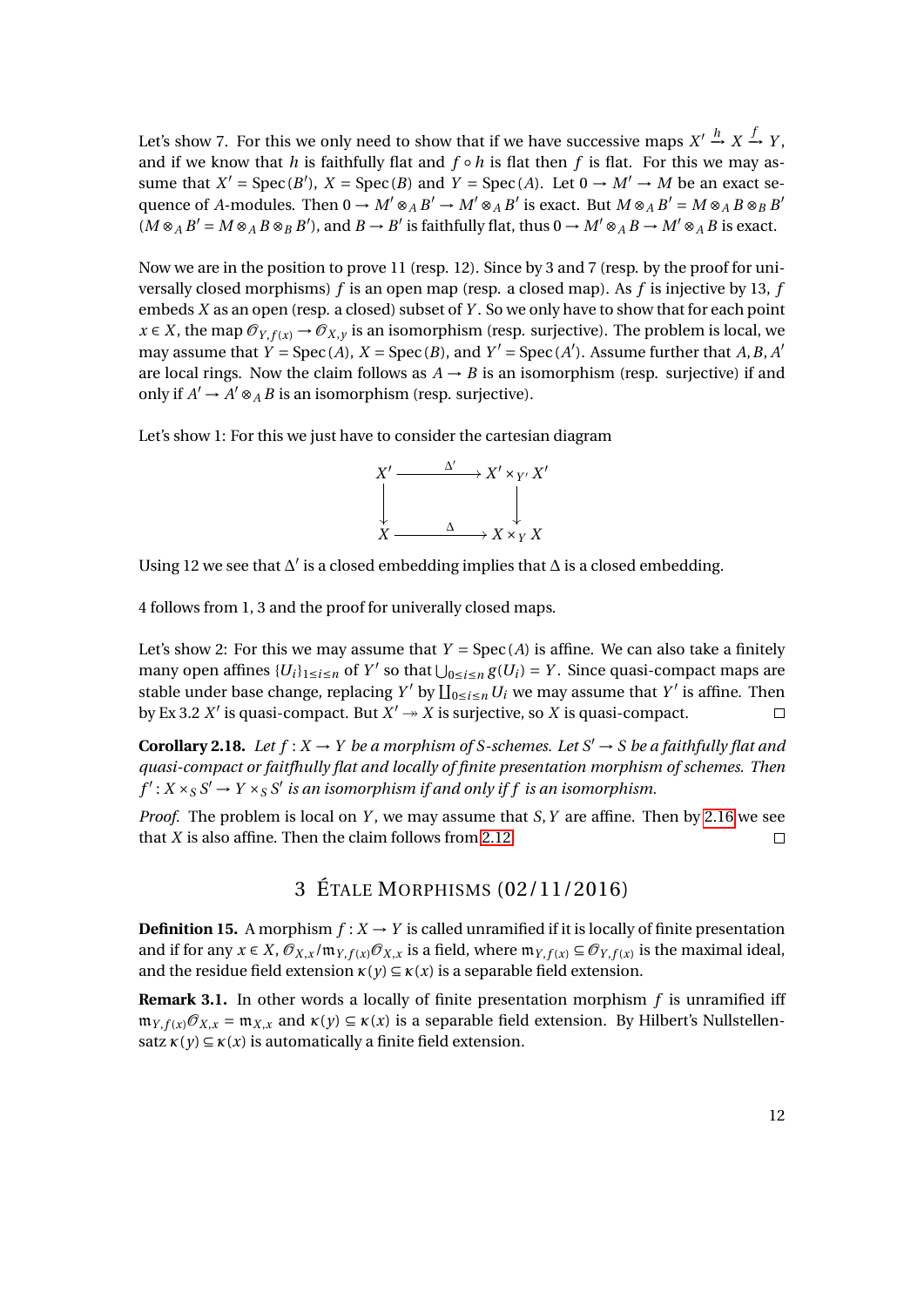Let's show 7. For this we only need to show that if we have successive maps $X' \xrightarrow{h} X \xrightarrow{f} Y$, and if we know that $h$ is faithfully flat and $f \circ h$ is flat then $f$ is flat. For this we may assume that $X' = \operatorname{Spec}(B')$, $X = \operatorname{Spec}(B)$ and $Y = \operatorname{Spec}(A)$. Let $0 \to M' \to M$ be an exact sequence of $A$-modules. Then $0 \to M' \otimes_A B' \to M' \otimes_A B'$ is exact. But $M \otimes_A B' = M \otimes_A B \otimes_B B'$ $(M \otimes_A B' = M \otimes_A B \otimes_B B')$, and $B \to B'$ is faithfully flat, thus $0 \to M' \otimes_A B \to M' \otimes_A B$ is exact.

Now we are in the position to prove 11 (resp. 12). Since by 3 and 7 (resp. by the proof for universally closed morphisms) $f$ is an open map (resp. a closed map). As $f$ is injective by 13, $f$ embeds $X$ as an open (resp. a closed) subset of $Y$. So we only have to show that for each point $x \in X$, the map $\mathcal{O}_{Y,f(x)} \to \mathcal{O}_{X,y}$ is an isomorphism (resp. surjective). The problem is local, we may assume that $Y = \operatorname{Spec}(A)$, $X = \operatorname{Spec}(B)$, and $Y' = \operatorname{Spec}(A')$. Assume further that $A, B, A'$ are local rings. Now the claim follows as $A \to B$ is an isomorphism (resp. surjective) if and only if $A' \to A' \otimes_A B$ is an isomorphism (resp. surjective).

Let's show 1: For this we just have to consider the cartesian diagram

$$\begin{array}{ccc} X' & \xrightarrow{\Delta'} & X' \times_{Y'} X' \\ \downarrow & & \downarrow \\ X & \xrightarrow{\Delta} & X \times_Y X \end{array}$$

Using 12 we see that $\Delta'$ is a closed embedding implies that $\Delta$ is a closed embedding.

4 follows from 1, 3 and the proof for univerally closed maps.

Let's show 2: For this we may assume that $Y = \operatorname{Spec}(A)$ is affine. We can also take a finitely many open affines $\{U_i\}_{1 \le i \le n}$ of $Y'$ so that $\bigcup_{0 \le i \le n} g(U_i) = Y$. Since quasi-compact maps are stable under base change, replacing $Y'$ by $\coprod_{0 \le i \le n} U_i$ we may assume that $Y'$ is affine. Then by Ex 3.2 $X'$ is quasi-compact. But $X' \twoheadrightarrow X$ is surjective, so $X$ is quasi-compact. ◻

**Corollary 2.18.** *Let $f : X \to Y$ be a morphism of $S$-schemes. Let $S' \to S$ be a faithfully flat and quasi-compact or faitfhully flat and locally of finite presentation morphism of schemes. Then $f' : X \times_S S' \to Y \times_S S'$ is an isomorphism if and only if $f$ is an isomorphism.*

*Proof.* The problem is local on $Y$, we may assume that $S, Y$ are affine. Then by 2.16 we see that $X$ is also affine. Then the claim follows from 2.12. ◻

## 3 Étale Morphisms (02/11/2016)

**Definition 15.** A morphism $f : X \to Y$ is called unramified if it is locally of finite presentation and if for any $x \in X$, $\mathcal{O}_{X,x}/\mathfrak{m}_{Y,f(x)}\mathcal{O}_{X,x}$ is a field, where $\mathfrak{m}_{Y,f(x)} \subseteq \mathcal{O}_{Y,f(x)}$ is the maximal ideal, and the residue field extension $\kappa(y) \subseteq \kappa(x)$ is a separable field extension.

**Remark 3.1.** In other words a locally of finite presentation morphism $f$ is unramified iff $\mathfrak{m}_{Y,f(x)}\mathcal{O}_{X,x} = \mathfrak{m}_{X,x}$ and $\kappa(y) \subseteq \kappa(x)$ is a separable field extension. By Hilbert's Nullstellensatz $\kappa(y) \subseteq \kappa(x)$ is automatically a finite field extension.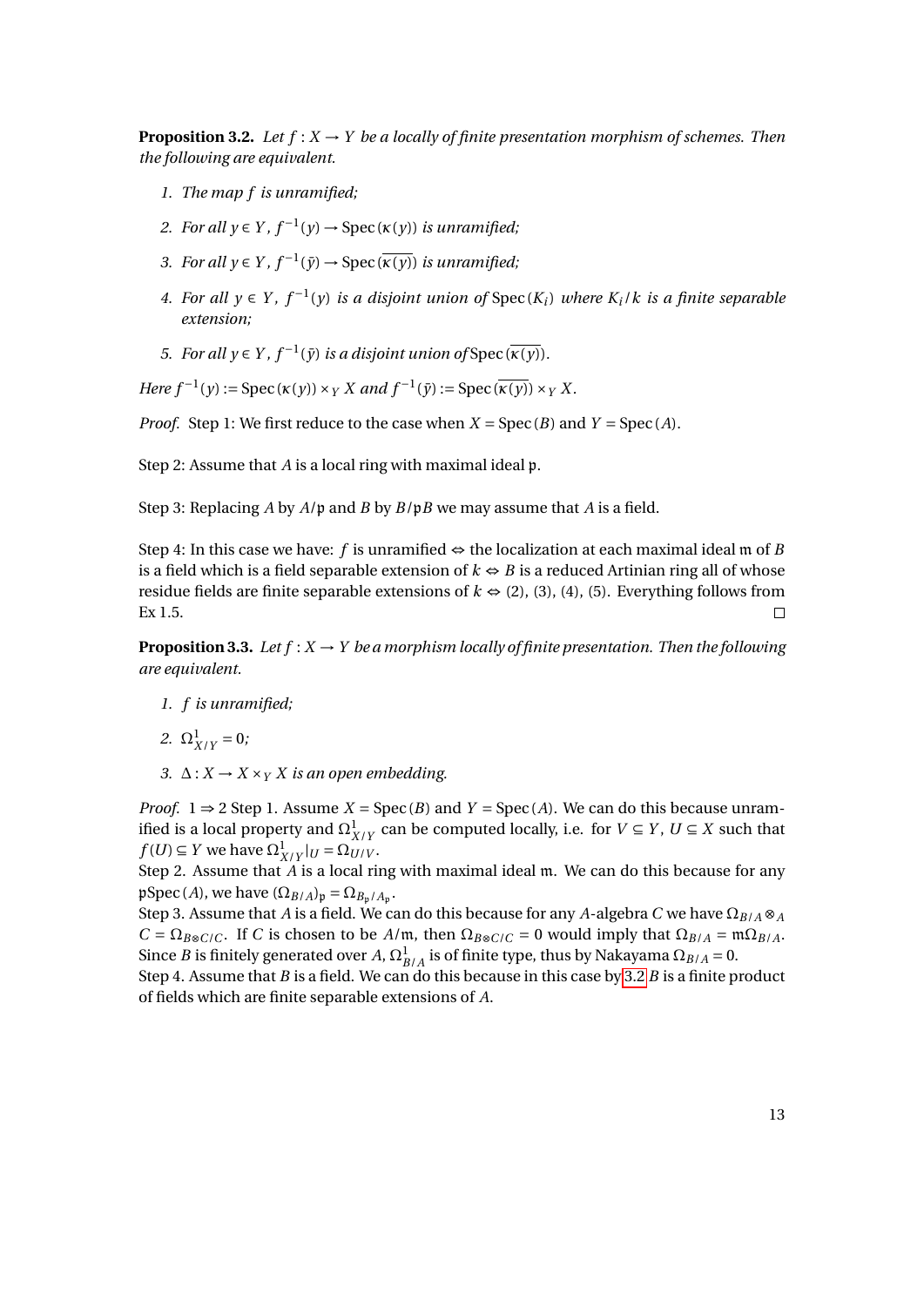**Proposition 3.2.** *Let $f : X \to Y$ be a locally of finite presentation morphism of schemes. Then the following are equivalent.*

1. *The map $f$ is unramified;*
2. *For all $y \in Y$, $f^{-1}(y) \to \operatorname{Spec}(\kappa(y))$ is unramified;*
3. *For all $y \in Y$, $f^{-1}(\bar{y}) \to \operatorname{Spec}(\overline{\kappa(y)})$ is unramified;*
4. *For all $y \in Y$, $f^{-1}(y)$ is a disjoint union of $\operatorname{Spec}(K_i)$ where $K_i/k$ is a finite separable extension;*
5. *For all $y \in Y$, $f^{-1}(\bar{y})$ is a disjoint union of $\operatorname{Spec}(\overline{\kappa(y)})$.*

*Here $f^{-1}(y) := \operatorname{Spec}(\kappa(y)) \times_Y X$ and $f^{-1}(\bar{y}) := \operatorname{Spec}(\overline{\kappa(y)}) \times_Y X$.*

*Proof.* Step 1: We first reduce to the case when $X = \operatorname{Spec}(B)$ and $Y = \operatorname{Spec}(A)$.

Step 2: Assume that $A$ is a local ring with maximal ideal $\mathfrak{p}$.

Step 3: Replacing $A$ by $A/\mathfrak{p}$ and $B$ by $B/\mathfrak{p}B$ we may assume that $A$ is a field.

Step 4: In this case we have: $f$ is unramified $\Leftrightarrow$ the localization at each maximal ideal $\mathfrak{m}$ of $B$ is a field which is a field separable extension of $k$ $\Leftrightarrow$ $B$ is a reduced Artinian ring all of whose residue fields are finite separable extensions of $k$ $\Leftrightarrow$ (2), (3), (4), (5). Everything follows from Ex 1.5. $\square$

**Proposition 3.3.** *Let $f : X \to Y$ be a morphism locally of finite presentation. Then the following are equivalent.*

1. *$f$ is unramified;*
2. *$\Omega^1_{X/Y} = 0$;*
3. *$\Delta : X \to X \times_Y X$ is an open embedding.*

*Proof.* $1 \Rightarrow 2$ Step 1. Assume $X = \operatorname{Spec}(B)$ and $Y = \operatorname{Spec}(A)$. We can do this because unramified is a local property and $\Omega^1_{X/Y}$ can be computed locally, i.e. for $V \subseteq Y$, $U \subseteq X$ such that $f(U) \subseteq Y$ we have $\Omega^1_{X/Y}|_U = \Omega_{U/V}$.
Step 2. Assume that $A$ is a local ring with maximal ideal $\mathfrak{m}$. We can do this because for any $\mathfrak{p}\operatorname{Spec}(A)$, we have $(\Omega_{B/A})_\mathfrak{p} = \Omega_{B_\mathfrak{p}/A_\mathfrak{p}}$.
Step 3. Assume that $A$ is a field. We can do this because for any $A$-algebra $C$ we have $\Omega_{B/A} \otimes_A C = \Omega_{B \otimes C/C}$. If $C$ is chosen to be $A/\mathfrak{m}$, then $\Omega_{B \otimes C/C} = 0$ would imply that $\Omega_{B/A} = \mathfrak{m}\Omega_{B/A}$. Since $B$ is finitely generated over $A$, $\Omega^1_{B/A}$ is of finite type, thus by Nakayama $\Omega_{B/A} = 0$.
Step 4. Assume that $B$ is a field. We can do this because in this case by 3.2 $B$ is a finite product of fields which are finite separable extensions of $A$.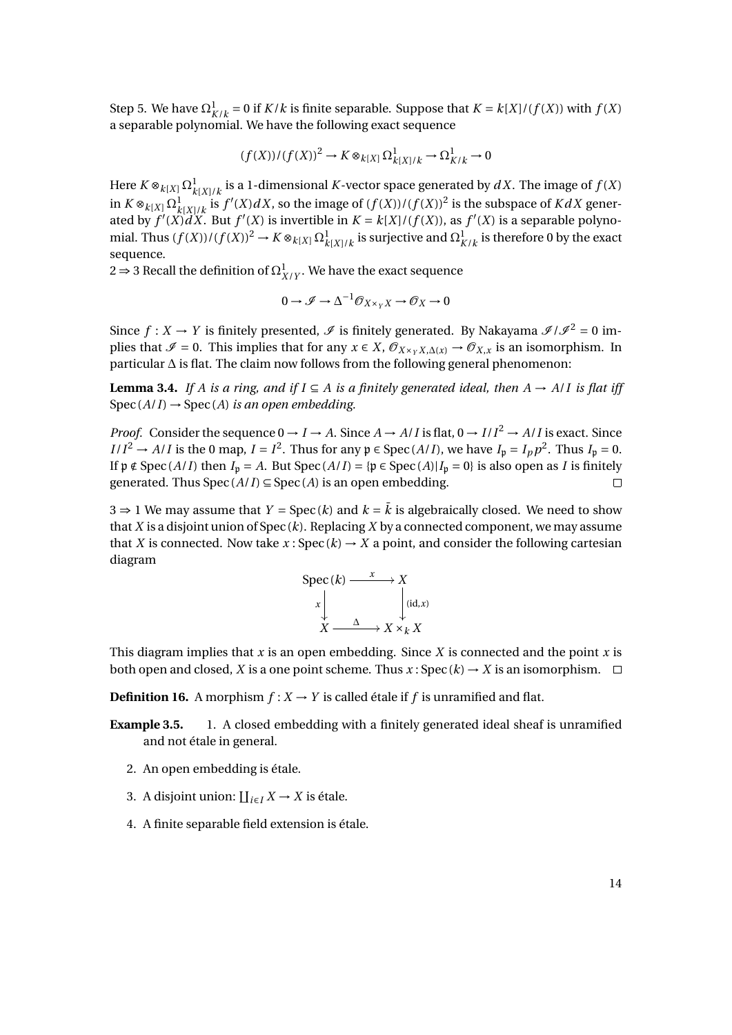Step 5. We have $\Omega^1_{K/k} = 0$ if $K/k$ is finite separable. Suppose that $K = k[X]/(f(X))$ with $f(X)$ a separable polynomial. We have the following exact sequence

$$(f(X))/(f(X))^2 \to K \otimes_{k[X]} \Omega^1_{k[X]/k} \to \Omega^1_{K/k} \to 0$$

Here $K \otimes_{k[X]} \Omega^1_{k[X]/k}$ is a 1-dimensional $K$-vector space generated by $dX$. The image of $f(X)$ in $K \otimes_{k[X]} \Omega^1_{k[X]/k}$ is $f'(X)dX$, so the image of $(f(X))/(f(X))^2$ is the subspace of $KdX$ generated by $f'(X)dX$. But $f'(X)$ is invertible in $K = k[X]/(f(X))$, as $f'(X)$ is a separable polynomial. Thus $(f(X))/(f(X))^2 \to K \otimes_{k[X]} \Omega^1_{k[X]/k}$ is surjective and $\Omega^1_{K/k}$ is therefore 0 by the exact sequence.

$2 \Rightarrow 3$ Recall the definition of $\Omega^1_{X/Y}$. We have the exact sequence

$$0 \to \mathscr{I} \to \Delta^{-1}\mathscr{O}_{X \times_Y X} \to \mathscr{O}_X \to 0$$

Since $f : X \to Y$ is finitely presented, $\mathscr{I}$ is finitely generated. By Nakayama $\mathscr{I}/\mathscr{I}^2 = 0$ implies that $\mathscr{I} = 0$. This implies that for any $x \in X$, $\mathscr{O}_{X \times_Y X, \Delta(x)} \to \mathscr{O}_{X,x}$ is an isomorphism. In particular $\Delta$ is flat. The claim now follows from the following general phenomenon:

**Lemma 3.4.** *If $A$ is a ring, and if $I \subseteq A$ is a finitely generated ideal, then $A \to A/I$ is flat iff $\operatorname{Spec}(A/I) \to \operatorname{Spec}(A)$ is an open embedding.*

*Proof.* Consider the sequence $0 \to I \to A$. Since $A \to A/I$ is flat, $0 \to I/I^2 \to A/I$ is exact. Since $I/I^2 \to A/I$ is the 0 map, $I = I^2$. Thus for any $\mathfrak{p} \in \operatorname{Spec}(A/I)$, we have $I_{\mathfrak{p}} = I_p p^2$. Thus $I_{\mathfrak{p}} = 0$. If $\mathfrak{p} \notin \operatorname{Spec}(A/I)$ then $I_{\mathfrak{p}} = A$. But $\operatorname{Spec}(A/I) = \{\mathfrak{p} \in \operatorname{Spec}(A) | I_{\mathfrak{p}} = 0\}$ is also open as $I$ is finitely generated. Thus $\operatorname{Spec}(A/I) \subseteq \operatorname{Spec}(A)$ is an open embedding. □

$3 \Rightarrow 1$ We may assume that $Y = \operatorname{Spec}(k)$ and $k = \bar{k}$ is algebraically closed. We need to show that $X$ is a disjoint union of $\operatorname{Spec}(k)$. Replacing $X$ by a connected component, we may assume that $X$ is connected. Now take $x : \operatorname{Spec}(k) \to X$ a point, and consider the following cartesian diagram

$$\begin{array}{ccc} \operatorname{Spec}(k) & \xrightarrow{x} & X \\ {\scriptstyle x}\downarrow & & \downarrow{\scriptstyle (\mathrm{id}, x)} \\ X & \xrightarrow{\Delta} & X \times_k X \end{array}$$

This diagram implies that $x$ is an open embedding. Since $X$ is connected and the point $x$ is both open and closed, $X$ is a one point scheme. Thus $x : \operatorname{Spec}(k) \to X$ is an isomorphism. □

**Definition 16.** A morphism $f : X \to Y$ is called étale if $f$ is unramified and flat.

**Example 3.5.**
1. A closed embedding with a finitely generated ideal sheaf is unramified and not étale in general.
2. An open embedding is étale.
3. A disjoint union: $\coprod_{i \in I} X \to X$ is étale.
4. A finite separable field extension is étale.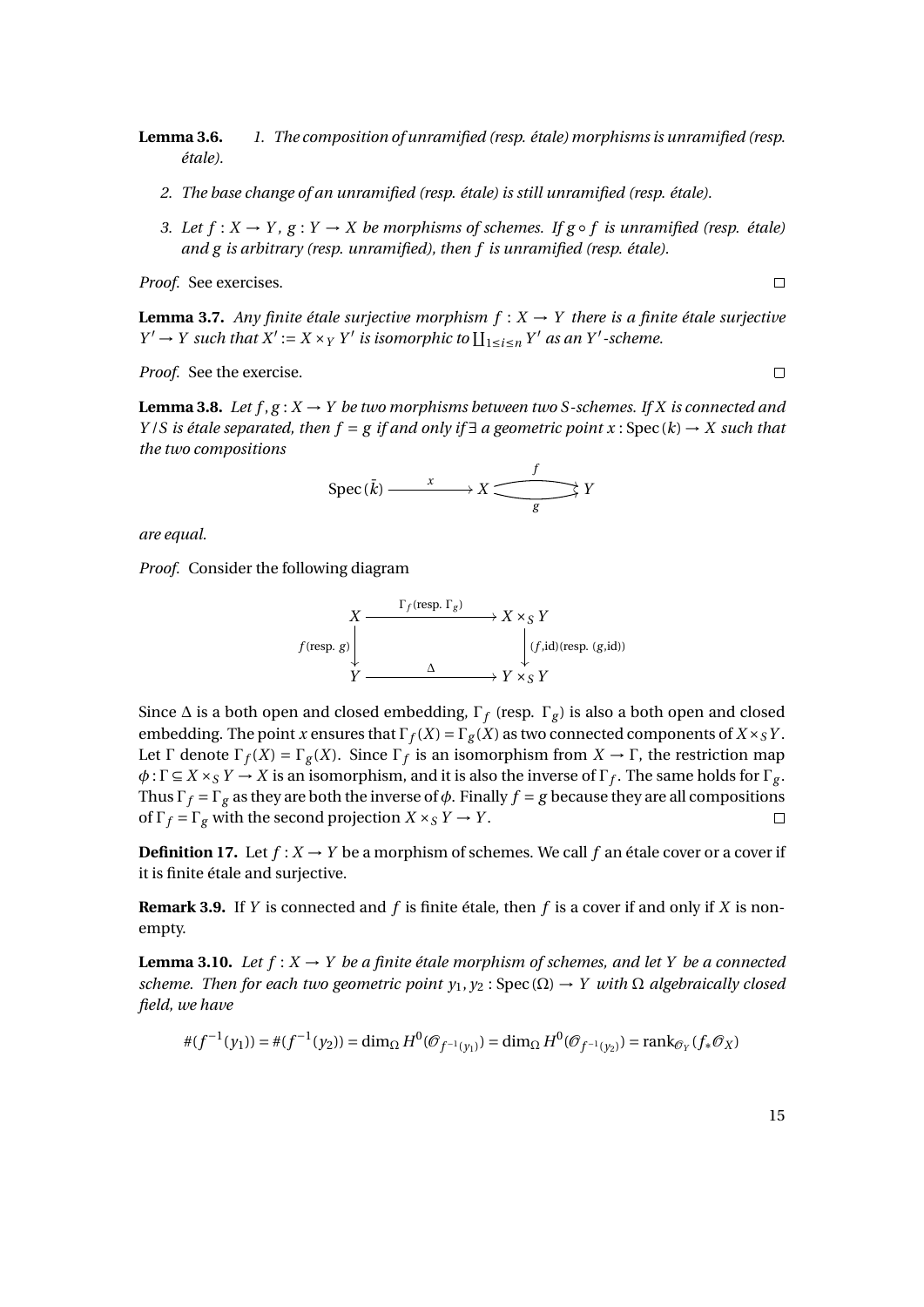**Lemma 3.6.** *1. The composition of unramified (resp. étale) morphisms is unramified (resp. étale).*

*2. The base change of an unramified (resp. étale) is still unramified (resp. étale).*

*3. Let $f : X \to Y$, $g : Y \to X$ be morphisms of schemes. If $g \circ f$ is unramified (resp. étale) and $g$ is arbitrary (resp. unramified), then $f$ is unramified (resp. étale).*

*Proof.* See exercises. □

**Lemma 3.7.** *Any finite étale surjective morphism $f : X \to Y$ there is a finite étale surjective $Y' \to Y$ such that $X' := X \times_Y Y'$ is isomorphic to $\coprod_{1 \le i \le n} Y'$ as an $Y'$-scheme.*

*Proof.* See the exercise. □

**Lemma 3.8.** *Let $f, g : X \to Y$ be two morphisms between two $S$-schemes. If $X$ is connected and $Y/S$ is étale separated, then $f = g$ if and only if $\exists$ a geometric point $x : \mathrm{Spec}(k) \to X$ such that the two compositions*

$$\mathrm{Spec}(\bar{k}) \xrightarrow{\quad x \quad} X \underset{g}{\overset{f}{\rightrightarrows}} Y$$

*are equal.*

*Proof.* Consider the following diagram

$$\begin{array}{ccc} X & \xrightarrow{\Gamma_f \text{(resp. } \Gamma_g)} & X \times_S Y \\ {\scriptstyle f \text{(resp. } g)} \downarrow & & \downarrow {\scriptstyle (f,\mathrm{id}) \text{(resp. } (g,\mathrm{id}))} \\ Y & \xrightarrow{\quad \Delta \quad} & Y \times_S Y \end{array}$$

Since $\Delta$ is a both open and closed embedding, $\Gamma_f$ (resp. $\Gamma_g$) is also a both open and closed embedding. The point $x$ ensures that $\Gamma_f(X) = \Gamma_g(X)$ as two connected components of $X \times_S Y$. Let $\Gamma$ denote $\Gamma_f(X) = \Gamma_g(X)$. Since $\Gamma_f$ is an isomorphism from $X \to \Gamma$, the restriction map $\phi : \Gamma \subseteq X \times_S Y \to X$ is an isomorphism, and it is also the inverse of $\Gamma_f$. The same holds for $\Gamma_g$. Thus $\Gamma_f = \Gamma_g$ as they are both the inverse of $\phi$. Finally $f = g$ because they are all compositions of $\Gamma_f = \Gamma_g$ with the second projection $X \times_S Y \to Y$. □

**Definition 17.** Let $f : X \to Y$ be a morphism of schemes. We call $f$ an étale cover or a cover if it is finite étale and surjective.

**Remark 3.9.** If $Y$ is connected and $f$ is finite étale, then $f$ is a cover if and only if $X$ is nonempty.

**Lemma 3.10.** *Let $f : X \to Y$ be a finite étale morphism of schemes, and let $Y$ be a connected scheme. Then for each two geometric point $y_1, y_2 : \mathrm{Spec}(\Omega) \to Y$ with $\Omega$ algebraically closed field, we have*

$$\#(f^{-1}(y_1)) = \#(f^{-1}(y_2)) = \dim_\Omega H^0(\mathcal{O}_{f^{-1}(y_1)}) = \dim_\Omega H^0(\mathcal{O}_{f^{-1}(y_2)}) = \mathrm{rank}_{\mathcal{O}_Y}(f_*\mathcal{O}_X)$$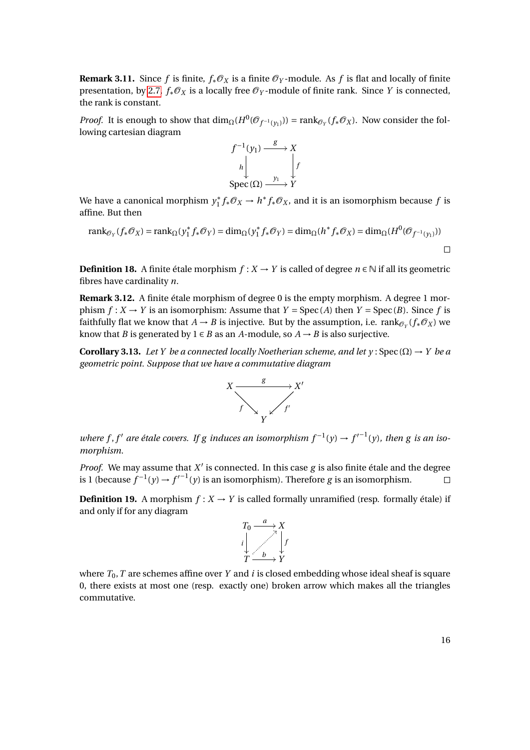**Remark 3.11.** Since $f$ is finite, $f_*\mathcal{O}_X$ is a finite $\mathcal{O}_Y$-module. As $f$ is flat and locally of finite presentation, by 2.7, $f_*\mathcal{O}_X$ is a locally free $\mathcal{O}_Y$-module of finite rank. Since $Y$ is connected, the rank is constant.

*Proof.* It is enough to show that $\dim_\Omega(H^0(\mathcal{O}_{f^{-1}(y_1)})) = \operatorname{rank}_{\mathcal{O}_Y}(f_*\mathcal{O}_X)$. Now consider the following cartesian diagram

$$\begin{array}{ccc} f^{-1}(y_1) & \xrightarrow{g} & X \\ {\scriptstyle h}\downarrow & & \downarrow{\scriptstyle f} \\ \operatorname{Spec}(\Omega) & \xrightarrow{y_1} & Y \end{array}$$

We have a canonical morphism $y_1^* f_*\mathcal{O}_X \to h^* f_*\mathcal{O}_X$, and it is an isomorphism because $f$ is affine. But then

$$\operatorname{rank}_{\mathcal{O}_Y}(f_*\mathcal{O}_X) = \operatorname{rank}_\Omega(y_1^* f_*\mathcal{O}_Y) = \dim_\Omega(y_1^* f_*\mathcal{O}_Y) = \dim_\Omega(h^* f_*\mathcal{O}_X) = \dim_\Omega(H^0(\mathcal{O}_{f^{-1}(y_1)}))$$

□

**Definition 18.** A finite étale morphism $f : X \to Y$ is called of degree $n \in \mathbb{N}$ if all its geometric fibres have cardinality $n$.

**Remark 3.12.** A finite étale morphism of degree 0 is the empty morphism. A degree 1 morphism $f : X \to Y$ is an isomorphism: Assume that $Y = \operatorname{Spec}(A)$ then $Y = \operatorname{Spec}(B)$. Since $f$ is faithfully flat we know that $A \to B$ is injective. But by the assumption, i.e. $\operatorname{rank}_{\mathcal{O}_Y}(f_*\mathcal{O}_X)$ we know that $B$ is generated by $1 \in B$ as an $A$-module, so $A \to B$ is also surjective.

**Corollary 3.13.** *Let $Y$ be a connected locally Noetherian scheme, and let $y : \operatorname{Spec}(\Omega) \to Y$ be a geometric point. Suppose that we have a commutative diagram*

$$\begin{array}{ccc} X & \xrightarrow{g} & X' \\ & {\scriptstyle f}\searrow \quad \swarrow{\scriptstyle f'} & \\ & Y & \end{array}$$

*where $f, f'$ are étale covers. If $g$ induces an isomorphism $f^{-1}(y) \to f'^{-1}(y)$, then $g$ is an isomorphism.*

*Proof.* We may assume that $X'$ is connected. In this case $g$ is also finite étale and the degree is 1 (because $f^{-1}(y) \to f'^{-1}(y)$ is an isomorphism). Therefore $g$ is an isomorphism. □

**Definition 19.** A morphism $f : X \to Y$ is called formally unramified (resp. formally étale) if and only if for any diagram

$$\begin{array}{ccc} T_0 & \xrightarrow{a} & X \\ {\scriptstyle i}\downarrow & \nearrow & \downarrow{\scriptstyle f} \\ T & \xrightarrow{b} & Y \end{array}$$

where $T_0, T$ are schemes affine over $Y$ and $i$ is closed embedding whose ideal sheaf is square 0, there exists at most one (resp. exactly one) broken arrow which makes all the triangles commutative.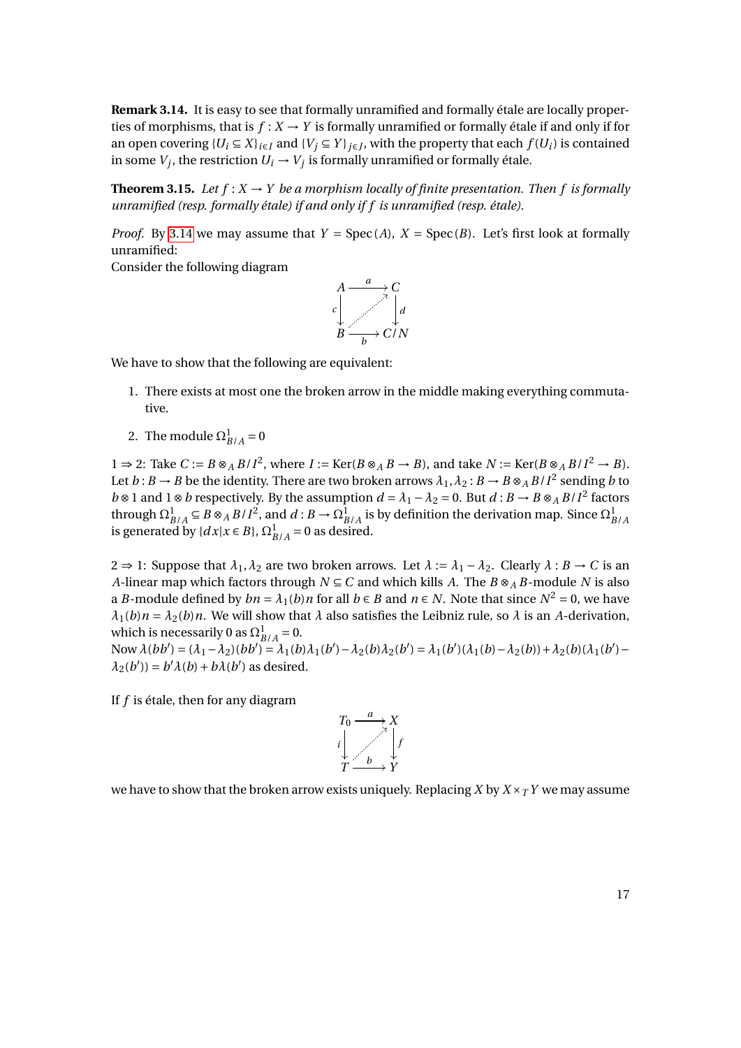**Remark 3.14.** It is easy to see that formally unramified and formally étale are locally properties of morphisms, that is $f: X \to Y$ is formally unramified or formally étale if and only if for an open covering $\{U_i \subseteq X\}_{i \in I}$ and $\{V_j \subseteq Y\}_{j \in J}$, with the property that each $f(U_i)$ is contained in some $V_j$, the restriction $U_i \to V_j$ is formally unramified or formally étale.

**Theorem 3.15.** *Let $f: X \to Y$ be a morphism locally of finite presentation. Then $f$ is formally unramified (resp. formally étale) if and only if $f$ is unramified (resp. étale).*

*Proof.* By 3.14 we may assume that $Y = \mathrm{Spec}(A)$, $X = \mathrm{Spec}(B)$. Let's first look at formally unramified:
Consider the following diagram

$$\begin{array}{ccc} A & \xrightarrow{a} & C \\ {\scriptstyle c}\downarrow & \nearrow & \downarrow{\scriptstyle d} \\ B & \xrightarrow[b]{} & C/N \end{array}$$

We have to show that the following are equivalent:

1. There exists at most one the broken arrow in the middle making everything commutative.
2. The module $\Omega^1_{B/A} = 0$

$1 \Rightarrow 2$: Take $C := B \otimes_A B/I^2$, where $I := \mathrm{Ker}(B \otimes_A B \to B)$, and take $N := \mathrm{Ker}(B \otimes_A B/I^2 \to B)$. Let $b: B \to B$ be the identity. There are two broken arrows $\lambda_1, \lambda_2 : B \to B \otimes_A B/I^2$ sending $b$ to $b \otimes 1$ and $1 \otimes b$ respectively. By the assumption $d = \lambda_1 - \lambda_2 = 0$. But $d: B \to B \otimes_A B/I^2$ factors through $\Omega^1_{B/A} \subseteq B \otimes_A B/I^2$, and $d: B \to \Omega^1_{B/A}$ is by definition the derivation map. Since $\Omega^1_{B/A}$ is generated by $\{dx | x \in B\}$, $\Omega^1_{B/A} = 0$ as desired.

$2 \Rightarrow 1$: Suppose that $\lambda_1, \lambda_2$ are two broken arrows. Let $\lambda := \lambda_1 - \lambda_2$. Clearly $\lambda : B \to C$ is an $A$-linear map which factors through $N \subseteq C$ and which kills $A$. The $B \otimes_A B$-module $N$ is also a $B$-module defined by $bn = \lambda_1(b)n$ for all $b \in B$ and $n \in N$. Note that since $N^2 = 0$, we have $\lambda_1(b)n = \lambda_2(b)n$. We will show that $\lambda$ also satisfies the Leibniz rule, so $\lambda$ is an $A$-derivation, which is necessarily 0 as $\Omega^1_{B/A} = 0$.
Now $\lambda(bb') = (\lambda_1 - \lambda_2)(bb') = \lambda_1(b)\lambda_1(b') - \lambda_2(b)\lambda_2(b') = \lambda_1(b')(\lambda_1(b) - \lambda_2(b)) + \lambda_2(b)(\lambda_1(b') - \lambda_2(b')) = b'\lambda(b) + b\lambda(b')$ as desired.

If $f$ is étale, then for any diagram

$$\begin{array}{ccc} T_0 & \xrightarrow{a} & X \\ {\scriptstyle i}\downarrow & \nearrow & \downarrow{\scriptstyle f} \\ T & \xrightarrow[b]{} & Y \end{array}$$

we have to show that the broken arrow exists uniquely. Replacing $X$ by $X \times_T Y$ we may assume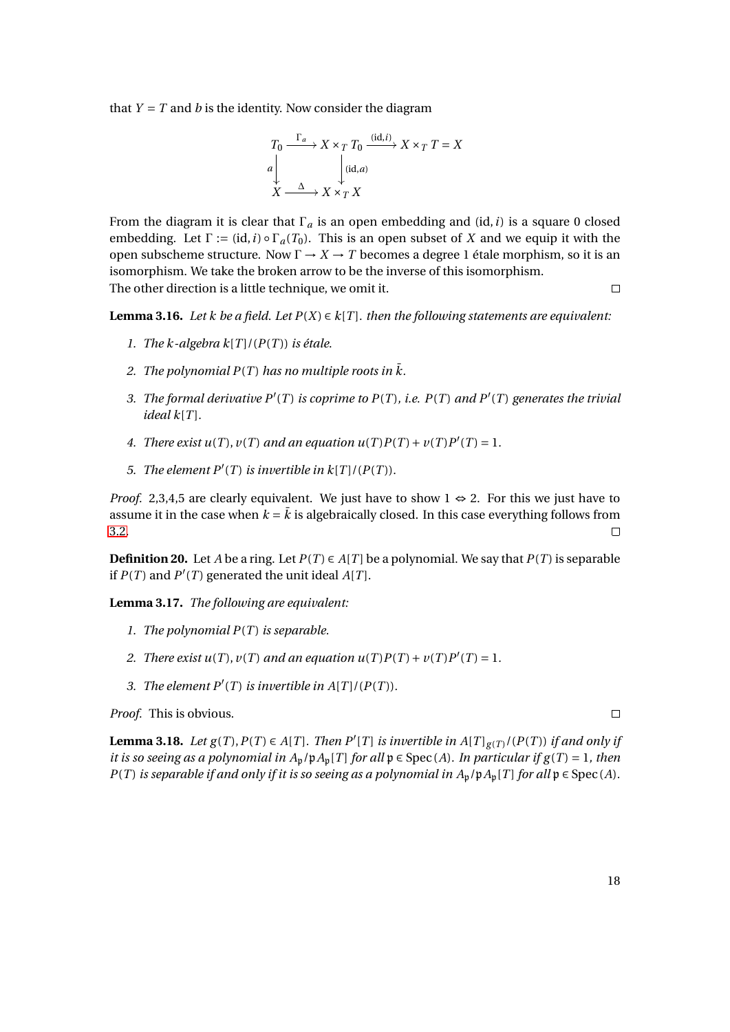that $Y = T$ and $b$ is the identity. Now consider the diagram

$$\begin{array}{ccccc} T_0 & \xrightarrow{\Gamma_a} & X \times_T T_0 & \xrightarrow{(\mathrm{id}, i)} & X \times_T T = X \\ \downarrow a & & \downarrow (\mathrm{id}, a) & & \\ X & \xrightarrow{\Delta} & X \times_T X & & \end{array}$$

From the diagram it is clear that $\Gamma_a$ is an open embedding and $(\mathrm{id}, i)$ is a square 0 closed embedding. Let $\Gamma := (\mathrm{id}, i) \circ \Gamma_a(T_0)$. This is an open subset of $X$ and we equip it with the open subscheme structure. Now $\Gamma \to X \to T$ becomes a degree 1 étale morphism, so it is an isomorphism. We take the broken arrow to be the inverse of this isomorphism.
The other direction is a little technique, we omit it. $\square$

**Lemma 3.16.** *Let $k$ be a field. Let $P(X) \in k[T]$. then the following statements are equivalent:*

1. *The $k$-algebra $k[T]/(P(T))$ is étale.*
2. *The polynomial $P(T)$ has no multiple roots in $\bar{k}$.*
3. *The formal derivative $P'(T)$ is coprime to $P(T)$, i.e. $P(T)$ and $P'(T)$ generates the trivial ideal $k[T]$.*
4. *There exist $u(T), v(T)$ and an equation $u(T)P(T) + v(T)P'(T) = 1$.*
5. *The element $P'(T)$ is invertible in $k[T]/(P(T))$.*

*Proof.* 2,3,4,5 are clearly equivalent. We just have to show $1 \Leftrightarrow 2$. For this we just have to assume it in the case when $k = \bar{k}$ is algebraically closed. In this case everything follows from 3.2. $\square$

**Definition 20.** Let $A$ be a ring. Let $P(T) \in A[T]$ be a polynomial. We say that $P(T)$ is separable if $P(T)$ and $P'(T)$ generated the unit ideal $A[T]$.

**Lemma 3.17.** *The following are equivalent:*

1. *The polynomial $P(T)$ is separable.*
2. *There exist $u(T), v(T)$ and an equation $u(T)P(T) + v(T)P'(T) = 1$.*
3. *The element $P'(T)$ is invertible in $A[T]/(P(T))$.*

*Proof.* This is obvious. $\square$

**Lemma 3.18.** *Let $g(T), P(T) \in A[T]$. Then $P'[T]$ is invertible in $A[T]_{g(T)}/(P(T))$ if and only if it is so seeing as a polynomial in $A_{\mathfrak{p}}/\mathfrak{p}A_{\mathfrak{p}}[T]$ for all $\mathfrak{p} \in \mathrm{Spec}(A)$. In particular if $g(T) = 1$, then $P(T)$ is separable if and only if it is so seeing as a polynomial in $A_{\mathfrak{p}}/\mathfrak{p}A_{\mathfrak{p}}[T]$ for all $\mathfrak{p} \in \mathrm{Spec}(A)$.*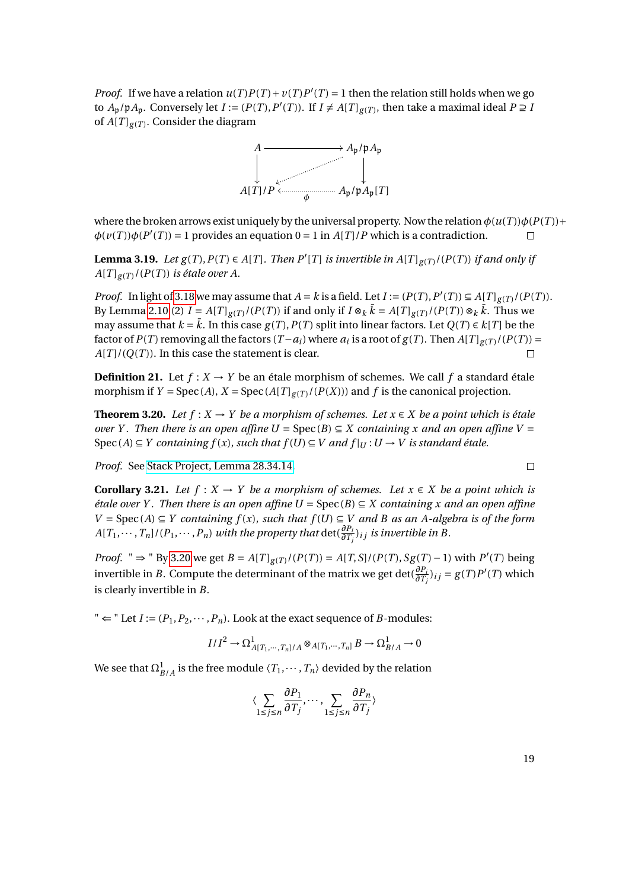*Proof.* If we have a relation $u(T)P(T) + v(T)P'(T) = 1$ then the relation still holds when we go to $A_\mathfrak{p}/\mathfrak{p}A_\mathfrak{p}$. Conversely let $I := (P(T), P'(T))$. If $I \neq A[T]_{g(T)}$, then take a maximal ideal $P \supseteq I$ of $A[T]_{g(T)}$. Consider the diagram

$$\begin{array}{ccc} A & \longrightarrow & A_\mathfrak{p}/\mathfrak{p}A_\mathfrak{p} \\ \downarrow & \swarrow & \downarrow \\ A[T]/P & \xleftarrow{\phi} & A_\mathfrak{p}/\mathfrak{p}A_\mathfrak{p}[T] \end{array}$$

where the broken arrows exist uniquely by the universal property. Now the relation $\phi(u(T))\phi(P(T)) + \phi(v(T))\phi(P'(T)) = 1$ provides an equation $0 = 1$ in $A[T]/P$ which is a contradiction. □

**Lemma 3.19.** *Let $g(T), P(T) \in A[T]$. Then $P'[T]$ is invertible in $A[T]_{g(T)}/(P(T))$ if and only if $A[T]_{g(T)}/(P(T))$ is étale over $A$.*

*Proof.* In light of 3.18 we may assume that $A = k$ is a field. Let $I := (P(T), P'(T)) \subseteq A[T]_{g(T)}/(P(T))$. By Lemma 2.10 (2) $I = A[T]_{g(T)}/(P(T))$ if and only if $I \otimes_k \bar{k} = A[T]_{g(T)}/(P(T)) \otimes_k \bar{k}$. Thus we may assume that $k = \bar{k}$. In this case $g(T), P(T)$ split into linear factors. Let $Q(T) \in k[T]$ be the factor of $P(T)$ removing all the factors $(T - a_i)$ where $a_i$ is a root of $g(T)$. Then $A[T]_{g(T)}/(P(T)) = A[T]/(Q(T))$. In this case the statement is clear. □

**Definition 21.** Let $f : X \to Y$ be an étale morphism of schemes. We call $f$ a standard étale morphism if $Y = \operatorname{Spec}(A)$, $X = \operatorname{Spec}(A[T]_{g(T)}/(P(X)))$ and $f$ is the canonical projection.

**Theorem 3.20.** *Let $f : X \to Y$ be a morphism of schemes. Let $x \in X$ be a point which is étale over $Y$. Then there is an open affine $U = \operatorname{Spec}(B) \subseteq X$ containing $x$ and an open affine $V = \operatorname{Spec}(A) \subseteq Y$ containing $f(x)$, such that $f(U) \subseteq V$ and $f|_U : U \to V$ is standard étale.*

*Proof.* See Stack Project, Lemma 28.34.14. □

**Corollary 3.21.** *Let $f : X \to Y$ be a morphism of schemes. Let $x \in X$ be a point which is étale over $Y$. Then there is an open affine $U = \operatorname{Spec}(B) \subseteq X$ containing $x$ and an open affine $V = \operatorname{Spec}(A) \subseteq Y$ containing $f(x)$, such that $f(U) \subseteq V$ and $B$ as an $A$-algebra is of the form $A[T_1, \cdots, T_n]/(P_1, \cdots, P_n)$ with the property that $\det(\frac{\partial P_i}{\partial T_j})_{ij}$ is invertible in $B$.*

*Proof.* " ⇒ " By 3.20 we get $B = A[T]_{g(T)}/(P(T)) = A[T,S]/(P(T), Sg(T) - 1)$ with $P'(T)$ being invertible in $B$. Compute the determinant of the matrix we get $\det(\frac{\partial P_i}{\partial T_j})_{ij} = g(T)P'(T)$ which is clearly invertible in $B$.

" ⇐ " Let $I := (P_1, P_2, \cdots, P_n)$. Look at the exact sequence of $B$-modules:

$$I/I^2 \to \Omega^1_{A[T_1,\cdots,T_n]/A} \otimes_{A[T_1,\cdots,T_n]} B \to \Omega^1_{B/A} \to 0$$

We see that $\Omega^1_{B/A}$ is the free module $\langle T_1, \cdots, T_n \rangle$ devided by the relation

$$\langle \sum_{1 \le j \le n} \frac{\partial P_1}{\partial T_j}, \cdots, \sum_{1 \le j \le n} \frac{\partial P_n}{\partial T_j} \rangle$$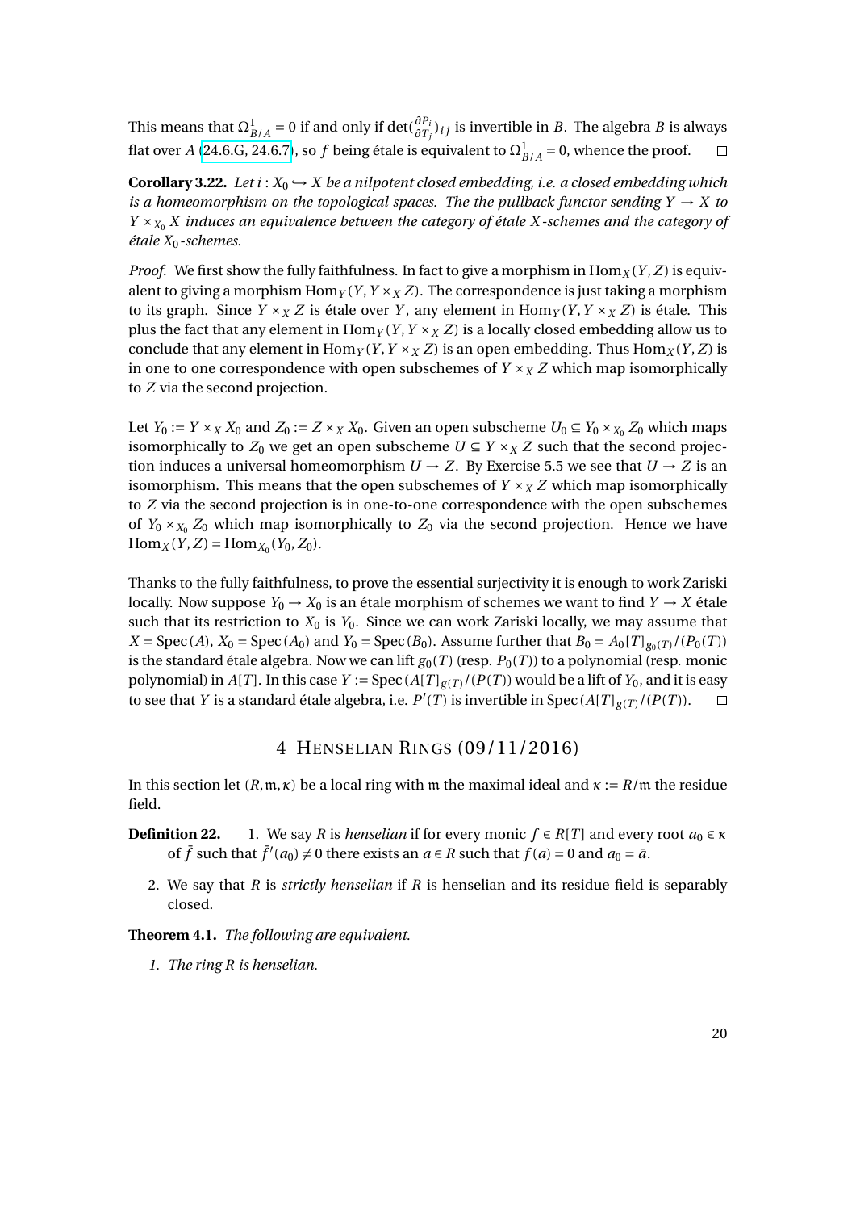This means that $\Omega^1_{B/A} = 0$ if and only if $\det(\frac{\partial P_i}{\partial T_j})_{ij}$ is invertible in $B$. The algebra $B$ is always flat over $A$ (24.6.G, 24.6.7), so $f$ being étale is equivalent to $\Omega^1_{B/A} = 0$, whence the proof. □

**Corollary 3.22.** *Let $i : X_0 \hookrightarrow X$ be a nilpotent closed embedding, i.e. a closed embedding which is a homeomorphism on the topological spaces. The the pullback functor sending $Y \to X$ to $Y \times_{X_0} X$ induces an equivalence between the category of étale $X$-schemes and the category of étale $X_0$-schemes.*

*Proof.* We first show the fully faithfulness. In fact to give a morphism in $\mathrm{Hom}_X(Y, Z)$ is equivalent to giving a morphism $\mathrm{Hom}_Y(Y, Y \times_X Z)$. The correspondence is just taking a morphism to its graph. Since $Y \times_X Z$ is étale over $Y$, any element in $\mathrm{Hom}_Y(Y, Y \times_X Z)$ is étale. This plus the fact that any element in $\mathrm{Hom}_Y(Y, Y \times_X Z)$ is a locally closed embedding allow us to conclude that any element in $\mathrm{Hom}_Y(Y, Y \times_X Z)$ is an open embedding. Thus $\mathrm{Hom}_X(Y, Z)$ is in one to one correspondence with open subschemes of $Y \times_X Z$ which map isomorphically to $Z$ via the second projection.

Let $Y_0 := Y \times_X X_0$ and $Z_0 := Z \times_X X_0$. Given an open subscheme $U_0 \subseteq Y_0 \times_{X_0} Z_0$ which maps isomorphically to $Z_0$ we get an open subscheme $U \subseteq Y \times_X Z$ such that the second projection induces a universal homeomorphism $U \to Z$. By Exercise 5.5 we see that $U \to Z$ is an isomorphism. This means that the open subschemes of $Y \times_X Z$ which map isomorphically to $Z$ via the second projection is in one-to-one correspondence with the open subschemes of $Y_0 \times_{X_0} Z_0$ which map isomorphically to $Z_0$ via the second projection. Hence we have $\mathrm{Hom}_X(Y, Z) = \mathrm{Hom}_{X_0}(Y_0, Z_0)$.

Thanks to the fully faithfulness, to prove the essential surjectivity it is enough to work Zariski locally. Now suppose $Y_0 \to X_0$ is an étale morphism of schemes we want to find $Y \to X$ étale such that its restriction to $X_0$ is $Y_0$. Since we can work Zariski locally, we may assume that $X = \mathrm{Spec}(A)$, $X_0 = \mathrm{Spec}(A_0)$ and $Y_0 = \mathrm{Spec}(B_0)$. Assume further that $B_0 = A_0[T]_{g_0(T)}/(P_0(T))$ is the standard étale algebra. Now we can lift $g_0(T)$ (resp. $P_0(T)$) to a polynomial (resp. monic polynomial) in $A[T]$. In this case $Y := \mathrm{Spec}(A[T]_{g(T)}/(P(T))$ would be a lift of $Y_0$, and it is easy to see that $Y$ is a standard étale algebra, i.e. $P'(T)$ is invertible in $\mathrm{Spec}(A[T]_{g(T)}/(P(T))$. □

# 4 Henselian Rings (09/11/2016)

In this section let $(R, \mathfrak{m}, \kappa)$ be a local ring with $\mathfrak{m}$ the maximal ideal and $\kappa := R/\mathfrak{m}$ the residue field.

**Definition 22.**

1. We say $R$ is *henselian* if for every monic $f \in R[T]$ and every root $a_0 \in \kappa$ of $\bar{f}$ such that $\bar{f}'(a_0) \neq 0$ there exists an $a \in R$ such that $f(a) = 0$ and $a_0 = \bar{a}$.
2. We say that $R$ is *strictly henselian* if $R$ is henselian and its residue field is separably closed.

**Theorem 4.1.** *The following are equivalent.*

1. *The ring $R$ is henselian.*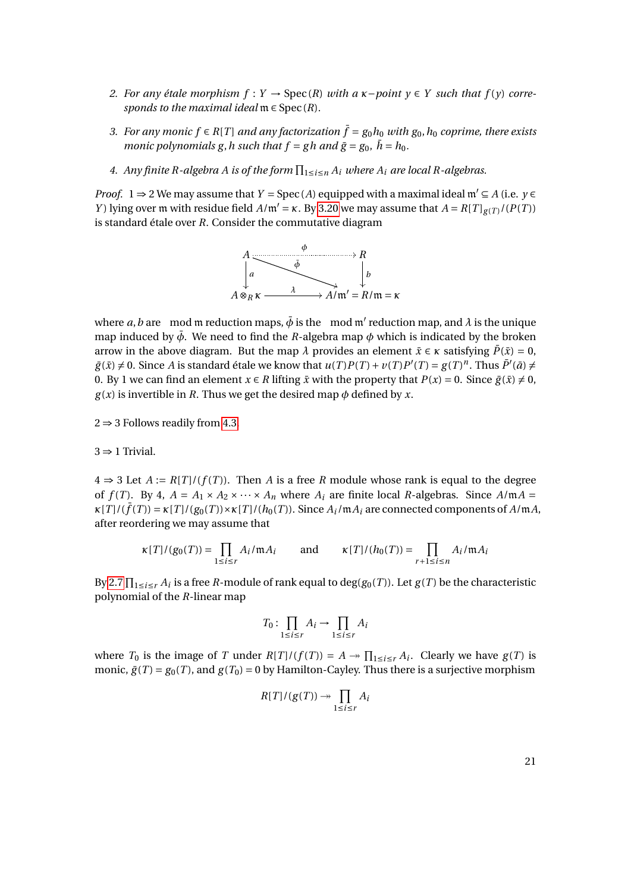2. *For any étale morphism $f : Y \to \operatorname{Spec}(R)$ with a $\kappa$-point $y \in Y$ such that $f(y)$ corresponds to the maximal ideal $\mathfrak{m} \in \operatorname{Spec}(R)$.*

3. *For any monic $f \in R[T]$ and any factorization $\bar{f} = g_0 h_0$ with $g_0, h_0$ coprime, there exists monic polynomials $g, h$ such that $f = gh$ and $\bar{g} = g_0$, $\bar{h} = h_0$.*

4. *Any finite $R$-algebra $A$ is of the form $\prod_{1 \le i \le n} A_i$ where $A_i$ are local $R$-algebras.*

*Proof.* $1 \Rightarrow 2$ We may assume that $Y = \operatorname{Spec}(A)$ equipped with a maximal ideal $\mathfrak{m}' \subseteq A$ (i.e. $y \in Y$) lying over $\mathfrak{m}$ with residue field $A/\mathfrak{m}' = \kappa$. By 3.20 we may assume that $A = R[T]_{g(T)}/(P(T))$ is standard étale over $R$. Consider the commutative diagram

$$\begin{array}{ccc} A & \overset{\phi}{\dashrightarrow} & R \\ {\scriptstyle a}\downarrow & \overset{\bar{\phi}}{\searrow} & \downarrow{\scriptstyle b} \\ A \otimes_R \kappa & \xrightarrow{\lambda} & A/\mathfrak{m}' = R/\mathfrak{m} = \kappa \end{array}$$

where $a, b$ are $\mod \mathfrak{m}$ reduction maps, $\bar{\phi}$ is the $\mod \mathfrak{m}'$ reduction map, and $\lambda$ is the unique map induced by $\bar{\phi}$. We need to find the $R$-algebra map $\phi$ which is indicated by the broken arrow in the above diagram. But the map $\lambda$ provides an element $\bar{x} \in \kappa$ satisfying $\bar{P}(\bar{x}) = 0$, $\bar{g}(\bar{x}) \neq 0$. Since $A$ is standard étale we know that $u(T)P(T) + v(T)P'(T) = g(T)^n$. Thus $\bar{P}'(\bar{a}) \neq 0$. By 1 we can find an element $x \in R$ lifting $\bar{x}$ with the property that $P(x) = 0$. Since $\bar{g}(\bar{x}) \neq 0$, $g(x)$ is invertible in $R$. Thus we get the desired map $\phi$ defined by $x$.

$2 \Rightarrow 3$ Follows readily from 4.3.

$3 \Rightarrow 1$ Trivial.

$4 \Rightarrow 3$ Let $A := R[T]/(f(T))$. Then $A$ is a free $R$ module whose rank is equal to the degree of $f(T)$. By 4, $A = A_1 \times A_2 \times \cdots \times A_n$ where $A_i$ are finite local $R$-algebras. Since $A/\mathfrak{m}A = \kappa[T]/(\bar{f}(T)) = \kappa[T]/(g_0(T)) \times \kappa[T]/(h_0(T))$. Since $A_i/\mathfrak{m}A_i$ are connected components of $A/\mathfrak{m}A$, after reordering we may assume that

$$\kappa[T]/(g_0(T)) = \prod_{1 \le i \le r} A_i/\mathfrak{m}A_i \qquad \text{and} \qquad \kappa[T]/(h_0(T)) = \prod_{r+1 \le i \le n} A_i/\mathfrak{m}A_i$$

By 2.7 $\prod_{1 \le i \le r} A_i$ is a free $R$-module of rank equal to $\deg(g_0(T))$. Let $g(T)$ be the characteristic polynomial of the $R$-linear map

$$T_0 : \prod_{1 \le i \le r} A_i \to \prod_{1 \le i \le r} A_i$$

where $T_0$ is the image of $T$ under $R[T]/(f(T)) = A \twoheadrightarrow \prod_{1 \le i \le r} A_i$. Clearly we have $g(T)$ is monic, $\bar{g}(T) = g_0(T)$, and $g(T_0) = 0$ by Hamilton-Cayley. Thus there is a surjective morphism

$$R[T]/(g(T)) \twoheadrightarrow \prod_{1 \le i \le r} A_i$$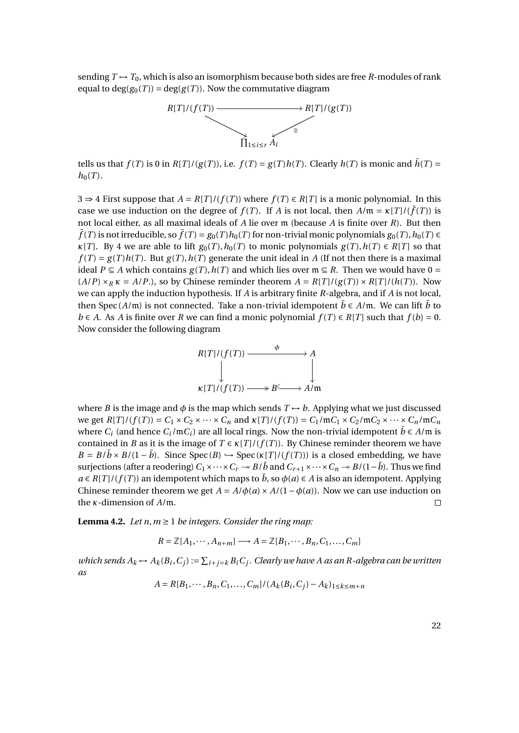sending $T \mapsto T_0$, which is also an isomorphism because both sides are free $R$-modules of rank equal to $\deg(g_0(T)) = \deg(g(T))$. Now the commutative diagram

$$\begin{array}{ccc} R[T]/(f(T)) & \longrightarrow & R[T]/(g(T)) \\ & \searrow \quad \swarrow_{\cong} & \\ & \prod_{1\le i\le r} A_i & \end{array}$$

tells us that $f(T)$ is 0 in $R[T]/(g(T))$, i.e. $f(T) = g(T)h(T)$. Clearly $h(T)$ is monic and $\bar{h}(T) = h_0(T)$.

$3 \Rightarrow 4$ First suppose that $A = R[T]/(f(T))$ where $f(T) \in R[T]$ is a monic polynomial. In this case we use induction on the degree of $f(T)$. If $A$ is not local, then $A/\mathfrak{m} = \kappa[T]/(\bar{f}(T))$ is not local either, as all maximal ideals of $A$ lie over $\mathfrak{m}$ (because $A$ is finite over $R$). But then $\bar{f}(T)$ is not irreducible, so $\bar{f}(T) = g_0(T)h_0(T)$ for non-trivial monic polynomials $g_0(T), h_0(T) \in \kappa[T]$. By 4 we are able to lift $g_0(T), h_0(T)$ to monic polynomials $g(T), h(T) \in R[T]$ so that $f(T) = g(T)h(T)$. But $g(T), h(T)$ generate the unit ideal in $A$ (If not then there is a maximal ideal $P \subseteq A$ which contains $g(T), h(T)$ and which lies over $\mathfrak{m} \subseteq R$. Then we would have $0 = (A/P) \times_R \kappa = A/P$.), so by Chinese reminder theorem $A = R[T]/(g(T)) \times R[T]/(h(T))$. Now we can apply the induction hypothesis. If $A$ is arbitrary finite $R$-algebra, and if $A$ is not local, then $\mathrm{Spec}(A/\mathfrak{m})$ is not connected. Take a non-trivial idempotent $\bar{b} \in A/\mathfrak{m}$. We can lift $\bar{b}$ to $b \in A$. As $A$ is finite over $R$ we can find a monic polynomial $f(T) \in R[T]$ such that $f(b) = 0$. Now consider the following diagram

$$\begin{array}{ccc} R[T]/(f(T)) & \xrightarrow{\phi} & A \\ \downarrow & & \downarrow \\ \kappa[T]/(f(T)) & \twoheadrightarrow B \hookrightarrow & A/\mathfrak{m} \end{array}$$

where $B$ is the image and $\phi$ is the map which sends $T \mapsto b$. Applying what we just discussed we get $R[T]/(f(T)) = C_1 \times C_2 \times \cdots \times C_n$ and $\kappa[T]/(f(T)) = C_1/\mathfrak{m}C_1 \times C_2/\mathfrak{m}C_2 \times \cdots \times C_n/\mathfrak{m}C_n$ where $C_i$ (and hence $C_i/\mathfrak{m}C_i$) are all local rings. Now the non-trivial idempotent $\bar{b} \in A/\mathfrak{m}$ is contained in $B$ as it is the image of $T \in \kappa[T]/(f(T))$. By Chinese reminder theorem we have $B = B/\bar{b} \times B/(1-\bar{b})$. Since $\mathrm{Spec}(B) \hookrightarrow \mathrm{Spec}(\kappa[T]/(f(T)))$ is a closed embedding, we have surjections (after a reodering) $C_1 \times \cdots \times C_r \twoheadrightarrow B/\bar{b}$ and $C_{r+1} \times \cdots \times C_n \twoheadrightarrow B/(1-\bar{b})$. Thus we find $a \in R[T]/(f(T))$ an idempotent which maps to $\bar{b}$, so $\phi(a) \in A$ is also an idempotent. Applying Chinese reminder theorem we get $A = A/\phi(a) \times A/(1-\phi(a))$. Now we can use induction on the $\kappa$-dimension of $A/\mathfrak{m}$. $\square$

**Lemma 4.2.** *Let $n, m \geq 1$ be integers. Consider the ring map:*

$$R = \mathbb{Z}[A_1, \cdots, A_{n+m}] \longrightarrow A = \mathbb{Z}[B_1, \cdots, B_n, C_1, \ldots, C_m]$$

*which sends $A_k \mapsto A_k(B_i, C_j) := \sum_{i+j=k} B_i C_j$. Clearly we have $A$ as an $R$-algebra can be written as*

$$A = R[B_1, \cdots, B_n, C_1, \ldots, C_m]/(A_k(B_i, C_j) - A_k)_{1 \leq k \leq m+n}$$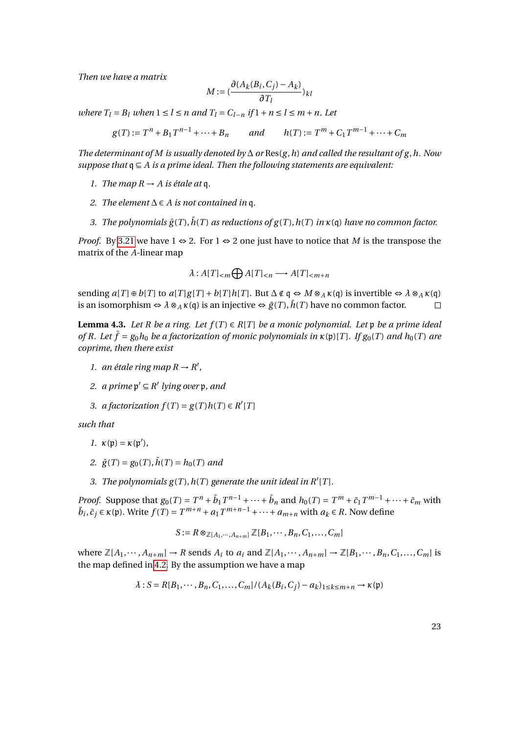*Then we have a matrix*

$$M := (\frac{\partial(A_k(B_i, C_j) - A_k)}{\partial T_l})_{kl}$$

*where $T_l = B_l$ when $1 \le l \le n$ and $T_l = C_{l-n}$ if $1 + n \le l \le m + n$. Let*

$$g(T) := T^n + B_1 T^{n-1} + \cdots + B_n \qquad \text{and} \qquad h(T) := T^m + C_1 T^{m-1} + \cdots + C_m$$

*The determinant of $M$ is usually denoted by $\Delta$ or $\mathrm{Res}(g, h)$ and called the resultant of $g, h$. Now suppose that $\mathfrak{q} \subseteq A$ is a prime ideal. Then the following statements are equivalent:*

1. *The map $R \to A$ is étale at $\mathfrak{q}$.*
2. *The element $\Delta \in A$ is not contained in $\mathfrak{q}$.*
3. *The polynomials $\bar{g}(T), \bar{h}(T)$ as reductions of $g(T), h(T)$ in $\kappa(\mathfrak{q})$ have no common factor.*

*Proof.* By 3.21 we have 1 ⇔ 2. For 1 ⇔ 2 one just have to notice that $M$ is the transpose the matrix of the $A$-linear map

$$\lambda : A[T]_{<m} \bigoplus A[T]_{<n} \longrightarrow A[T]_{<m+n}$$

sending $a[T] \oplus b[T]$ to $a[T]g[T] + b[T]h[T]$. But $\Delta \notin \mathfrak{q} \Leftrightarrow M \otimes_A \kappa(\mathfrak{q})$ is invertible $\Leftrightarrow \lambda \otimes_A \kappa(\mathfrak{q})$ is an isomorphism $\Leftrightarrow \lambda \otimes_A \kappa(\mathfrak{q})$ is an injective $\Leftrightarrow \bar{g}(T), \bar{h}(T)$ have no common factor. □

**Lemma 4.3.** *Let $R$ be a ring. Let $f(T) \in R[T]$ be a monic polynomial. Let $\mathfrak{p}$ be a prime ideal of $R$. Let $\bar{f} = g_0 h_0$ be a factorization of monic polynomials in $\kappa(\mathfrak{p})[T]$. If $g_0(T)$ and $h_0(T)$ are coprime, then there exist*

1. *an étale ring map $R \to R'$,*
2. *a prime $\mathfrak{p}' \subseteq R'$ lying over $\mathfrak{p}$, and*
3. *a factorization $f(T) = g(T)h(T) \in R'[T]$*

*such that*

1. *$\kappa(\mathfrak{p}) = \kappa(\mathfrak{p}')$,*
2. *$\bar{g}(T) = g_0(T), \bar{h}(T) = h_0(T)$ and*
3. *The polynomials $g(T), h(T)$ generate the unit ideal in $R'[T]$.*

*Proof.* Suppose that $g_0(T) = T^n + \bar{b}_1 T^{n-1} + \cdots + \bar{b}_n$ and $h_0(T) = T^m + \bar{c}_1 T^{m-1} + \cdots + \bar{c}_m$ with $\bar{b}_i, \bar{c}_j \in \kappa(\mathfrak{p})$. Write $f(T) = T^{m+n} + a_1 T^{m+n-1} + \cdots + a_{m+n}$ with $a_k \in R$. Now define

$$S := R \otimes_{\mathbb{Z}[A_1, \cdots, A_{n+m}]} \mathbb{Z}[B_1, \cdots, B_n, C_1, \ldots, C_m]$$

where $\mathbb{Z}[A_1, \cdots, A_{n+m}] \to R$ sends $A_i$ to $a_i$ and $\mathbb{Z}[A_1, \cdots, A_{n+m}] \to \mathbb{Z}[B_1, \cdots, B_n, C_1, \ldots, C_m]$ is the map defined in 4.2. By the assumption we have a map

$$\lambda : S = R[B_1, \cdots, B_n, C_1, \ldots, C_m]/(A_k(B_i, C_j) - a_k)_{1 \le k \le m+n} \to \kappa(\mathfrak{p})$$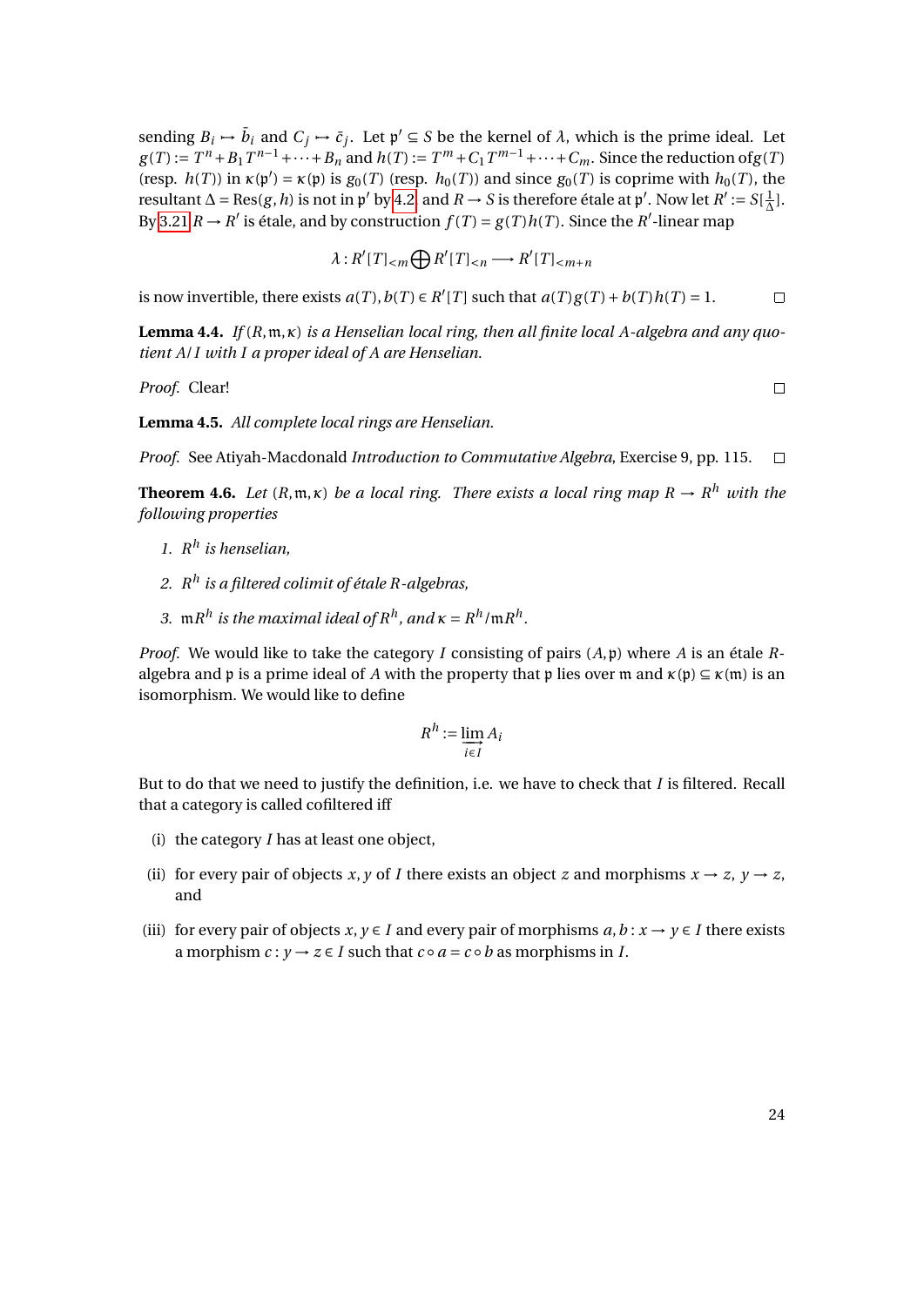sending $B_i \mapsto \bar{b}_i$ and $C_j \mapsto \bar{c}_j$. Let $\mathfrak{p}' \subseteq S$ be the kernel of $\lambda$, which is the prime ideal. Let $g(T) := T^n + B_1 T^{n-1} + \cdots + B_n$ and $h(T) := T^m + C_1 T^{m-1} + \cdots + C_m$. Since the reduction of$g(T)$ (resp. $h(T)$) in $\kappa(\mathfrak{p}') = \kappa(\mathfrak{p})$ is $g_0(T)$ (resp. $h_0(T)$) and since $g_0(T)$ is coprime with $h_0(T)$, the resultant $\Delta = \text{Res}(g, h)$ is not in $\mathfrak{p}'$ by 4.2 and $R \to S$ is therefore étale at $\mathfrak{p}'$. Now let $R' := S[\frac{1}{\Delta}]$. By 3.21 $R \to R'$ is étale, and by construction $f(T) = g(T)h(T)$. Since the $R'$-linear map

$$\lambda : R'[T]_{<m} \bigoplus R'[T]_{<n} \longrightarrow R'[T]_{<m+n}$$

is now invertible, there exists $a(T), b(T) \in R'[T]$ such that $a(T)g(T) + b(T)h(T) = 1$. $\square$

**Lemma 4.4.** *If $(R, \mathfrak{m}, \kappa)$ is a Henselian local ring, then all finite local $A$-algebra and any quotient $A/I$ with $I$ a proper ideal of $A$ are Henselian.*

*Proof.* Clear! $\square$

**Lemma 4.5.** *All complete local rings are Henselian.*

*Proof.* See Atiyah-Macdonald *Introduction to Commutative Algebra*, Exercise 9, pp. 115. $\square$

**Theorem 4.6.** *Let $(R, \mathfrak{m}, \kappa)$ be a local ring. There exists a local ring map $R \to R^h$ with the following properties*

1. *$R^h$ is henselian,*
2. *$R^h$ is a filtered colimit of étale $R$-algebras,*
3. *$\mathfrak{m}R^h$ is the maximal ideal of $R^h$, and $\kappa = R^h/\mathfrak{m}R^h$.*

*Proof.* We would like to take the category $I$ consisting of pairs $(A, \mathfrak{p})$ where $A$ is an étale $R$-algebra and $\mathfrak{p}$ is a prime ideal of $A$ with the property that $\mathfrak{p}$ lies over $\mathfrak{m}$ and $\kappa(\mathfrak{p}) \subseteq \kappa(\mathfrak{m})$ is an isomorphism. We would like to define

$$R^h := \varinjlim_{i \in I} A_i$$

But to do that we need to justify the definition, i.e. we have to check that $I$ is filtered. Recall that a category is called cofiltered iff

(i) the category $I$ has at least one object,

(ii) for every pair of objects $x, y$ of $I$ there exists an object $z$ and morphisms $x \to z$, $y \to z$, and

(iii) for every pair of objects $x, y \in I$ and every pair of morphisms $a, b : x \to y \in I$ there exists a morphism $c : y \to z \in I$ such that $c \circ a = c \circ b$ as morphisms in $I$.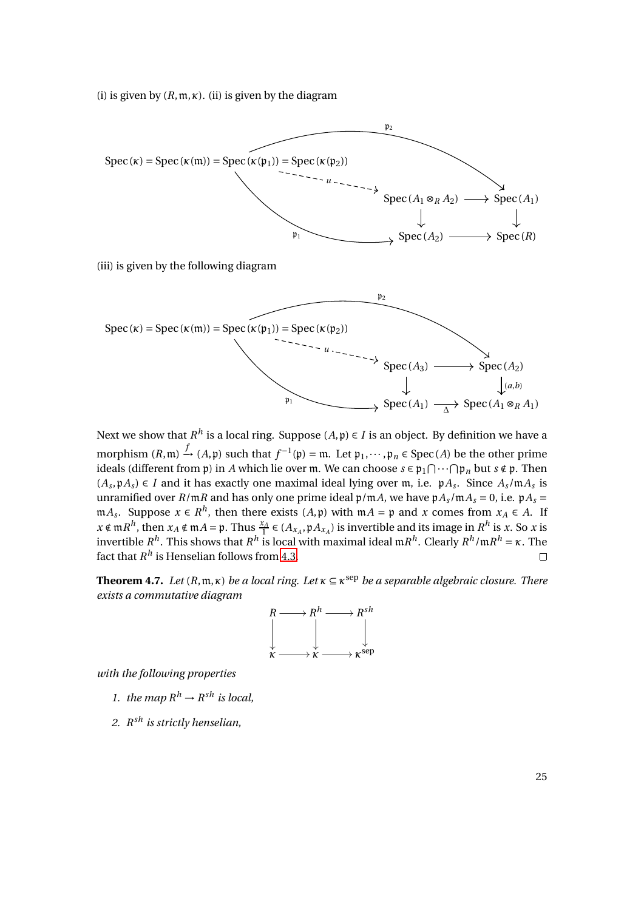(i) is given by $(R, \mathfrak{m}, \kappa)$. (ii) is given by the diagram

$$
\begin{array}{ccccc}
\operatorname{Spec}(\kappa) = \operatorname{Spec}(\kappa(\mathfrak{m})) = \operatorname{Spec}(\kappa(\mathfrak{p}_1)) = \operatorname{Spec}(\kappa(\mathfrak{p}_2)) & \xrightarrow{\mathfrak{p}_2} & & & \operatorname{Spec}(A_1) \\
& \overset{u}{\dashrightarrow} & \operatorname{Spec}(A_1 \otimes_R A_2) & \longrightarrow & \operatorname{Spec}(A_1) \\
& & \downarrow & & \downarrow \\
& \xrightarrow{\mathfrak{p}_1} & \operatorname{Spec}(A_2) & \longrightarrow & \operatorname{Spec}(R)
\end{array}
$$

(iii) is given by the following diagram

$$
\begin{array}{ccccc}
\operatorname{Spec}(\kappa) = \operatorname{Spec}(\kappa(\mathfrak{m})) = \operatorname{Spec}(\kappa(\mathfrak{p}_1)) = \operatorname{Spec}(\kappa(\mathfrak{p}_2)) & \xrightarrow{\mathfrak{p}_2} & & & \operatorname{Spec}(A_2) \\
& \overset{u}{\dashrightarrow} & \operatorname{Spec}(A_3) & \longrightarrow & \operatorname{Spec}(A_2) \\
& & \downarrow & & \downarrow (a,b) \\
& \xrightarrow{\mathfrak{p}_1} & \operatorname{Spec}(A_1) & \xrightarrow[\Delta]{} & \operatorname{Spec}(A_1 \otimes_R A_1)
\end{array}
$$

Next we show that $R^h$ is a local ring. Suppose $(A, \mathfrak{p}) \in I$ is an object. By definition we have a morphism $(R, \mathfrak{m}) \xrightarrow{f} (A, \mathfrak{p})$ such that $f^{-1}(\mathfrak{p}) = \mathfrak{m}$. Let $\mathfrak{p}_1, \cdots, \mathfrak{p}_n \in \operatorname{Spec}(A)$ be the other prime ideals (different from $\mathfrak{p}$) in $A$ which lie over $\mathfrak{m}$. We can choose $s \in \mathfrak{p}_1 \bigcap \cdots \bigcap \mathfrak{p}_n$ but $s \notin \mathfrak{p}$. Then $(A_s, \mathfrak{p}A_s) \in I$ and it has exactly one maximal ideal lying over $\mathfrak{m}$, i.e. $\mathfrak{p}A_s$. Since $A_s/\mathfrak{m}A_s$ is unramified over $R/\mathfrak{m}R$ and has only one prime ideal $\mathfrak{p}/\mathfrak{m}A$, we have $\mathfrak{p}A_s/\mathfrak{m}A_s = 0$, i.e. $\mathfrak{p}A_s = \mathfrak{m}A_s$. Suppose $x \in R^h$, then there exists $(A, \mathfrak{p})$ with $\mathfrak{m}A = \mathfrak{p}$ and $x$ comes from $x_A \in A$. If $x \notin \mathfrak{m}R^h$, then $x_A \notin \mathfrak{m}A = \mathfrak{p}$. Thus $\frac{x_A}{1} \in (A_{x_A}, \mathfrak{p}A_{x_A})$ is invertible and its image in $R^h$ is $x$. So $x$ is invertible $R^h$. This shows that $R^h$ is local with maximal ideal $\mathfrak{m}R^h$. Clearly $R^h/\mathfrak{m}R^h = \kappa$. The fact that $R^h$ is Henselian follows from 4.3. $\square$

**Theorem 4.7.** *Let $(R, \mathfrak{m}, \kappa)$ be a local ring. Let $\kappa \subseteq \kappa^{\text{sep}}$ be a separable algebraic closure. There exists a commutative diagram*

$$
\begin{array}{ccccc}
R & \longrightarrow & R^h & \longrightarrow & R^{sh} \\
\downarrow & & \downarrow & & \downarrow \\
\kappa & \longrightarrow & \kappa & \longrightarrow & \kappa^{\text{sep}}
\end{array}
$$

*with the following properties*

1. *the map $R^h \to R^{sh}$ is local,*
2. *$R^{sh}$ is strictly henselian,*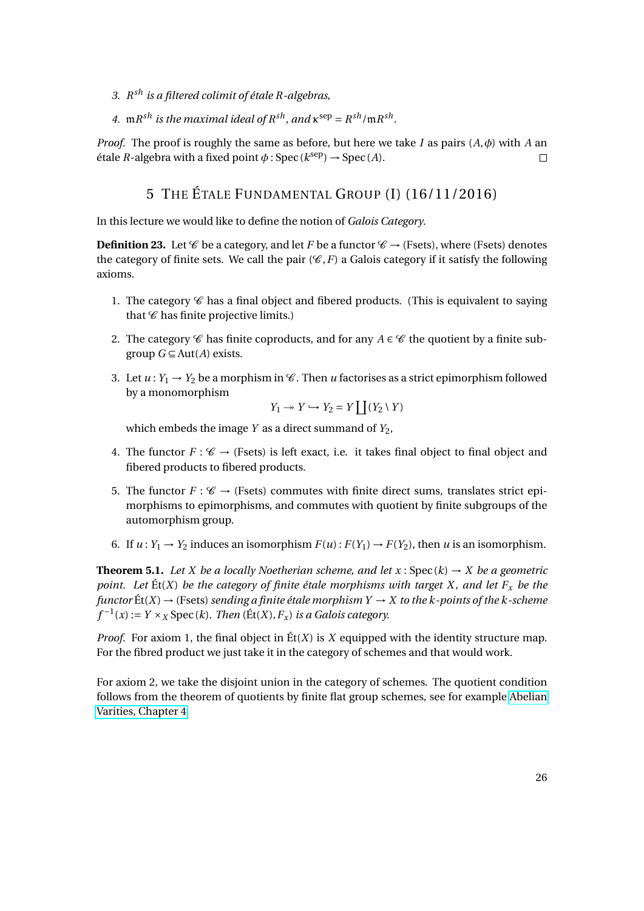3. *$R^{sh}$ is a filtered colimit of étale $R$-algebras,*

4. *$\mathfrak{m}R^{sh}$ is the maximal ideal of $R^{sh}$, and $\kappa^{\text{sep}} = R^{sh}/\mathfrak{m}R^{sh}$.*

*Proof.* The proof is roughly the same as before, but here we take $I$ as pairs $(A, \phi)$ with $A$ an étale $R$-algebra with a fixed point $\phi : \operatorname{Spec}(k^{\text{sep}}) \to \operatorname{Spec}(A)$. $\square$

## 5 The Étale Fundamental Group (I) (16/11/2016)

In this lecture we would like to define the notion of *Galois Category*.

**Definition 23.** Let $\mathscr{C}$ be a category, and let $F$ be a functor $\mathscr{C} \to$ (Fsets), where (Fsets) denotes the category of finite sets. We call the pair $(\mathscr{C}, F)$ a Galois category if it satisfy the following axioms.

1. The category $\mathscr{C}$ has a final object and fibered products. (This is equivalent to saying that $\mathscr{C}$ has finite projective limits.)

2. The category $\mathscr{C}$ has finite coproducts, and for any $A \in \mathscr{C}$ the quotient by a finite subgroup $G \subseteq \operatorname{Aut}(A)$ exists.

3. Let $u : Y_1 \to Y_2$ be a morphism in $\mathscr{C}$. Then $u$ factorises as a strict epimorphism followed by a monomorphism
$$Y_1 \twoheadrightarrow Y \hookrightarrow Y_2 = Y \coprod (Y_2 \setminus Y)$$
which embeds the image $Y$ as a direct summand of $Y_2$,

4. The functor $F : \mathscr{C} \to$ (Fsets) is left exact, i.e. it takes final object to final object and fibered products to fibered products.

5. The functor $F : \mathscr{C} \to$ (Fsets) commutes with finite direct sums, translates strict epimorphisms to epimorphisms, and commutes with quotient by finite subgroups of the automorphism group.

6. If $u : Y_1 \to Y_2$ induces an isomorphism $F(u) : F(Y_1) \to F(Y_2)$, then $u$ is an isomorphism.

**Theorem 5.1.** *Let $X$ be a locally Noetherian scheme, and let $x : \operatorname{Spec}(k) \to X$ be a geometric point. Let $\text{Ét}(X)$ be the category of finite étale morphisms with target $X$, and let $F_x$ be the functor $\text{Ét}(X) \to$ (Fsets) sending a finite étale morphism $Y \to X$ to the $k$-points of the $k$-scheme $f^{-1}(x) := Y \times_X \operatorname{Spec}(k)$. Then $(\text{Ét}(X), F_x)$ is a Galois category.*

*Proof.* For axiom 1, the final object in $\text{Ét}(X)$ is $X$ equipped with the identity structure map. For the fibred product we just take it in the category of schemes and that would work.

For axiom 2, we take the disjoint union in the category of schemes. The quotient condition follows from the theorem of quotients by finite flat group schemes, see for example Abelian Varities, Chapter 4.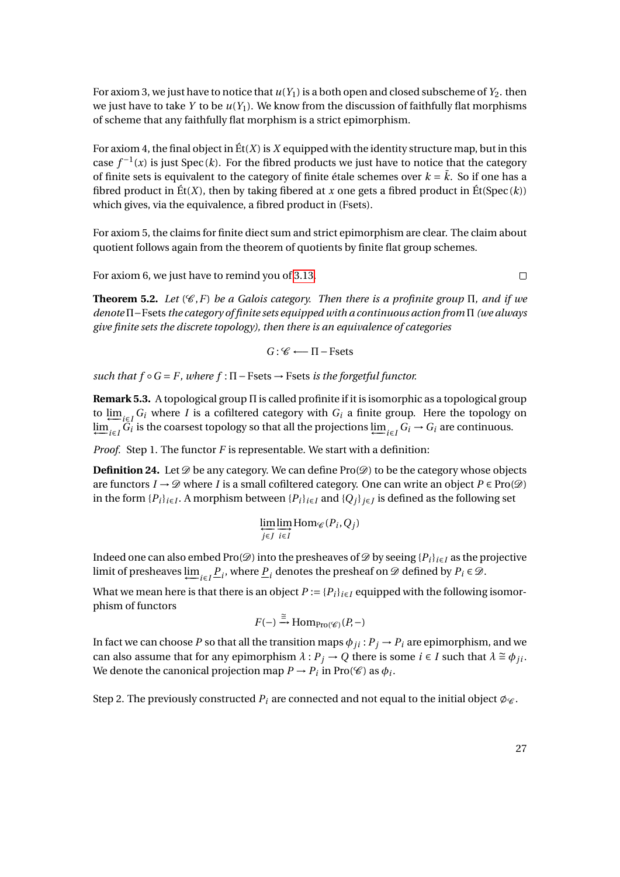For axiom 3, we just have to notice that $u(Y_1)$ is a both open and closed subscheme of $Y_2$. then we just have to take $Y$ to be $u(Y_1)$. We know from the discussion of faithfully flat morphisms of scheme that any faithfully flat morphism is a strict epimorphism.

For axiom 4, the final object in $\acute{\mathrm{E}}\mathrm{t}(X)$ is $X$ equipped with the identity structure map, but in this case $f^{-1}(x)$ is just $\mathrm{Spec}(k)$. For the fibred products we just have to notice that the category of finite sets is equivalent to the category of finite étale schemes over $k = \bar{k}$. So if one has a fibred product in $\acute{\mathrm{E}}\mathrm{t}(X)$, then by taking fibered at $x$ one gets a fibred product in $\acute{\mathrm{E}}\mathrm{t}(\mathrm{Spec}(k))$ which gives, via the equivalence, a fibred product in (Fsets).

For axiom 5, the claims for finite diect sum and strict epimorphism are clear. The claim about quotient follows again from the theorem of quotients by finite flat group schemes.

For axiom 6, we just have to remind you of 3.13. ∎

**Theorem 5.2.** *Let $(\mathscr{C}, F)$ be a Galois category. Then there is a profinite group $\Pi$, and if we denote $\Pi-$Fsets the category of finite sets equipped with a continuous action from $\Pi$ (we always give finite sets the discrete topology), then there is an equivalence of categories*

$$G : \mathscr{C} \longleftarrow \Pi - \mathrm{Fsets}$$

*such that $f \circ G = F$, where $f : \Pi - \mathrm{Fsets} \to \mathrm{Fsets}$ is the forgetful functor.*

**Remark 5.3.** A topological group $\Pi$ is called profinite if it is isomorphic as a topological group to $\varprojlim_{i \in I} G_i$ where $I$ is a cofiltered category with $G_i$ a finite group. Here the topology on $\varprojlim_{i \in I} G_i$ is the coarsest topology so that all the projections $\varprojlim_{i \in I} G_i \to G_i$ are continuous.

*Proof.* Step 1. The functor $F$ is representable. We start with a definition:

**Definition 24.** Let $\mathscr{D}$ be any category. We can define $\mathrm{Pro}(\mathscr{D})$ to be the category whose objects are functors $I \to \mathscr{D}$ where $I$ is a small cofiltered category. One can write an object $P \in \mathrm{Pro}(\mathscr{D})$ in the form $\{P_i\}_{i \in I}$. A morphism between $\{P_i\}_{i \in I}$ and $\{Q_j\}_{j \in J}$ is defined as the following set

$$\varprojlim_{j \in J} \varinjlim_{i \in I} \mathrm{Hom}_{\mathscr{C}}(P_i, Q_j)$$

Indeed one can also embed $\mathrm{Pro}(\mathscr{D})$ into the presheaves of $\mathscr{D}$ by seeing $\{P_i\}_{i \in I}$ as the projective limit of presheaves $\varprojlim_{i \in I} \underline{P}_i$, where $\underline{P}_i$ denotes the presheaf on $\mathscr{D}$ defined by $P_i \in \mathscr{D}$.

What we mean here is that there is an object $P := \{P_i\}_{i \in I}$ equipped with the following isomorphism of functors

$$F(-) \xrightarrow{\cong} \mathrm{Hom}_{\mathrm{Pro}(\mathscr{C})}(P, -)$$

In fact we can choose $P$ so that all the transition maps $\phi_{ji} : P_j \to P_i$ are epimorphism, and we can also assume that for any epimorphism $\lambda : P_j \to Q$ there is some $i \in I$ such that $\lambda \cong \phi_{ji}$. We denote the canonical projection map $P \to P_i$ in $\mathrm{Pro}(\mathscr{C})$ as $\phi_i$.

Step 2. The previously constructed $P_i$ are connected and not equal to the initial object $\emptyset_{\mathscr{C}}$.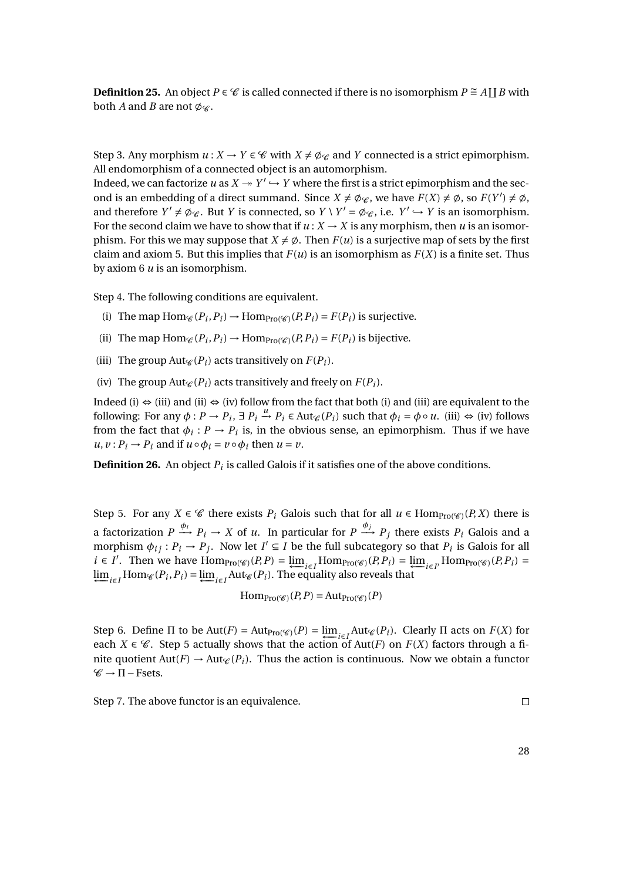**Definition 25.** An object $P \in \mathscr{C}$ is called connected if there is no isomorphism $P \cong A \coprod B$ with both $A$ and $B$ are not $\emptyset_{\mathscr{C}}$.

Step 3. Any morphism $u : X \to Y \in \mathscr{C}$ with $X \neq \emptyset_{\mathscr{C}}$ and $Y$ connected is a strict epimorphism. All endomorphism of a connected object is an automorphism.
Indeed, we can factorize $u$ as $X \twoheadrightarrow Y' \hookrightarrow Y$ where the first is a strict epimorphism and the second is an embedding of a direct summand. Since $X \neq \emptyset_{\mathscr{C}}$, we have $F(X) \neq \emptyset$, so $F(Y') \neq \emptyset$, and therefore $Y' \neq \emptyset_{\mathscr{C}}$. But $Y$ is connected, so $Y \setminus Y' = \emptyset_{\mathscr{C}}$, i.e. $Y' \hookrightarrow Y$ is an isomorphism. For the second claim we have to show that if $u : X \to X$ is any morphism, then $u$ is an isomorphism. For this we may suppose that $X \neq \emptyset$. Then $F(u)$ is a surjective map of sets by the first claim and axiom 5. But this implies that $F(u)$ is an isomorphism as $F(X)$ is a finite set. Thus by axiom 6 $u$ is an isomorphism.

Step 4. The following conditions are equivalent.

(i) The map $\operatorname{Hom}_{\mathscr{C}}(P_i, P_i) \to \operatorname{Hom}_{\operatorname{Pro}(\mathscr{C})}(P, P_i) = F(P_i)$ is surjective.

(ii) The map $\operatorname{Hom}_{\mathscr{C}}(P_i, P_i) \to \operatorname{Hom}_{\operatorname{Pro}(\mathscr{C})}(P, P_i) = F(P_i)$ is bijective.

(iii) The group $\operatorname{Aut}_{\mathscr{C}}(P_i)$ acts transitively on $F(P_i)$.

(iv) The group $\operatorname{Aut}_{\mathscr{C}}(P_i)$ acts transitively and freely on $F(P_i)$.

Indeed (i) $\Leftrightarrow$ (iii) and (ii) $\Leftrightarrow$ (iv) follow from the fact that both (i) and (iii) are equivalent to the following: For any $\phi : P \to P_i$, $\exists\, P_i \xrightarrow{u} P_i \in \operatorname{Aut}_{\mathscr{C}}(P_i)$ such that $\phi_i = \phi \circ u$. (iii) $\Leftrightarrow$ (iv) follows from the fact that $\phi_i : P \to P_i$ is, in the obvious sense, an epimorphism. Thus if we have $u, v : P_i \to P_i$ and if $u \circ \phi_i = v \circ \phi_i$ then $u = v$.

**Definition 26.** An object $P_i$ is called Galois if it satisfies one of the above conditions.

Step 5. For any $X \in \mathscr{C}$ there exists $P_i$ Galois such that for all $u \in \operatorname{Hom}_{\operatorname{Pro}(\mathscr{C})}(P, X)$ there is a factorization $P \xrightarrow{\phi_i} P_i \to X$ of $u$. In particular for $P \xrightarrow{\phi_j} P_j$ there exists $P_i$ Galois and a morphism $\phi_{ij} : P_i \to P_j$. Now let $I' \subseteq I$ be the full subcategory so that $P_i$ is Galois for all $i \in I'$. Then we have $\operatorname{Hom}_{\operatorname{Pro}(\mathscr{C})}(P, P) = \varprojlim_{i \in I} \operatorname{Hom}_{\operatorname{Pro}(\mathscr{C})}(P, P_i) = \varprojlim_{i \in I'} \operatorname{Hom}_{\operatorname{Pro}(\mathscr{C})}(P, P_i) = \varprojlim_{i \in I} \operatorname{Hom}_{\mathscr{C}}(P_i, P_i) = \varprojlim_{i \in I} \operatorname{Aut}_{\mathscr{C}}(P_i)$. The equality also reveals that

$$\operatorname{Hom}_{\operatorname{Pro}(\mathscr{C})}(P, P) = \operatorname{Aut}_{\operatorname{Pro}(\mathscr{C})}(P)$$

Step 6. Define $\Pi$ to be $\operatorname{Aut}(F) = \operatorname{Aut}_{\operatorname{Pro}(\mathscr{C})}(P) = \varprojlim_{i \in I} \operatorname{Aut}_{\mathscr{C}}(P_i)$. Clearly $\Pi$ acts on $F(X)$ for each $X \in \mathscr{C}$. Step 5 actually shows that the action of $\operatorname{Aut}(F)$ on $F(X)$ factors through a finite quotient $\operatorname{Aut}(F) \to \operatorname{Aut}_{\mathscr{C}}(P_i)$. Thus the action is continuous. Now we obtain a functor $\mathscr{C} \to \Pi - \text{Fsets}$.

Step 7. The above functor is an equivalence. $\square$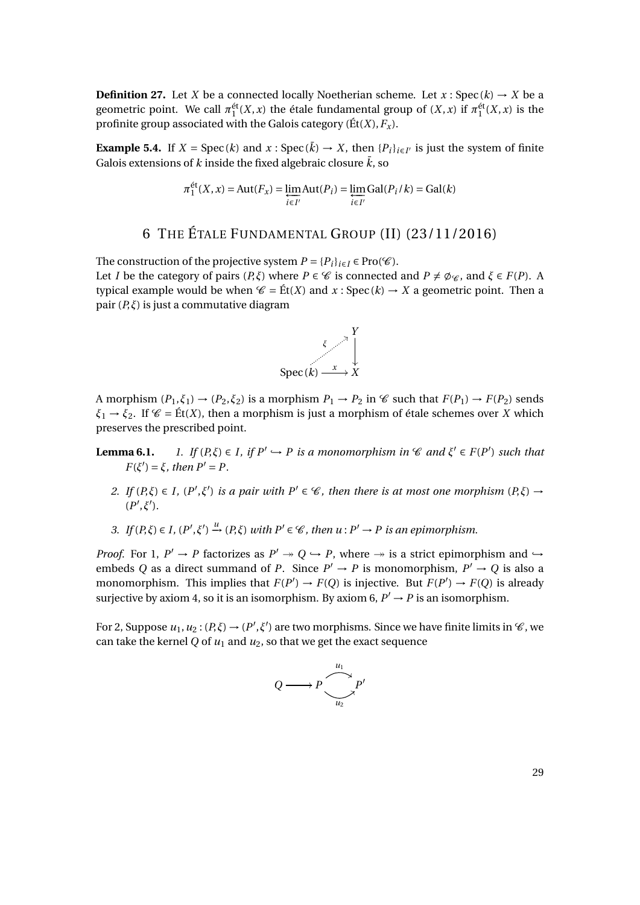**Definition 27.** Let $X$ be a connected locally Noetherian scheme. Let $x : \mathrm{Spec}(k) \to X$ be a geometric point. We call $\pi_1^{\text{ét}}(X,x)$ the étale fundamental group of $(X,x)$ if $\pi_1^{\text{ét}}(X,x)$ is the profinite group associated with the Galois category $(\text{Ét}(X), F_x)$.

**Example 5.4.** If $X = \mathrm{Spec}(k)$ and $x : \mathrm{Spec}(\bar{k}) \to X$, then $\{P_i\}_{i\in I'}$ is just the system of finite Galois extensions of $k$ inside the fixed algebraic closure $\bar{k}$, so

$$\pi_1^{\text{ét}}(X,x) = \mathrm{Aut}(F_x) = \varprojlim_{i\in I'} \mathrm{Aut}(P_i) = \varprojlim_{i\in I'} \mathrm{Gal}(P_i/k) = \mathrm{Gal}(k)$$

## 6 The Étale Fundamental Group (II) (23/11/2016)

The construction of the projective system $P = \{P_i\}_{i\in I} \in \mathrm{Pro}(\mathscr{C})$.
Let $I$ be the category of pairs $(P,\xi)$ where $P \in \mathscr{C}$ is connected and $P \neq \emptyset_{\mathscr{C}}$, and $\xi \in F(P)$. A typical example would be when $\mathscr{C} = \text{Ét}(X)$ and $x : \mathrm{Spec}(k) \to X$ a geometric point. Then a pair $(P,\xi)$ is just a commutative diagram

$$\begin{array}{ccc} & & Y \\ & \overset{\xi}{\nearrow} & \downarrow \\ \mathrm{Spec}(k) & \xrightarrow{x} & X \end{array}$$

A morphism $(P_1,\xi_1) \to (P_2,\xi_2)$ is a morphism $P_1 \to P_2$ in $\mathscr{C}$ such that $F(P_1) \to F(P_2)$ sends $\xi_1 \to \xi_2$. If $\mathscr{C} = \text{Ét}(X)$, then a morphism is just a morphism of étale schemes over $X$ which preserves the prescribed point.

**Lemma 6.1.** 

1. *If $(P,\xi) \in I$, if $P' \hookrightarrow P$ is a monomorphism in $\mathscr{C}$ and $\xi' \in F(P')$ such that $F(\xi') = \xi$, then $P' = P$.*
2. *If $(P,\xi) \in I$, $(P',\xi')$ is a pair with $P' \in \mathscr{C}$, then there is at most one morphism $(P,\xi) \to (P',\xi')$.*
3. *If $(P,\xi) \in I$, $(P',\xi') \xrightarrow{u} (P,\xi)$ with $P' \in \mathscr{C}$, then $u : P' \to P$ is an epimorphism.*

*Proof.* For 1, $P' \to P$ factorizes as $P' \twoheadrightarrow Q \hookrightarrow P$, where $\twoheadrightarrow$ is a strict epimorphism and $\hookrightarrow$ embeds $Q$ as a direct summand of $P$. Since $P' \to P$ is monomorphism, $P' \to Q$ is also a monomorphism. This implies that $F(P') \to F(Q)$ is injective. But $F(P') \to F(Q)$ is already surjective by axiom 4, so it is an isomorphism. By axiom 6, $P' \to P$ is an isomorphism.

For 2, Suppose $u_1, u_2 : (P,\xi) \to (P',\xi')$ are two morphisms. Since we have finite limits in $\mathscr{C}$, we can take the kernel $Q$ of $u_1$ and $u_2$, so that we get the exact sequence

$$Q \longrightarrow P \overset{u_1}{\underset{u_2}{\rightrightarrows}} P'$$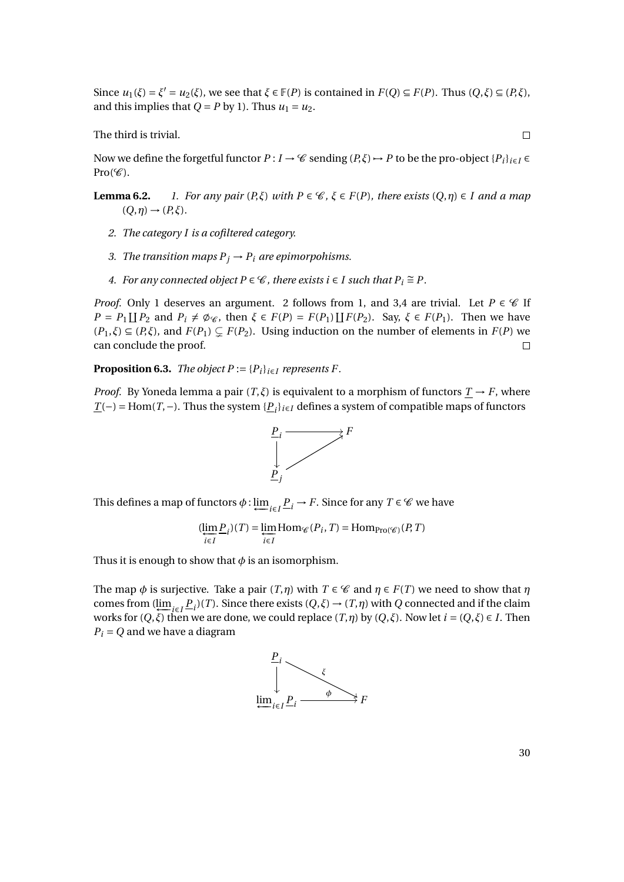Since $u_1(\xi) = \xi' = u_2(\xi)$, we see that $\xi \in \mathbb{F}(P)$ is contained in $F(Q) \subseteq F(P)$. Thus $(Q,\xi) \subseteq (P,\xi)$, and this implies that $Q = P$ by 1). Thus $u_1 = u_2$.

The third is trivial. $\square$

Now we define the forgetful functor $P : I \to \mathscr{C}$ sending $(P,\xi) \mapsto P$ to be the pro-object $\{P_i\}_{i\in I} \in \mathrm{Pro}(\mathscr{C})$.

**Lemma 6.2.** *1. For any pair $(P,\xi)$ with $P \in \mathscr{C}$, $\xi \in F(P)$, there exists $(Q,\eta) \in I$ and a map $(Q,\eta) \to (P,\xi)$.*

*2. The category $I$ is a cofiltered category.*

*3. The transition maps $P_j \to P_i$ are epimorpohisms.*

*4. For any connected object $P \in \mathscr{C}$, there exists $i \in I$ such that $P_i \cong P$.*

*Proof.* Only 1 deserves an argument. 2 follows from 1, and 3,4 are trivial. Let $P \in \mathscr{C}$ If $P = P_1 \coprod P_2$ and $P_i \neq \emptyset_{\mathscr{C}}$, then $\xi \in F(P) = F(P_1) \coprod F(P_2)$. Say, $\xi \in F(P_1)$. Then we have $(P_1,\xi) \subseteq (P,\xi)$, and $F(P_1) \subsetneq F(P_2)$. Using induction on the number of elements in $F(P)$ we can conclude the proof. $\square$

**Proposition 6.3.** *The object $P := \{P_i\}_{i\in I}$ represents $F$.*

*Proof.* By Yoneda lemma a pair $(T,\xi)$ is equivalent to a morphism of functors $\underline{T} \to F$, where $\underline{T}(-) = \mathrm{Hom}(T,-)$. Thus the system $\{\underline{P}_i\}_{i\in I}$ defines a system of compatible maps of functors

$$\begin{array}{ccc} \underline{P}_i & \longrightarrow & F \\ \downarrow & \nearrow & \\ \underline{P}_j & & \end{array}$$

This defines a map of functors $\phi : \varinjlim_{i\in I} \underline{P}_i \to F$. Since for any $T \in \mathscr{C}$ we have

$$(\varinjlim_{i\in I} \underline{P}_i)(T) = \varinjlim_{i\in I} \mathrm{Hom}_{\mathscr{C}}(P_i,T) = \mathrm{Hom}_{\mathrm{Pro}(\mathscr{C})}(P,T)$$

Thus it is enough to show that $\phi$ is an isomorphism.

The map $\phi$ is surjective. Take a pair $(T,\eta)$ with $T \in \mathscr{C}$ and $\eta \in F(T)$ we need to show that $\eta$ comes from $(\varinjlim_{i\in I} \underline{P}_i)(T)$. Since there exists $(Q,\xi) \to (T,\eta)$ with $Q$ connected and if the claim works for $(Q,\xi)$ then we are done, we could replace $(T,\eta)$ by $(Q,\xi)$. Now let $i = (Q,\xi) \in I$. Then $P_i = Q$ and we have a diagram

$$\begin{array}{ccc} \underline{P}_i & & \\ \downarrow & \overset{\xi}{\searrow} & \\ \varinjlim_{i\in I} \underline{P}_i & \xrightarrow{\ \phi\ } & F \end{array}$$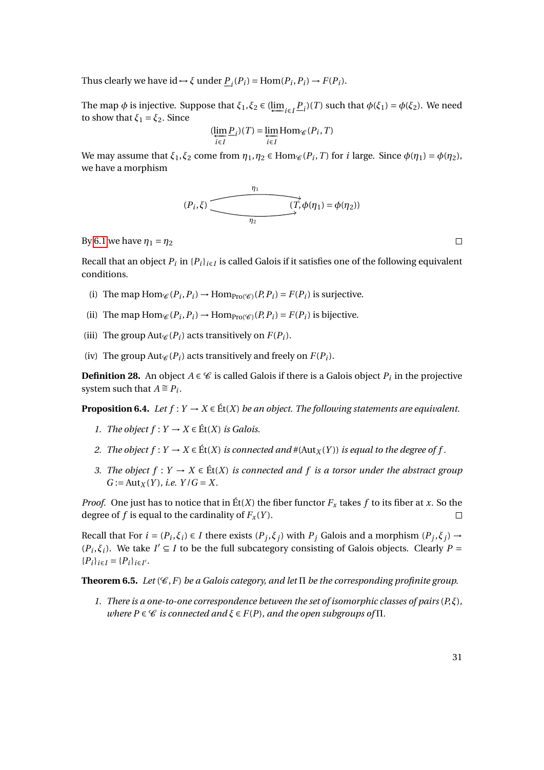Thus clearly we have $\text{id} \mapsto \xi$ under $\underline{P}_i(P_i) = \text{Hom}(P_i, P_i) \to F(P_i)$.

The map $\phi$ is injective. Suppose that $\xi_1, \xi_2 \in (\varprojlim_{i \in I} \underline{P}_i)(T)$ such that $\phi(\xi_1) = \phi(\xi_2)$. We need to show that $\xi_1 = \xi_2$. Since

$$(\varprojlim_{i \in I} \underline{P}_i)(T) = \varprojlim_{i \in I} \text{Hom}_{\mathscr{C}}(P_i, T)$$

We may assume that $\xi_1, \xi_2$ come from $\eta_1, \eta_2 \in \text{Hom}_{\mathscr{C}}(P_i, T)$ for $i$ large. Since $\phi(\eta_1) = \phi(\eta_2)$, we have a morphism

$$(P_i, \xi) \underset{\eta_2}{\overset{\eta_1}{\rightrightarrows}} (T, \phi(\eta_1) = \phi(\eta_2))$$

By 6.1 we have $\eta_1 = \eta_2$ $\square$

Recall that an object $P_i$ in $\{P_i\}_{i \in I}$ is called Galois if it satisfies one of the following equivalent conditions.

(i) The map $\text{Hom}_{\mathscr{C}}(P_i, P_i) \to \text{Hom}_{\text{Pro}(\mathscr{C})}(P, P_i) = F(P_i)$ is surjective.

(ii) The map $\text{Hom}_{\mathscr{C}}(P_i, P_i) \to \text{Hom}_{\text{Pro}(\mathscr{C})}(P, P_i) = F(P_i)$ is bijective.

(iii) The group $\text{Aut}_{\mathscr{C}}(P_i)$ acts transitively on $F(P_i)$.

(iv) The group $\text{Aut}_{\mathscr{C}}(P_i)$ acts transitively and freely on $F(P_i)$.

**Definition 28.** An object $A \in \mathscr{C}$ is called Galois if there is a Galois object $P_i$ in the projective system such that $A \cong P_i$.

**Proposition 6.4.** *Let $f : Y \to X \in \text{Ét}(X)$ be an object. The following statements are equivalent.*

1. *The object $f : Y \to X \in \text{Ét}(X)$ is Galois.*
2. *The object $f : Y \to X \in \text{Ét}(X)$ is connected and $\#(\text{Aut}_X(Y))$ is equal to the degree of $f$.*
3. *The object $f : Y \to X \in \text{Ét}(X)$ is connected and $f$ is a torsor under the abstract group $G := \text{Aut}_X(Y)$, i.e. $Y/G = X$.*

*Proof.* One just has to notice that in $\text{Ét}(X)$ the fiber functor $F_x$ takes $f$ to its fiber at $x$. So the degree of $f$ is equal to the cardinality of $F_x(Y)$. $\square$

Recall that For $i = (P_i, \xi_i) \in I$ there exists $(P_j, \xi_j)$ with $P_j$ Galois and a morphism $(P_j, \xi_j) \to (P_i, \xi_i)$. We take $I' \subseteq I$ to be the full subcategory consisting of Galois objects. Clearly $P = \{P_i\}_{i \in I} = \{P_i\}_{i \in I'}$.

**Theorem 6.5.** *Let $(\mathscr{C}, F)$ be a Galois category, and let $\Pi$ be the corresponding profinite group.*

1. *There is a one-to-one correspondence between the set of isomorphic classes of pairs $(P, \xi)$, where $P \in \mathscr{C}$ is connected and $\xi \in F(P)$, and the open subgroups of $\Pi$.*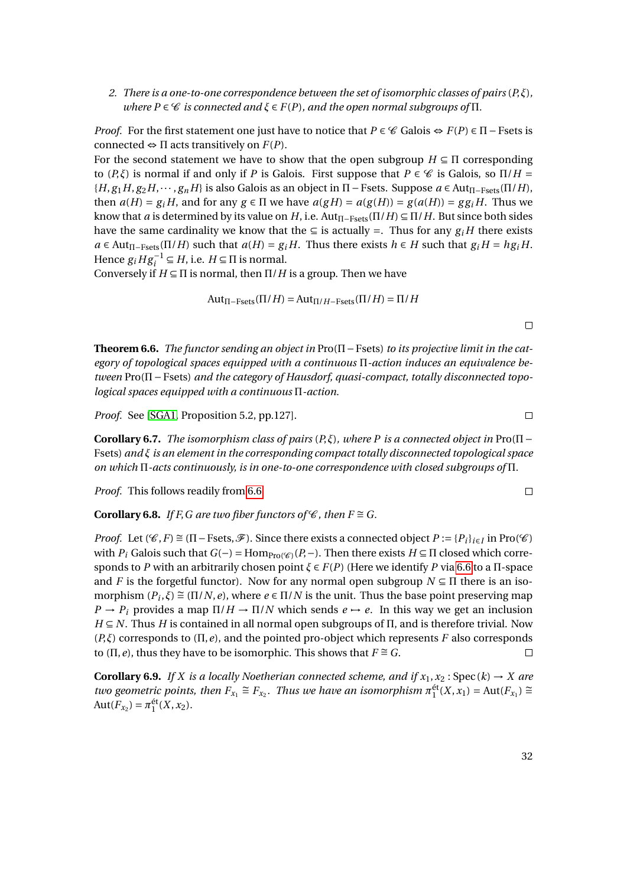2. *There is a one-to-one correspondence between the set of isomorphic classes of pairs $(P,\xi)$, where $P \in \mathscr{C}$ is connected and $\xi \in F(P)$, and the open normal subgroups of $\Pi$.*

*Proof.* For the first statement one just have to notice that $P \in \mathscr{C}$ Galois $\Leftrightarrow$ $F(P) \in \Pi-\text{Fsets}$ is connected $\Leftrightarrow$ $\Pi$ acts transitively on $F(P)$.
For the second statement we have to show that the open subgroup $H \subseteq \Pi$ corresponding to $(P,\xi)$ is normal if and only if $P$ is Galois. First suppose that $P \in \mathscr{C}$ is Galois, so $\Pi/H = \{H, g_1H, g_2H, \cdots, g_nH\}$ is also Galois as an object in $\Pi-\text{Fsets}$. Suppose $a \in \text{Aut}_{\Pi-\text{Fsets}}(\Pi/H)$, then $a(H) = g_iH$, and for any $g \in \Pi$ we have $a(gH) = a(g(H)) = g(a(H)) = gg_iH$. Thus we know that $a$ is determined by its value on $H$, i.e. $\text{Aut}_{\Pi-\text{Fsets}}(\Pi/H) \subseteq \Pi/H$. But since both sides have the same cardinality we know that the $\subseteq$ is actually $=$. Thus for any $g_iH$ there exists $a \in \text{Aut}_{\Pi-\text{Fsets}}(\Pi/H)$ such that $a(H) = g_iH$. Thus there exists $h \in H$ such that $g_iH = hg_iH$. Hence $g_iHg_i^{-1} \subseteq H$, i.e. $H \subseteq \Pi$ is normal.
Conversely if $H \subseteq \Pi$ is normal, then $\Pi/H$ is a group. Then we have

$$\text{Aut}_{\Pi-\text{Fsets}}(\Pi/H) = \text{Aut}_{\Pi/H-\text{Fsets}}(\Pi/H) = \Pi/H$$

$\square$

**Theorem 6.6.** *The functor sending an object in* $\text{Pro}(\Pi-\text{Fsets})$ *to its projective limit in the category of topological spaces equipped with a continuous* $\Pi$*-action induces an equivalence between* $\text{Pro}(\Pi-\text{Fsets})$ *and the category of Hausdorf, quasi-compact, totally disconnected topological spaces equipped with a continuous* $\Pi$*-action.*

*Proof.* See [SGA1, Proposition 5.2, pp.127]. $\square$

**Corollary 6.7.** *The isomorphism class of pairs $(P,\xi)$, where $P$ is a connected object in* $\text{Pro}(\Pi-\text{Fsets})$ *and $\xi$ is an element in the corresponding compact totally disconnected topological space on which $\Pi$-acts continuously, is in one-to-one correspondence with closed subgroups of $\Pi$.*

*Proof.* This follows readily from 6.6 $\square$

**Corollary 6.8.** *If $F, G$ are two fiber functors of $\mathscr{C}$, then $F \cong G$.*

*Proof.* Let $(\mathscr{C}, F) \cong (\Pi-\text{Fsets}, \mathscr{F})$. Since there exists a connected object $P := \{P_i\}_{i\in I}$ in $\text{Pro}(\mathscr{C})$ with $P_i$ Galois such that $G(-) = \text{Hom}_{\text{Pro}(\mathscr{C})}(P,-)$. Then there exists $H \subseteq \Pi$ closed which corresponds to $P$ with an arbitrarily chosen point $\xi \in F(P)$ (Here we identify $P$ via 6.6 to a $\Pi$-space and $F$ is the forgetful functor). Now for any normal open subgroup $N \subseteq \Pi$ there is an isomorphism $(P_i,\xi) \cong (\Pi/N, e)$, where $e \in \Pi/N$ is the unit. Thus the base point preserving map $P \to P_i$ provides a map $\Pi/H \to \Pi/N$ which sends $e \mapsto e$. In this way we get an inclusion $H \subseteq N$. Thus $H$ is contained in all normal open subgroups of $\Pi$, and is therefore trivial. Now $(P,\xi)$ corresponds to $(\Pi, e)$, and the pointed pro-object which represents $F$ also corresponds to $(\Pi, e)$, thus they have to be isomorphic. This shows that $F \cong G$. $\square$

**Corollary 6.9.** *If $X$ is a locally Noetherian connected scheme, and if $x_1, x_2 : \text{Spec}(k) \to X$ are two geometric points, then $F_{x_1} \cong F_{x_2}$. Thus we have an isomorphism $\pi_1^{\text{ét}}(X, x_1) = \text{Aut}(F_{x_1}) \cong \text{Aut}(F_{x_2}) = \pi_1^{\text{ét}}(X, x_2)$.*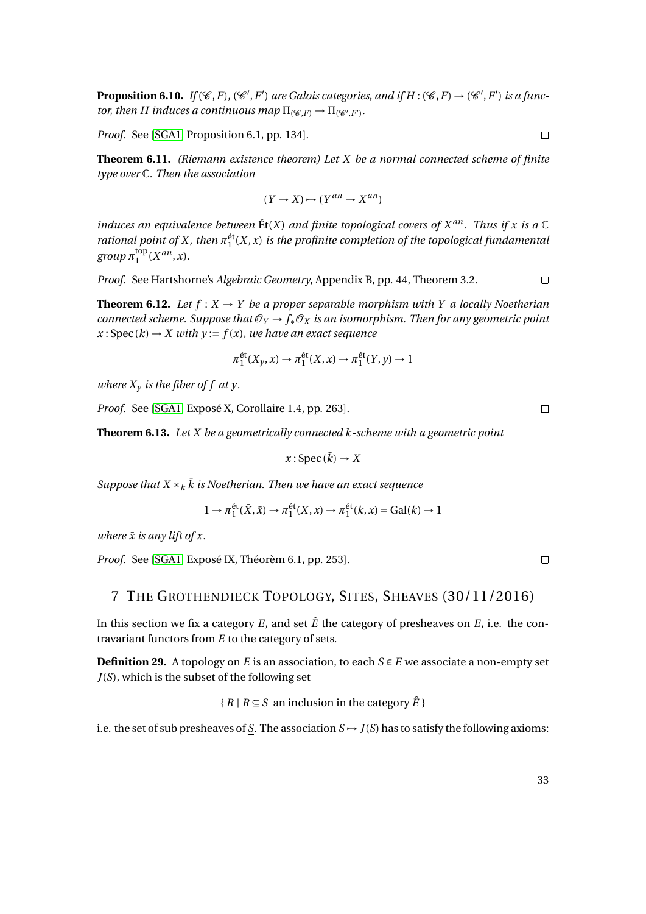**Proposition 6.10.** *If $(\mathscr{C}, F)$, $(\mathscr{C}', F')$ are Galois categories, and if $H : (\mathscr{C}, F) \to (\mathscr{C}', F')$ is a functor, then $H$ induces a continuous map $\Pi_{(\mathscr{C},F)} \to \Pi_{(\mathscr{C}',F')}$.*

*Proof.* See [SGA1, Proposition 6.1, pp. 134]. $\square$

**Theorem 6.11.** *(Riemann existence theorem) Let $X$ be a normal connected scheme of finite type over $\mathbb{C}$. Then the association*

$$(Y \to X) \mapsto (Y^{an} \to X^{an})$$

*induces an equivalence between* $\text{Ét}(X)$ *and finite topological covers of $X^{an}$. Thus if $x$ is a $\mathbb{C}$ rational point of $X$, then $\pi_1^{\text{ét}}(X, x)$ is the profinite completion of the topological fundamental group $\pi_1^{\text{top}}(X^{an}, x)$.*

*Proof.* See Hartshorne's *Algebraic Geometry*, Appendix B, pp. 44, Theorem 3.2. $\square$

**Theorem 6.12.** *Let $f : X \to Y$ be a proper separable morphism with $Y$ a locally Noetherian connected scheme. Suppose that $\mathscr{O}_Y \to f_* \mathscr{O}_X$ is an isomorphism. Then for any geometric point $x : \operatorname{Spec}(k) \to X$ with $y := f(x)$, we have an exact sequence*

$$\pi_1^{\text{ét}}(X_y, x) \to \pi_1^{\text{ét}}(X, x) \to \pi_1^{\text{ét}}(Y, y) \to 1$$

*where $X_y$ is the fiber of $f$ at $y$.*

*Proof.* See [SGA1, Exposé X, Corollaire 1.4, pp. 263]. $\square$

**Theorem 6.13.** *Let $X$ be a geometrically connected $k$-scheme with a geometric point*

$$x : \operatorname{Spec}(\bar{k}) \to X$$

*Suppose that $X \times_k \bar{k}$ is Noetherian. Then we have an exact sequence*

$$1 \to \pi_1^{\text{ét}}(\bar{X}, \bar{x}) \to \pi_1^{\text{ét}}(X, x) \to \pi_1^{\text{ét}}(k, x) = \operatorname{Gal}(k) \to 1$$

*where $\bar{x}$ is any lift of $x$.*

*Proof.* See [SGA1, Exposé IX, Théorèm 6.1, pp. 253]. $\square$

## 7 The Grothendieck Topology, Sites, Sheaves (30/11/2016)

In this section we fix a category $E$, and set $\hat{E}$ the category of presheaves on $E$, i.e. the contravariant functors from $E$ to the category of sets.

**Definition 29.** A topology on $E$ is an association, to each $S \in E$ we associate a non-empty set $J(S)$, which is the subset of the following set

$$\{ R \mid R \subseteq \underline{S} \text{ an inclusion in the category } \hat{E} \}$$

i.e. the set of sub presheaves of $\underline{S}$. The association $S \mapsto J(S)$ has to satisfy the following axioms: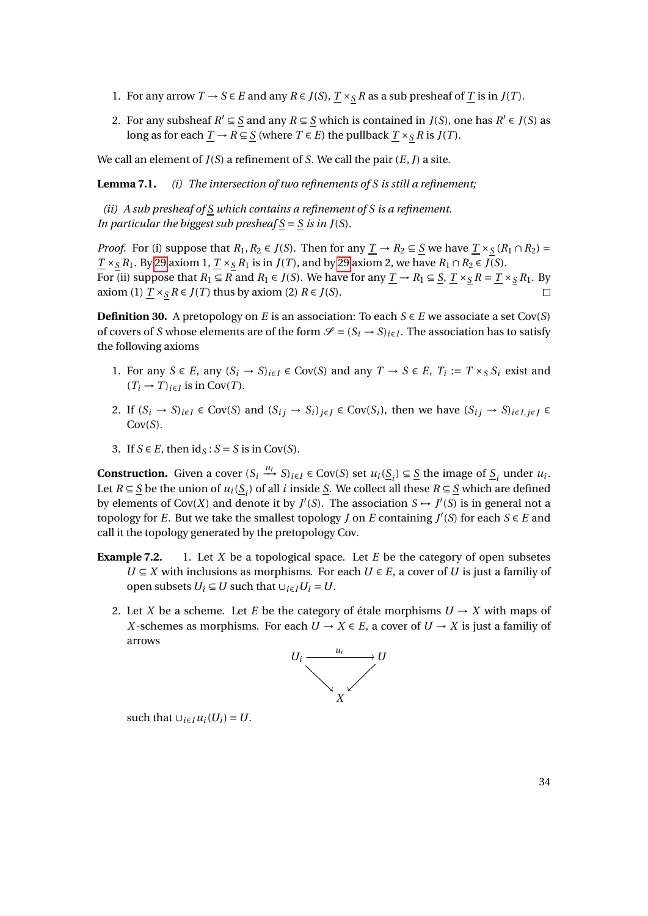1. For any arrow $T \to S \in E$ and any $R \in J(S)$, $\underline{T} \times_{\underline{S}} R$ as a sub presheaf of $\underline{T}$ is in $J(T)$.

2. For any subsheaf $R' \subseteq \underline{S}$ and any $R \subseteq \underline{S}$ which is contained in $J(S)$, one has $R' \in J(S)$ as long as for each $\underline{T} \to R \subseteq \underline{S}$ (where $T \in E$) the pullback $\underline{T} \times_{\underline{S}} R$ is $J(T)$.

We call an element of $J(S)$ a refinement of $S$. We call the pair $(E, J)$ a site.

**Lemma 7.1.** *(i) The intersection of two refinements of $S$ is still a refinement;*

*(ii) A sub presheaf of $\underline{S}$ which contains a refinement of $S$ is a refinement. In particular the biggest sub presheaf $\underline{S} = \underline{S}$ is in $J(S)$.*

*Proof.* For (i) suppose that $R_1, R_2 \in J(S)$. Then for any $\underline{T} \to R_2 \subseteq \underline{S}$ we have $\underline{T} \times_{\underline{S}} (R_1 \cap R_2) = \underline{T} \times_{\underline{S}} R_1$. By 29 axiom 1, $\underline{T} \times_{\underline{S}} R_1$ is in $J(T)$, and by 29 axiom 2, we have $R_1 \cap R_2 \in J(S)$.
For (ii) suppose that $R_1 \subseteq R$ and $R_1 \in J(S)$. We have for any $\underline{T} \to R_1 \subseteq \underline{S}$, $\underline{T} \times_{\underline{S}} R = \underline{T} \times_{\underline{S}} R_1$. By axiom (1) $\underline{T} \times_{\underline{S}} R \in J(T)$ thus by axiom (2) $R \in J(S)$. □

**Definition 30.** A pretopology on $E$ is an association: To each $S \in E$ we associate a set $\mathrm{Cov}(S)$ of covers of $S$ whose elements are of the form $\mathscr{S} = (S_i \to S)_{i \in I}$. The association has to satisfy the following axioms

1. For any $S \in E$, any $(S_i \to S)_{i \in I} \in \mathrm{Cov}(S)$ and any $T \to S \in E$, $T_i := T \times_S S_i$ exist and $(T_i \to T)_{i \in I}$ is in $\mathrm{Cov}(T)$.

2. If $(S_i \to S)_{i \in I} \in \mathrm{Cov}(S)$ and $(S_{ij} \to S_i)_{j \in J} \in \mathrm{Cov}(S_i)$, then we have $(S_{ij} \to S)_{i \in I, j \in J} \in \mathrm{Cov}(S)$.

3. If $S \in E$, then $\mathrm{id}_S : S = S$ is in $\mathrm{Cov}(S)$.

**Construction.** Given a cover $(S_i \xrightarrow{u_i} S)_{i \in I} \in \mathrm{Cov}(S)$ set $u_i(\underline{S_i}) \subseteq \underline{S}$ the image of $\underline{S_i}$ under $u_i$. Let $R \subseteq \underline{S}$ be the union of $u_i(\underline{S_i})$ of all $i$ inside $\underline{S}$. We collect all these $R \subseteq \underline{S}$ which are defined by elements of $\mathrm{Cov}(X)$ and denote it by $J'(S)$. The association $S \mapsto J'(S)$ is in general not a topology for $E$. But we take the smallest topology $J$ on $E$ containing $J'(S)$ for each $S \in E$ and call it the topology generated by the pretopology Cov.

**Example 7.2.**

1. Let $X$ be a topological space. Let $E$ be the category of open subsetes $U \subseteq X$ with inclusions as morphisms. For each $U \in E$, a cover of $U$ is just a familiy of open subsets $U_i \subseteq U$ such that $\cup_{i \in I} U_i = U$.

2. Let $X$ be a scheme. Let $E$ be the category of étale morphisms $U \to X$ with maps of $X$-schemes as morphisms. For each $U \to X \in E$, a cover of $U \to X$ is just a familiy of arrows

$$\begin{array}{ccc} U_i & \xrightarrow{u_i} & U \\ & \searrow \quad \swarrow & \\ & X & \end{array}$$

such that $\cup_{i \in I} u_i(U_i) = U$.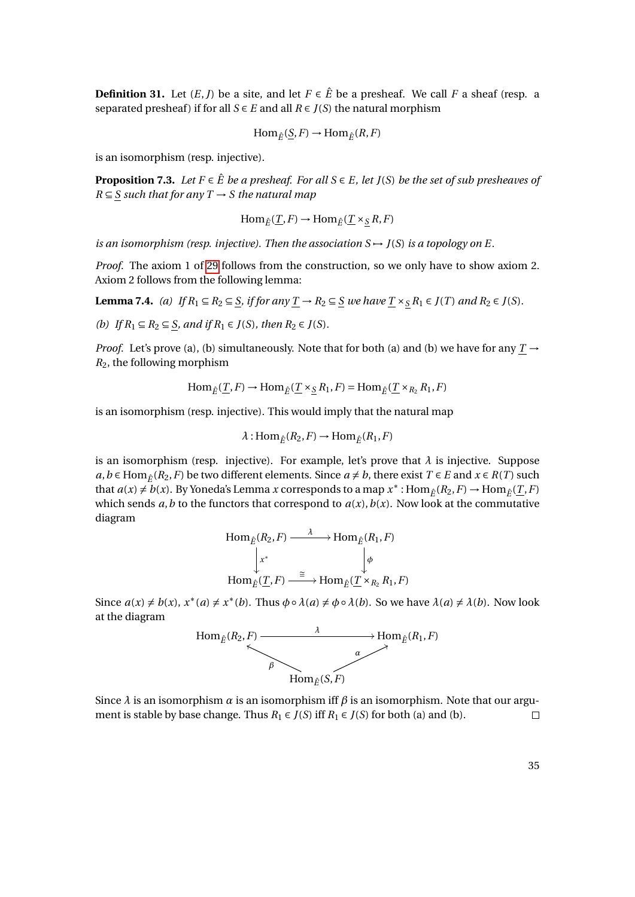**Definition 31.** Let $(E, J)$ be a site, and let $F \in \hat{E}$ be a presheaf. We call $F$ a sheaf (resp. a separated presheaf) if for all $S \in E$ and all $R \in J(S)$ the natural morphism

$$\mathrm{Hom}_{\hat{E}}(\underline{S}, F) \to \mathrm{Hom}_{\hat{E}}(R, F)$$

is an isomorphism (resp. injective).

**Proposition 7.3.** *Let $F \in \hat{E}$ be a presheaf. For all $S \in E$, let $J(S)$ be the set of sub presheaves of $R \subseteq \underline{S}$ such that for any $T \to S$ the natural map*

$$\mathrm{Hom}_{\hat{E}}(\underline{T}, F) \to \mathrm{Hom}_{\hat{E}}(\underline{T} \times_{\underline{S}} R, F)$$

*is an isomorphism (resp. injective). Then the association $S \mapsto J(S)$ is a topology on $E$.*

*Proof.* The axiom 1 of 29 follows from the construction, so we only have to show axiom 2. Axiom 2 follows from the following lemma:

**Lemma 7.4.** *(a) If $R_1 \subseteq R_2 \subseteq \underline{S}$, if for any $\underline{T} \to R_2 \subseteq \underline{S}$ we have $\underline{T} \times_{\underline{S}} R_1 \in J(T)$ and $R_2 \in J(S)$.*

*(b) If $R_1 \subseteq R_2 \subseteq \underline{S}$, and if $R_1 \in J(S)$, then $R_2 \in J(S)$.*

*Proof.* Let's prove (a), (b) simultaneously. Note that for both (a) and (b) we have for any $\underline{T} \to R_2$, the following morphism

$$\mathrm{Hom}_{\hat{E}}(\underline{T}, F) \to \mathrm{Hom}_{\hat{E}}(\underline{T} \times_{\underline{S}} R_1, F) = \mathrm{Hom}_{\hat{E}}(\underline{T} \times_{R_2} R_1, F)$$

is an isomorphism (resp. injective). This would imply that the natural map

$$\lambda : \mathrm{Hom}_{\hat{E}}(R_2, F) \to \mathrm{Hom}_{\hat{E}}(R_1, F)$$

is an isomorphism (resp. injective). For example, let's prove that $\lambda$ is injective. Suppose $a, b \in \mathrm{Hom}_{\hat{E}}(R_2, F)$ be two different elements. Since $a \neq b$, there exist $T \in E$ and $x \in R(T)$ such that $a(x) \neq b(x)$. By Yoneda's Lemma $x$ corresponds to a map $x^* : \mathrm{Hom}_{\hat{E}}(R_2, F) \to \mathrm{Hom}_{\hat{E}}(\underline{T}, F)$ which sends $a, b$ to the functors that correspond to $a(x), b(x)$. Now look at the commutative diagram

$$\begin{array}{ccc}
\mathrm{Hom}_{\hat{E}}(R_2, F) & \xrightarrow{\lambda} & \mathrm{Hom}_{\hat{E}}(R_1, F) \\
\downarrow x^* & & \downarrow \phi \\
\mathrm{Hom}_{\hat{E}}(\underline{T}, F) & \xrightarrow{\cong} & \mathrm{Hom}_{\hat{E}}(\underline{T} \times_{R_2} R_1, F)
\end{array}$$

Since $a(x) \neq b(x)$, $x^*(a) \neq x^*(b)$. Thus $\phi \circ \lambda(a) \neq \phi \circ \lambda(b)$. So we have $\lambda(a) \neq \lambda(b)$. Now look at the diagram

$$\begin{array}{ccc}
\mathrm{Hom}_{\hat{E}}(R_2, F) & \xrightarrow{\lambda} & \mathrm{Hom}_{\hat{E}}(R_1, F) \\
& {}_{\beta}\nwarrow \quad \nearrow_{\alpha} & \\
& \mathrm{Hom}_{\hat{E}}(S, F) &
\end{array}$$

Since $\lambda$ is an isomorphism $\alpha$ is an isomorphism iff $\beta$ is an isomorphism. Note that our argument is stable by base change. Thus $R_1 \in J(S)$ iff $R_1 \in J(S)$ for both (a) and (b). □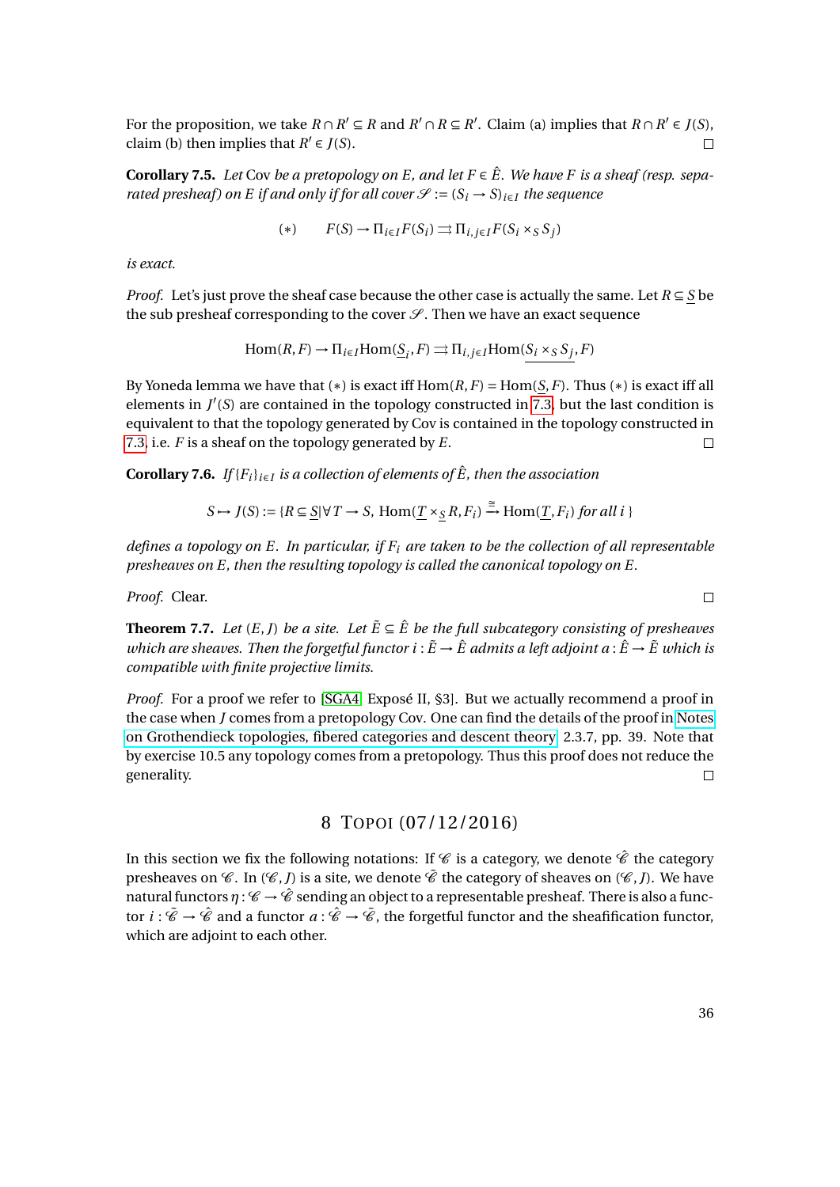For the proposition, we take $R \cap R' \subseteq R$ and $R' \cap R \subseteq R'$. Claim (a) implies that $R \cap R' \in J(S)$, claim (b) then implies that $R' \in J(S)$. □

**Corollary 7.5.** *Let* Cov *be a pretopology on $E$, and let $F \in \hat{E}$. We have $F$ is a sheaf (resp. separated presheaf) on $E$ if and only if for all cover $\mathscr{S} := (S_i \to S)_{i \in I}$ the sequence*

$$(*) \qquad F(S) \to \Pi_{i \in I} F(S_i) \rightrightarrows \Pi_{i,j \in I} F(S_i \times_S S_j)$$

*is exact.*

*Proof.* Let's just prove the sheaf case because the other case is actually the same. Let $R \subseteq \underline{S}$ be the sub presheaf corresponding to the cover $\mathscr{S}$. Then we have an exact sequence

$$\mathrm{Hom}(R, F) \to \Pi_{i \in I} \mathrm{Hom}(\underline{S_i}, F) \rightrightarrows \Pi_{i,j \in I} \mathrm{Hom}(\underline{S_i \times_S S_j}, F)$$

By Yoneda lemma we have that $(*)$ is exact iff $\mathrm{Hom}(R, F) = \mathrm{Hom}(\underline{S}, F)$. Thus $(*)$ is exact iff all elements in $J'(S)$ are contained in the topology constructed in 7.3, but the last condition is equivalent to that the topology generated by Cov is contained in the topology constructed in 7.3, i.e. $F$ is a sheaf on the topology generated by $E$. □

**Corollary 7.6.** *If $\{F_i\}_{i \in I}$ is a collection of elements of $\hat{E}$, then the association*

$$S \mapsto J(S) := \{R \subseteq \underline{S} \mid \forall T \to S,\ \mathrm{Hom}(\underline{T} \times_{\underline{S}} R, F_i) \xrightarrow{\cong} \mathrm{Hom}(\underline{T}, F_i) \text{ for all } i\}$$

*defines a topology on $E$. In particular, if $F_i$ are taken to be the collection of all representable presheaves on $E$, then the resulting topology is called the canonical topology on $E$.*

*Proof.* Clear. □

**Theorem 7.7.** *Let $(E, J)$ be a site. Let $\tilde{E} \subseteq \hat{E}$ be the full subcategory consisting of presheaves which are sheaves. Then the forgetful functor $i : \tilde{E} \to \hat{E}$ admits a left adjoint $a : \hat{E} \to \tilde{E}$ which is compatible with finite projective limits.*

*Proof.* For a proof we refer to [SGA4] Exposé II, §3]. But we actually recommend a proof in the case when $J$ comes from a pretopology Cov. One can find the details of the proof in Notes on Grothendieck topologies, fibered categories and descent theory 2.3.7, pp. 39. Note that by exercise 10.5 any topology comes from a pretopology. Thus this proof does not reduce the generality. □

## 8 Topoi (07/12/2016)

In this section we fix the following notations: If $\mathscr{C}$ is a category, we denote $\hat{\mathscr{C}}$ the category presheaves on $\mathscr{C}$. In $(\mathscr{C}, J)$ is a site, we denote $\tilde{\mathscr{C}}$ the category of sheaves on $(\mathscr{C}, J)$. We have natural functors $\eta : \mathscr{C} \to \hat{\mathscr{C}}$ sending an object to a representable presheaf. There is also a functor $i : \tilde{\mathscr{C}} \to \hat{\mathscr{C}}$ and a functor $a : \hat{\mathscr{C}} \to \tilde{\mathscr{C}}$, the forgetful functor and the sheafification functor, which are adjoint to each other.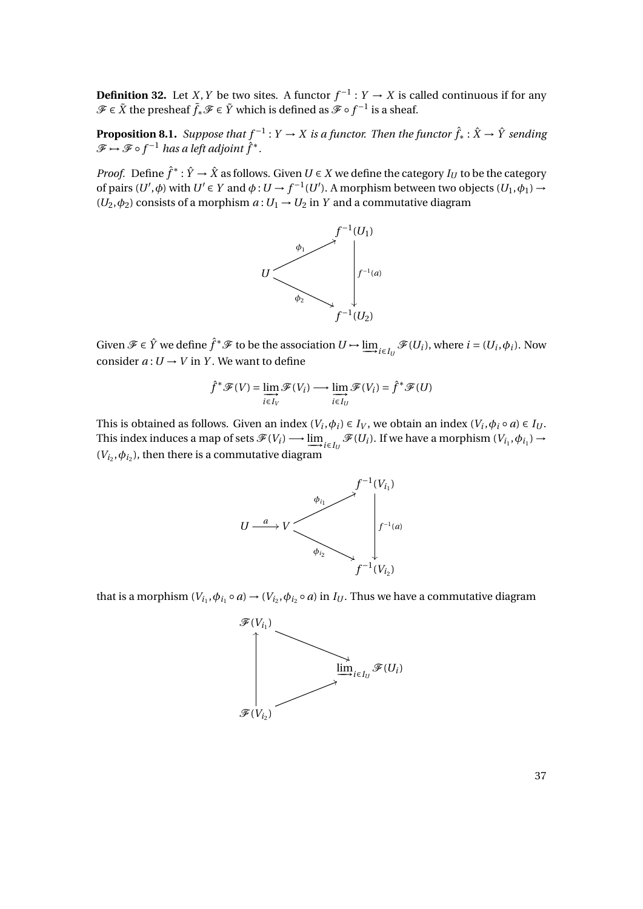**Definition 32.** Let $X, Y$ be two sites. A functor $f^{-1}: Y \to X$ is called continuous if for any $\mathscr{F} \in \tilde{X}$ the presheaf $\tilde{f}_* \mathscr{F} \in \tilde{Y}$ which is defined as $\mathscr{F} \circ f^{-1}$ is a sheaf.

**Proposition 8.1.** *Suppose that $f^{-1}: Y \to X$ is a functor. Then the functor $\hat{f}_*: \hat{X} \to \hat{Y}$ sending $\mathscr{F} \mapsto \mathscr{F} \circ f^{-1}$ has a left adjoint $\hat{f}^*$.*

*Proof.* Define $\hat{f}^*: \hat{Y} \to \hat{X}$ as follows. Given $U \in X$ we define the category $I_U$ to be the category of pairs $(U', \phi)$ with $U' \in Y$ and $\phi: U \to f^{-1}(U')$. A morphism between two objects $(U_1, \phi_1) \to (U_2, \phi_2)$ consists of a morphism $a: U_1 \to U_2$ in $Y$ and a commutative diagram

$$\begin{array}{ccc} & & f^{-1}(U_1) \\ & \overset{\phi_1}{\nearrow} & \\ U & & \Big\downarrow f^{-1}(a) \\ & \underset{\phi_2}{\searrow} & \\ & & f^{-1}(U_2) \end{array}$$

Given $\mathscr{F} \in \hat{Y}$ we define $\hat{f}^* \mathscr{F}$ to be the association $U \mapsto \varinjlim_{i \in I_U} \mathscr{F}(U_i)$, where $i = (U_i, \phi_i)$. Now consider $a: U \to V$ in $Y$. We want to define

$$\hat{f}^* \mathscr{F}(V) = \varinjlim_{i \in I_V} \mathscr{F}(V_i) \longrightarrow \varinjlim_{i \in I_U} \mathscr{F}(V_i) = \hat{f}^* \mathscr{F}(U)$$

This is obtained as follows. Given an index $(V_i, \phi_i) \in I_V$, we obtain an index $(V_i, \phi_i \circ a) \in I_U$. This index induces a map of sets $\mathscr{F}(V_i) \longrightarrow \varinjlim_{i \in I_U} \mathscr{F}(U_i)$. If we have a morphism $(V_{i_1}, \phi_{i_1}) \to (V_{i_2}, \phi_{i_2})$, then there is a commutative diagram

$$\begin{array}{ccccc} & & & & f^{-1}(V_{i_1}) \\ & & & \overset{\phi_{i_1}}{\nearrow} & \\ U & \xrightarrow{a} & V & & \Big\downarrow f^{-1}(a) \\ & & & \underset{\phi_{i_2}}{\searrow} & \\ & & & & f^{-1}(V_{i_2}) \end{array}$$

that is a morphism $(V_{i_1}, \phi_{i_1} \circ a) \to (V_{i_2}, \phi_{i_2} \circ a)$ in $I_U$. Thus we have a commutative diagram

$$\begin{array}{ccc} \mathscr{F}(V_{i_1}) & & \\ \Big\uparrow & \searrow & \\ & & \varinjlim_{i \in I_U} \mathscr{F}(U_i) \\ & \nearrow & \\ \mathscr{F}(V_{i_2}) & & \end{array}$$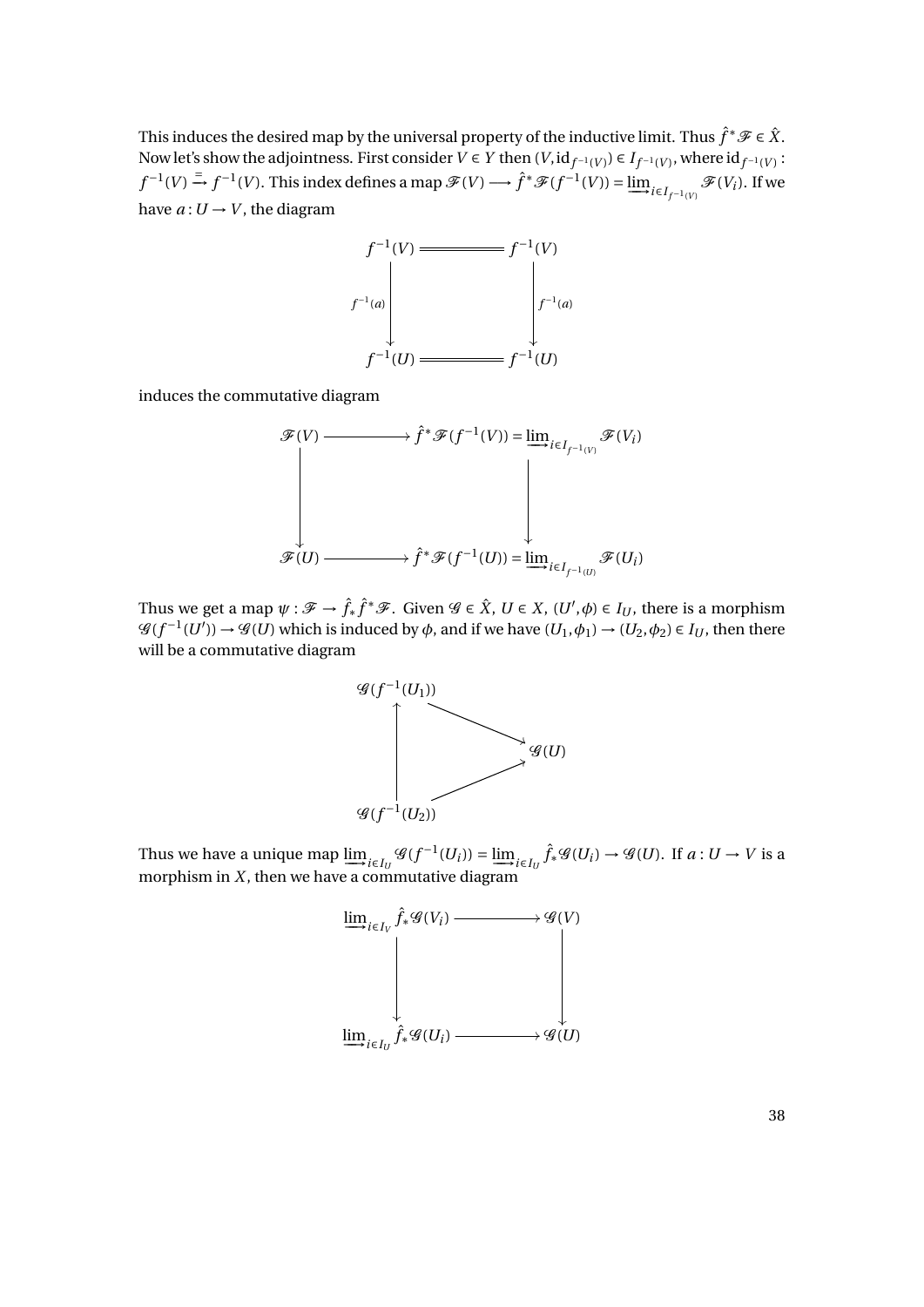This induces the desired map by the universal property of the inductive limit. Thus $\hat{f}^*\mathscr{F} \in \hat{X}$. Now let's show the adjointness. First consider $V \in Y$ then $(V, \mathrm{id}_{f^{-1}(V)}) \in I_{f^{-1}(V)}$, where $\mathrm{id}_{f^{-1}(V)} : f^{-1}(V) \xrightarrow{=} f^{-1}(V)$. This index defines a map $\mathscr{F}(V) \longrightarrow \hat{f}^*\mathscr{F}(f^{-1}(V)) = \varinjlim_{i \in I_{f^{-1}(V)}} \mathscr{F}(V_i)$. If we have $a : U \to V$, the diagram

$$
\begin{array}{ccc}
f^{-1}(V) & = & f^{-1}(V) \\
\downarrow {\scriptstyle f^{-1}(a)} & & \downarrow {\scriptstyle f^{-1}(a)} \\
f^{-1}(U) & = & f^{-1}(U)
\end{array}
$$

induces the commutative diagram

$$
\begin{array}{ccc}
\mathscr{F}(V) & \longrightarrow & \hat{f}^*\mathscr{F}(f^{-1}(V)) = \varinjlim_{i \in I_{f^{-1}(V)}} \mathscr{F}(V_i) \\
\downarrow & & \downarrow \\
\mathscr{F}(U) & \longrightarrow & \hat{f}^*\mathscr{F}(f^{-1}(U)) = \varinjlim_{i \in I_{f^{-1}(U)}} \mathscr{F}(U_i)
\end{array}
$$

Thus we get a map $\psi : \mathscr{F} \to \hat{f}_*\hat{f}^*\mathscr{F}$. Given $\mathscr{G} \in \hat{X}$, $U \in X$, $(U', \phi) \in I_U$, there is a morphism $\mathscr{G}(f^{-1}(U')) \to \mathscr{G}(U)$ which is induced by $\phi$, and if we have $(U_1, \phi_1) \to (U_2, \phi_2) \in I_U$, then there will be a commutative diagram

$$
\begin{array}{ccc}
\mathscr{G}(f^{-1}(U_1)) & & \\
\uparrow & \searrow & \\
 & & \mathscr{G}(U) \\
 & \nearrow & \\
\mathscr{G}(f^{-1}(U_2)) & &
\end{array}
$$

Thus we have a unique map $\varinjlim_{i \in I_U} \mathscr{G}(f^{-1}(U_i)) = \varinjlim_{i \in I_U} \hat{f}_*\mathscr{G}(U_i) \to \mathscr{G}(U)$. If $a : U \to V$ is a morphism in $X$, then we have a commutative diagram

$$
\begin{array}{ccc}
\varinjlim_{i \in I_V} \hat{f}_*\mathscr{G}(V_i) & \longrightarrow & \mathscr{G}(V) \\
\downarrow & & \downarrow \\
\varinjlim_{i \in I_U} \hat{f}_*\mathscr{G}(U_i) & \longrightarrow & \mathscr{G}(U)
\end{array}
$$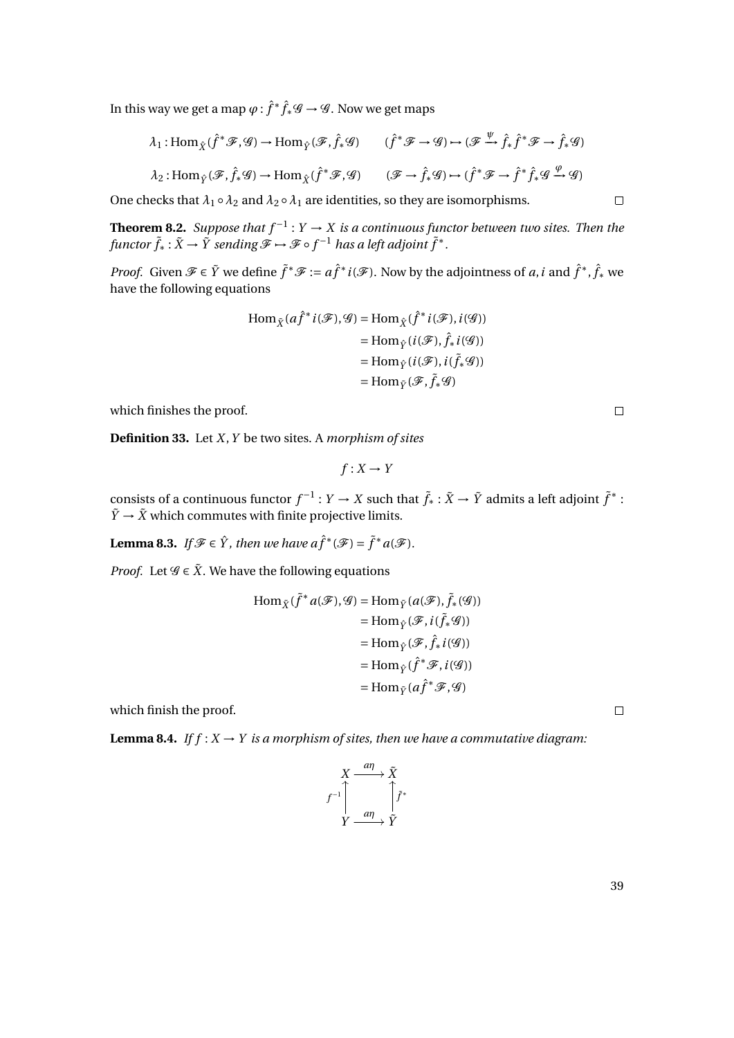In this way we get a map $\varphi : \hat{f}^* \hat{f}_* \mathscr{G} \to \mathscr{G}$. Now we get maps

$$\lambda_1 : \mathrm{Hom}_{\hat{X}}(\hat{f}^* \mathscr{F}, \mathscr{G}) \to \mathrm{Hom}_{\hat{Y}}(\mathscr{F}, \hat{f}_* \mathscr{G}) \qquad (\hat{f}^* \mathscr{F} \to \mathscr{G}) \mapsto (\mathscr{F} \xrightarrow{\psi} \hat{f}_* \hat{f}^* \mathscr{F} \to \hat{f}_* \mathscr{G})$$

$$\lambda_2 : \mathrm{Hom}_{\hat{Y}}(\mathscr{F}, \hat{f}_* \mathscr{G}) \to \mathrm{Hom}_{\hat{X}}(\hat{f}^* \mathscr{F}, \mathscr{G}) \qquad (\mathscr{F} \to \hat{f}_* \mathscr{G}) \mapsto (\hat{f}^* \mathscr{F} \to \hat{f}^* \hat{f}_* \mathscr{G} \xrightarrow{\varphi} \mathscr{G})$$

One checks that $\lambda_1 \circ \lambda_2$ and $\lambda_2 \circ \lambda_1$ are identities, so they are isomorphisms. □

**Theorem 8.2.** *Suppose that $f^{-1} : Y \to X$ is a continuous functor between two sites. Then the functor $\tilde{f}_* : \tilde{X} \to \tilde{Y}$ sending $\mathscr{F} \mapsto \mathscr{F} \circ f^{-1}$ has a left adjoint $\tilde{f}^*$.*

*Proof.* Given $\mathscr{F} \in \tilde{Y}$ we define $\tilde{f}^* \mathscr{F} := a\hat{f}^* i(\mathscr{F})$. Now by the adjointness of $a, i$ and $\hat{f}^*, \hat{f}_*$ we have the following equations

$$\begin{aligned}
\mathrm{Hom}_{\tilde{X}}(a\hat{f}^* i(\mathscr{F}), \mathscr{G}) &= \mathrm{Hom}_{\hat{X}}(\hat{f}^* i(\mathscr{F}), i(\mathscr{G})) \\
&= \mathrm{Hom}_{\hat{Y}}(i(\mathscr{F}), \hat{f}_* i(\mathscr{G})) \\
&= \mathrm{Hom}_{\hat{Y}}(i(\mathscr{F}), i(\tilde{f}_* \mathscr{G})) \\
&= \mathrm{Hom}_{\tilde{Y}}(\mathscr{F}, \tilde{f}_* \mathscr{G})
\end{aligned}$$

which finishes the proof. □

**Definition 33.** Let $X, Y$ be two sites. A *morphism of sites*

$$f : X \to Y$$

consists of a continuous functor $f^{-1} : Y \to X$ such that $\tilde{f}_* : \tilde{X} \to \tilde{Y}$ admits a left adjoint $\tilde{f}^* : \tilde{Y} \to \tilde{X}$ which commutes with finite projective limits.

**Lemma 8.3.** *If $\mathscr{F} \in \hat{Y}$, then we have $a\hat{f}^*(\mathscr{F}) = \tilde{f}^* a(\mathscr{F})$.*

*Proof.* Let $\mathscr{G} \in \tilde{X}$. We have the following equations

$$\begin{aligned}
\mathrm{Hom}_{\tilde{X}}(\tilde{f}^* a(\mathscr{F}), \mathscr{G}) &= \mathrm{Hom}_{\tilde{Y}}(a(\mathscr{F}), \tilde{f}_*(\mathscr{G})) \\
&= \mathrm{Hom}_{\hat{Y}}(\mathscr{F}, i(\tilde{f}_* \mathscr{G})) \\
&= \mathrm{Hom}_{\hat{Y}}(\mathscr{F}, \hat{f}_* i(\mathscr{G})) \\
&= \mathrm{Hom}_{\hat{Y}}(\hat{f}^* \mathscr{F}, i(\mathscr{G})) \\
&= \mathrm{Hom}_{\tilde{Y}}(a\hat{f}^* \mathscr{F}, \mathscr{G})
\end{aligned}$$

which finish the proof. □

**Lemma 8.4.** *If $f : X \to Y$ is a morphism of sites, then we have a commutative diagram:*

$$\begin{array}{ccc}
X & \xrightarrow{a\eta} & \tilde{X} \\
{\scriptstyle f^{-1}} \uparrow & & \uparrow {\scriptstyle \tilde{f}^*} \\
Y & \xrightarrow{a\eta} & \tilde{Y}
\end{array}$$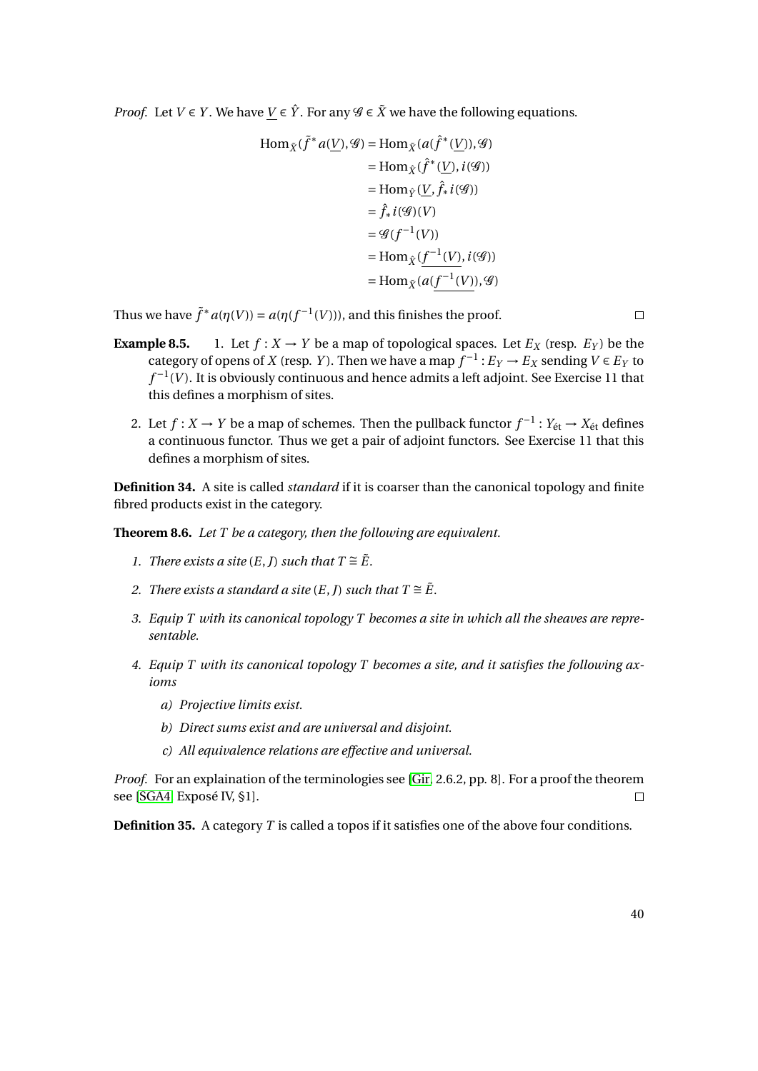*Proof.* Let $V \in Y$. We have $\underline{V} \in \hat{Y}$. For any $\mathscr{G} \in \tilde{X}$ we have the following equations.

$$\begin{aligned}
\operatorname{Hom}_{\tilde{X}}(\tilde{f}^* a(\underline{V}), \mathscr{G}) &= \operatorname{Hom}_{\tilde{X}}(a(\hat{f}^*(\underline{V})), \mathscr{G}) \\
&= \operatorname{Hom}_{\hat{X}}(\hat{f}^*(\underline{V}), i(\mathscr{G})) \\
&= \operatorname{Hom}_{\hat{Y}}(\underline{V}, \hat{f}_* i(\mathscr{G})) \\
&= \hat{f}_* i(\mathscr{G})(V) \\
&= \mathscr{G}(f^{-1}(V)) \\
&= \operatorname{Hom}_{\hat{X}}(\underline{f^{-1}(V)}, i(\mathscr{G})) \\
&= \operatorname{Hom}_{\tilde{X}}(a(\underline{f^{-1}(V)}), \mathscr{G})
\end{aligned}$$

Thus we have $\tilde{f}^* a(\eta(V)) = a(\eta(f^{-1}(V)))$, and this finishes the proof. ◻

**Example 8.5.**

1. Let $f : X \to Y$ be a map of topological spaces. Let $E_X$ (resp. $E_Y$) be the category of opens of $X$ (resp. $Y$). Then we have a map $f^{-1} : E_Y \to E_X$ sending $V \in E_Y$ to $f^{-1}(V)$. It is obviously continuous and hence admits a left adjoint. See Exercise 11 that this defines a morphism of sites.

2. Let $f : X \to Y$ be a map of schemes. Then the pullback functor $f^{-1} : Y_{\text{ét}} \to X_{\text{ét}}$ defines a continuous functor. Thus we get a pair of adjoint functors. See Exercise 11 that this defines a morphism of sites.

**Definition 34.** A site is called *standard* if it is coarser than the canonical topology and finite fibred products exist in the category.

**Theorem 8.6.** *Let $T$ be a category, then the following are equivalent.*

1. *There exists a site $(E, J)$ such that $T \cong \tilde{E}$.*

2. *There exists a standard a site $(E, J)$ such that $T \cong \tilde{E}$.*

3. *Equip $T$ with its canonical topology $T$ becomes a site in which all the sheaves are representable.*

4. *Equip $T$ with its canonical topology $T$ becomes a site, and it satisfies the following axioms*

   *a) Projective limits exist.*

   *b) Direct sums exist and are universal and disjoint.*

   *c) All equivalence relations are effective and universal.*

*Proof.* For an explaination of the terminologies see [Gir, 2.6.2, pp. 8]. For a proof the theorem see [SGA4, Exposé IV, §1]. ◻

**Definition 35.** A category $T$ is called a topos if it satisfies one of the above four conditions.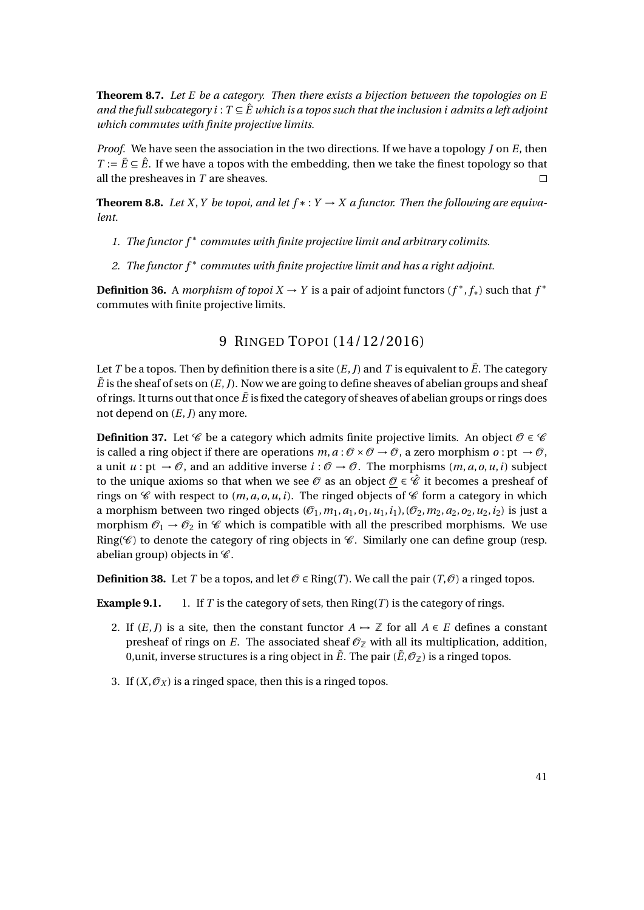**Theorem 8.7.** *Let $E$ be a category. Then there exists a bijection between the topologies on $E$ and the full subcategory $i : T \subseteq \hat{E}$ which is a topos such that the inclusion $i$ admits a left adjoint which commutes with finite projective limits.*

*Proof.* We have seen the association in the two directions. If we have a topology $J$ on $E$, then $T := \tilde{E} \subseteq \hat{E}$. If we have a topos with the embedding, then we take the finest topology so that all the presheaves in $T$ are sheaves. □

**Theorem 8.8.** *Let $X, Y$ be topoi, and let $f* : Y \to X$ a functor. Then the following are equivalent.*

1. *The functor $f^*$ commutes with finite projective limit and arbitrary colimits.*
2. *The functor $f^*$ commutes with finite projective limit and has a right adjoint.*

**Definition 36.** A *morphism of topoi* $X \to Y$ is a pair of adjoint functors $(f^*, f_*)$ such that $f^*$ commutes with finite projective limits.

## 9 Ringed Topoi (14/12/2016)

Let $T$ be a topos. Then by definition there is a site $(E, J)$ and $T$ is equivalent to $\tilde{E}$. The category $\tilde{E}$ is the sheaf of sets on $(E, J)$. Now we are going to define sheaves of abelian groups and sheaf of rings. It turns out that once $\tilde{E}$ is fixed the category of sheaves of abelian groups or rings does not depend on $(E, J)$ any more.

**Definition 37.** Let $\mathscr{C}$ be a category which admits finite projective limits. An object $\mathscr{O} \in \mathscr{C}$ is called a ring object if there are operations $m, a : \mathscr{O} \times \mathscr{O} \to \mathscr{O}$, a zero morphism $o : \mathrm{pt} \to \mathscr{O}$, a unit $u : \mathrm{pt} \to \mathscr{O}$, and an additive inverse $i : \mathscr{O} \to \mathscr{O}$. The morphisms $(m, a, o, u, i)$ subject to the unique axioms so that when we see $\mathscr{O}$ as an object $\underline{\mathscr{O}} \in \hat{\mathscr{C}}$ it becomes a presheaf of rings on $\mathscr{C}$ with respect to $(m, a, o, u, i)$. The ringed objects of $\mathscr{C}$ form a category in which a morphism between two ringed objects $(\mathscr{O}_1, m_1, a_1, o_1, u_1, i_1), (\mathscr{O}_2, m_2, a_2, o_2, u_2, i_2)$ is just a morphism $\mathscr{O}_1 \to \mathscr{O}_2$ in $\mathscr{C}$ which is compatible with all the prescribed morphisms. We use $\mathrm{Ring}(\mathscr{C})$ to denote the category of ring objects in $\mathscr{C}$. Similarly one can define group (resp. abelian group) objects in $\mathscr{C}$.

**Definition 38.** Let $T$ be a topos, and let $\mathscr{O} \in \mathrm{Ring}(T)$. We call the pair $(T, \mathscr{O})$ a ringed topos.

**Example 9.1.**

1. If $T$ is the category of sets, then $\mathrm{Ring}(T)$ is the category of rings.
2. If $(E, J)$ is a site, then the constant functor $A \mapsto \mathbb{Z}$ for all $A \in E$ defines a constant presheaf of rings on $E$. The associated sheaf $\mathscr{O}_{\mathbb{Z}}$ with all its multiplication, addition, 0,unit, inverse structures is a ring object in $\tilde{E}$. The pair $(\tilde{E}, \mathscr{O}_{\mathbb{Z}})$ is a ringed topos.
3. If $(X, \mathscr{O}_X)$ is a ringed space, then this is a ringed topos.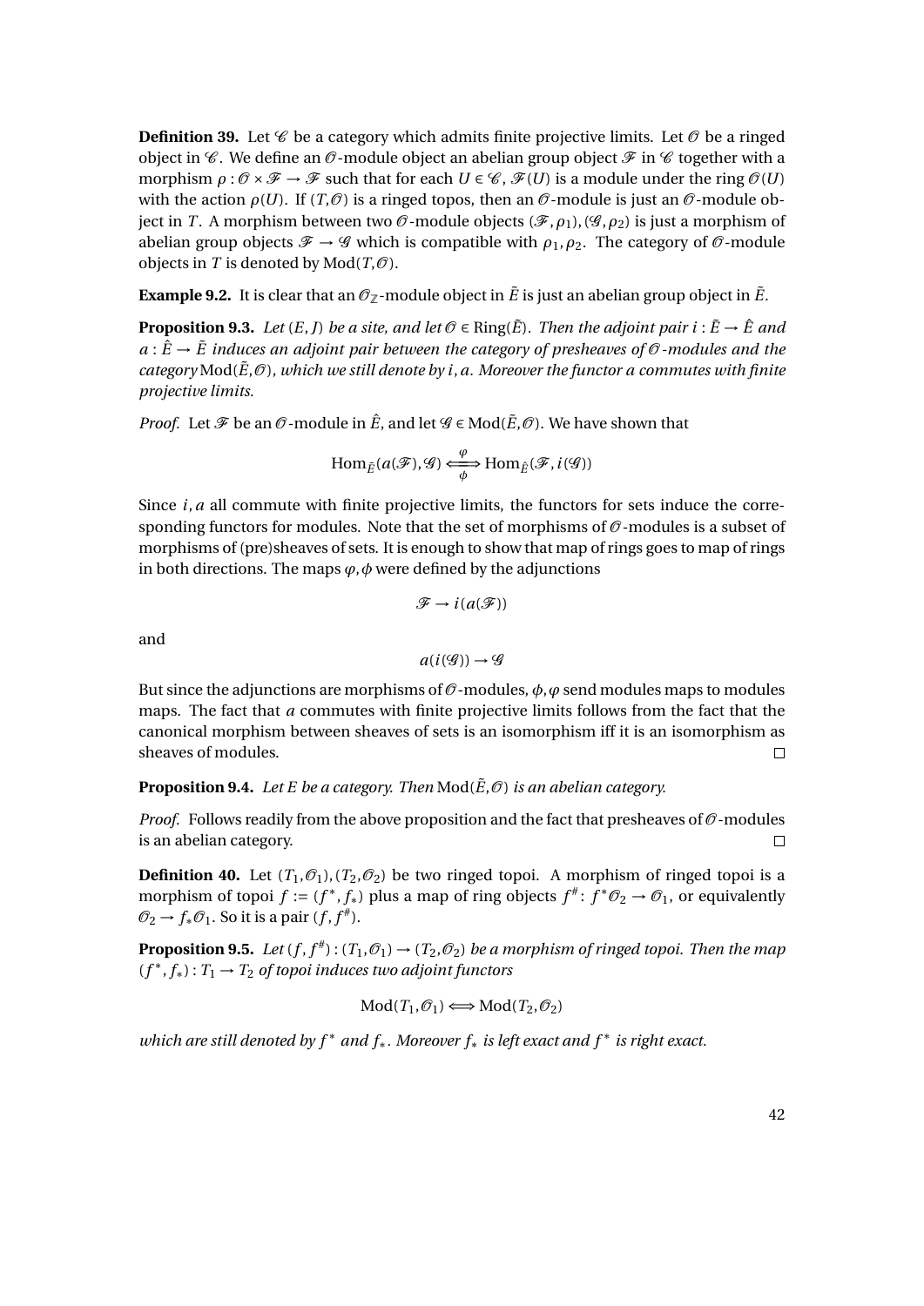**Definition 39.** Let $\mathscr{C}$ be a category which admits finite projective limits. Let $\mathscr{O}$ be a ringed object in $\mathscr{C}$. We define an $\mathscr{O}$-module object an abelian group object $\mathscr{F}$ in $\mathscr{C}$ together with a morphism $\rho : \mathscr{O} \times \mathscr{F} \to \mathscr{F}$ such that for each $U \in \mathscr{C}$, $\mathscr{F}(U)$ is a module under the ring $\mathscr{O}(U)$ with the action $\rho(U)$. If $(T, \mathscr{O})$ is a ringed topos, then an $\mathscr{O}$-module is just an $\mathscr{O}$-module object in $T$. A morphism between two $\mathscr{O}$-module objects $(\mathscr{F}, \rho_1), (\mathscr{G}, \rho_2)$ is just a morphism of abelian group objects $\mathscr{F} \to \mathscr{G}$ which is compatible with $\rho_1, \rho_2$. The category of $\mathscr{O}$-module objects in $T$ is denoted by $\mathrm{Mod}(T, \mathscr{O})$.

**Example 9.2.** It is clear that an $\mathscr{O}_{\mathbb{Z}}$-module object in $\tilde{E}$ is just an abelian group object in $\tilde{E}$.

**Proposition 9.3.** *Let $(E, J)$ be a site, and let $\mathscr{O} \in \mathrm{Ring}(\tilde{E})$. Then the adjoint pair $i : \tilde{E} \to \hat{E}$ and $a : \hat{E} \to \tilde{E}$ induces an adjoint pair between the category of presheaves of $\mathscr{O}$-modules and the category $\mathrm{Mod}(\tilde{E}, \mathscr{O})$, which we still denote by $i, a$. Moreover the functor $a$ commutes with finite projective limits.*

*Proof.* Let $\mathscr{F}$ be an $\mathscr{O}$-module in $\hat{E}$, and let $\mathscr{G} \in \mathrm{Mod}(\tilde{E}, \mathscr{O})$. We have shown that

$$\mathrm{Hom}_{\tilde{E}}(a(\mathscr{F}), \mathscr{G}) \underset{\phi}{\overset{\varphi}{\Longleftrightarrow}} \mathrm{Hom}_{\hat{E}}(\mathscr{F}, i(\mathscr{G}))$$

Since $i, a$ all commute with finite projective limits, the functors for sets induce the corresponding functors for modules. Note that the set of morphisms of $\mathscr{O}$-modules is a subset of morphisms of (pre)sheaves of sets. It is enough to show that map of rings goes to map of rings in both directions. The maps $\varphi, \phi$ were defined by the adjunctions

$$\mathscr{F} \to i(a(\mathscr{F}))$$

and

$$a(i(\mathscr{G})) \to \mathscr{G}$$

But since the adjunctions are morphisms of $\mathscr{O}$-modules, $\phi, \varphi$ send modules maps to modules maps. The fact that $a$ commutes with finite projective limits follows from the fact that the canonical morphism between sheaves of sets is an isomorphism iff it is an isomorphism as sheaves of modules. □

**Proposition 9.4.** *Let $E$ be a category. Then $\mathrm{Mod}(\tilde{E}, \mathscr{O})$ is an abelian category.*

*Proof.* Follows readily from the above proposition and the fact that presheaves of $\mathscr{O}$-modules is an abelian category. □

**Definition 40.** Let $(T_1, \mathscr{O}_1), (T_2, \mathscr{O}_2)$ be two ringed topoi. A morphism of ringed topoi is a morphism of topoi $f := (f^*, f_*)$ plus a map of ring objects $f^\# : f^*\mathscr{O}_2 \to \mathscr{O}_1$, or equivalently $\mathscr{O}_2 \to f_*\mathscr{O}_1$. So it is a pair $(f, f^\#)$.

**Proposition 9.5.** *Let $(f, f^\#) : (T_1, \mathscr{O}_1) \to (T_2, \mathscr{O}_2)$ be a morphism of ringed topoi. Then the map $(f^*, f_*) : T_1 \to T_2$ of topoi induces two adjoint functors*

$$\mathrm{Mod}(T_1, \mathscr{O}_1) \Longleftrightarrow \mathrm{Mod}(T_2, \mathscr{O}_2)$$

*which are still denoted by $f^*$ and $f_*$. Moreover $f_*$ is left exact and $f^*$ is right exact.*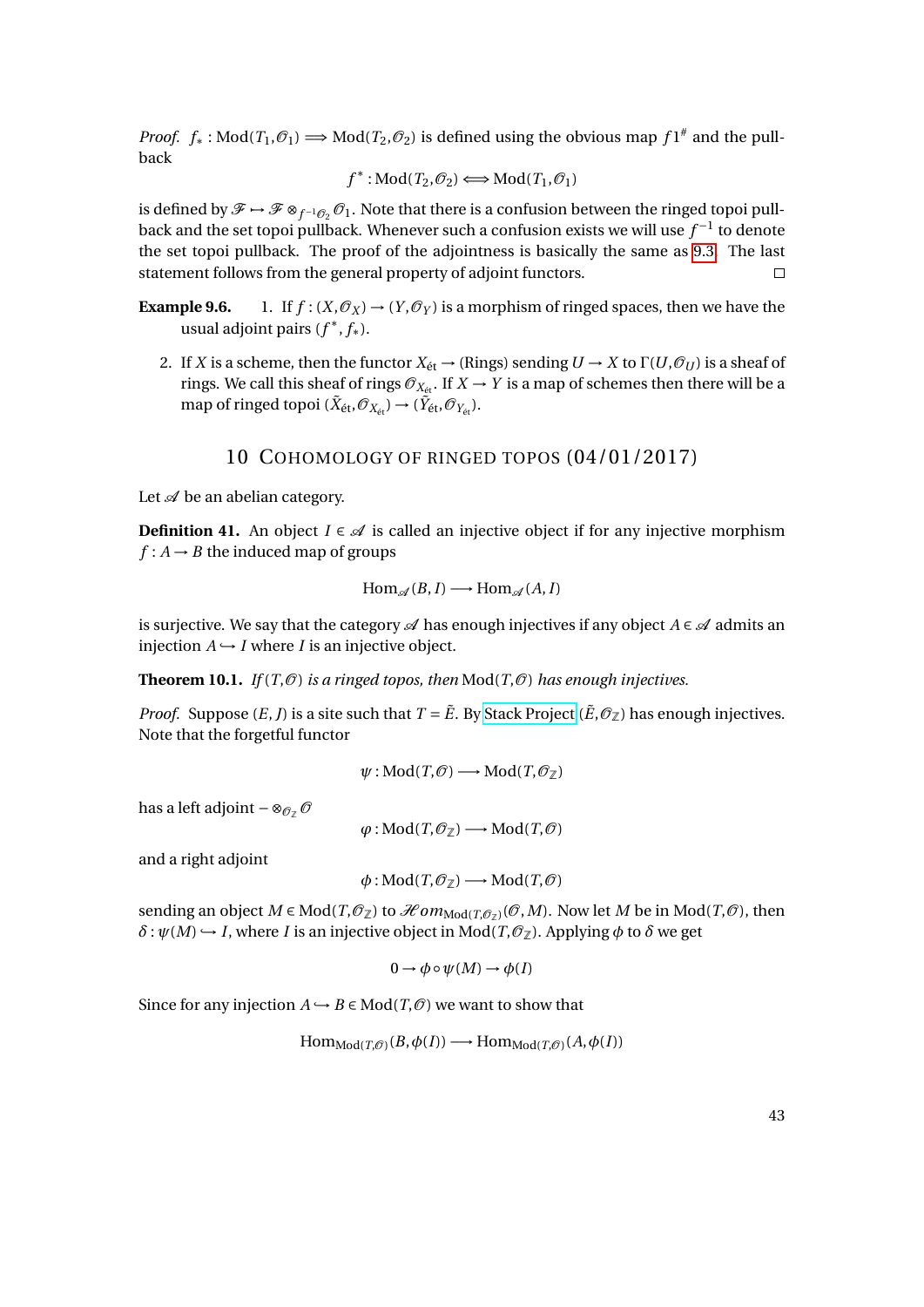*Proof.* $f_* : \mathrm{Mod}(T_1, \mathscr{O}_1) \Longrightarrow \mathrm{Mod}(T_2, \mathscr{O}_2)$ is defined using the obvious map $f1^\#$ and the pullback

$$f^* : \mathrm{Mod}(T_2, \mathscr{O}_2) \Longleftarrow \mathrm{Mod}(T_1, \mathscr{O}_1)$$

is defined by $\mathscr{F} \mapsto \mathscr{F} \otimes_{f^{-1}\mathscr{O}_2} \mathscr{O}_1$. Note that there is a confusion between the ringed topoi pullback and the set topoi pullback. Whenever such a confusion exists we will use $f^{-1}$ to denote the set topoi pullback. The proof of the adjointness is basically the same as 9.3. The last statement follows from the general property of adjoint functors. □

**Example 9.6.**

1. If $f : (X, \mathscr{O}_X) \to (Y, \mathscr{O}_Y)$ is a morphism of ringed spaces, then we have the usual adjoint pairs $(f^*, f_*)$.
2. If $X$ is a scheme, then the functor $X_{\text{ét}} \to (\text{Rings})$ sending $U \to X$ to $\Gamma(U, \mathscr{O}_U)$ is a sheaf of rings. We call this sheaf of rings $\mathscr{O}_{X_{\text{ét}}}$. If $X \to Y$ is a map of schemes then there will be a map of ringed topoi $(\tilde{X}_{\text{ét}}, \mathscr{O}_{X_{\text{ét}}}) \to (\tilde{Y}_{\text{ét}}, \mathscr{O}_{Y_{\text{ét}}})$.

## 10 Cohomology of ringed topos (04/01/2017)

Let $\mathscr{A}$ be an abelian category.

**Definition 41.** An object $I \in \mathscr{A}$ is called an injective object if for any injective morphism $f : A \to B$ the induced map of groups

$$\mathrm{Hom}_{\mathscr{A}}(B, I) \longrightarrow \mathrm{Hom}_{\mathscr{A}}(A, I)$$

is surjective. We say that the category $\mathscr{A}$ has enough injectives if any object $A \in \mathscr{A}$ admits an injection $A \hookrightarrow I$ where $I$ is an injective object.

**Theorem 10.1.** *If $(T, \mathscr{O})$ is a ringed topos, then $\mathrm{Mod}(T, \mathscr{O})$ has enough injectives.*

*Proof.* Suppose $(E, J)$ is a site such that $T = \tilde{E}$. By Stack Project $(\tilde{E}, \mathscr{O}_{\mathbb{Z}})$ has enough injectives. Note that the forgetful functor

$$\psi : \mathrm{Mod}(T, \mathscr{O}) \longrightarrow \mathrm{Mod}(T, \mathscr{O}_{\mathbb{Z}})$$

has a left adjoint $- \otimes_{\mathscr{O}_{\mathbb{Z}}} \mathscr{O}$

$$\varphi : \mathrm{Mod}(T, \mathscr{O}_{\mathbb{Z}}) \longrightarrow \mathrm{Mod}(T, \mathscr{O})$$

and a right adjoint

$$\phi : \mathrm{Mod}(T, \mathscr{O}_{\mathbb{Z}}) \longrightarrow \mathrm{Mod}(T, \mathscr{O})$$

sending an object $M \in \mathrm{Mod}(T, \mathscr{O}_{\mathbb{Z}})$ to $\mathscr{H}om_{\mathrm{Mod}(T, \mathscr{O}_{\mathbb{Z}})}(\mathscr{O}, M)$. Now let $M$ be in $\mathrm{Mod}(T, \mathscr{O})$, then $\delta : \psi(M) \hookrightarrow I$, where $I$ is an injective object in $\mathrm{Mod}(T, \mathscr{O}_{\mathbb{Z}})$. Applying $\phi$ to $\delta$ we get

$$0 \to \phi \circ \psi(M) \to \phi(I)$$

Since for any injection $A \hookrightarrow B \in \mathrm{Mod}(T, \mathscr{O})$ we want to show that

$$\mathrm{Hom}_{\mathrm{Mod}(T, \mathscr{O})}(B, \phi(I)) \longrightarrow \mathrm{Hom}_{\mathrm{Mod}(T, \mathscr{O})}(A, \phi(I))$$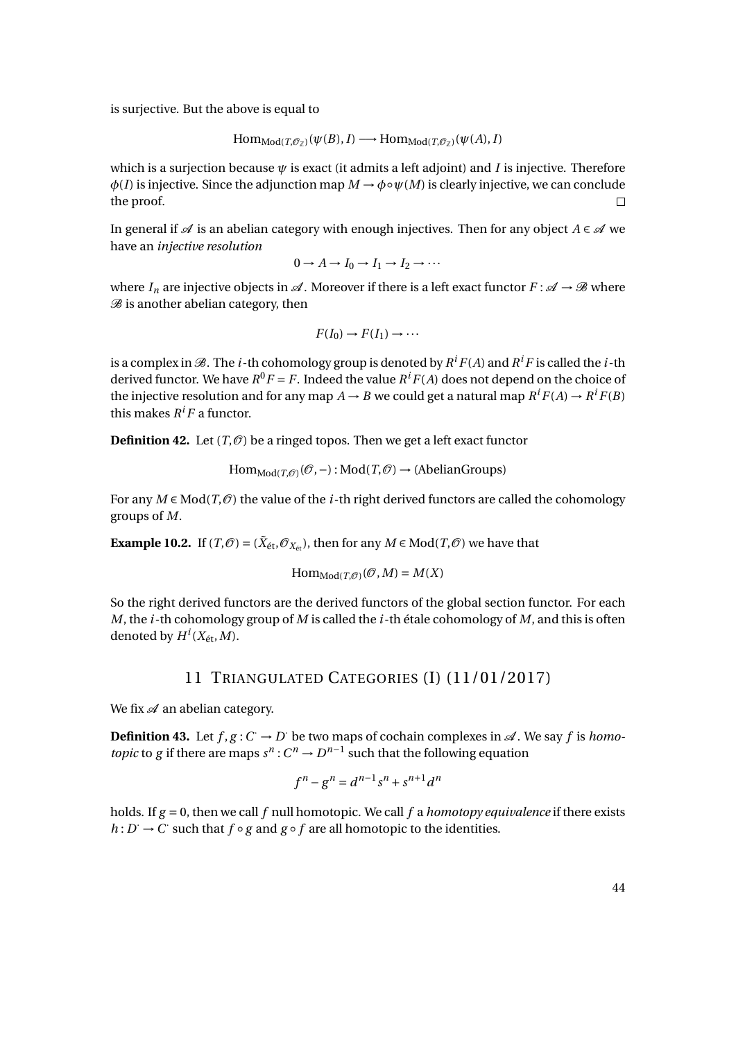is surjective. But the above is equal to

$$\mathrm{Hom}_{\mathrm{Mod}(T,\mathcal{O}_{\mathbb{Z}})}(\psi(B), I) \longrightarrow \mathrm{Hom}_{\mathrm{Mod}(T,\mathcal{O}_{\mathbb{Z}})}(\psi(A), I)$$

which is a surjection because $\psi$ is exact (it admits a left adjoint) and $I$ is injective. Therefore $\phi(I)$ is injective. Since the adjunction map $M \to \phi \circ \psi(M)$ is clearly injective, we can conclude the proof. □

In general if $\mathscr{A}$ is an abelian category with enough injectives. Then for any object $A \in \mathscr{A}$ we have an *injective resolution*

$$0 \to A \to I_0 \to I_1 \to I_2 \to \cdots$$

where $I_n$ are injective objects in $\mathscr{A}$. Moreover if there is a left exact functor $F : \mathscr{A} \to \mathscr{B}$ where $\mathscr{B}$ is another abelian category, then

$$F(I_0) \to F(I_1) \to \cdots$$

is a complex in $\mathscr{B}$. The $i$-th cohomology group is denoted by $R^i F(A)$ and $R^i F$ is called the $i$-th derived functor. We have $R^0 F = F$. Indeed the value $R^i F(A)$ does not depend on the choice of the injective resolution and for any map $A \to B$ we could get a natural map $R^i F(A) \to R^i F(B)$ this makes $R^i F$ a functor.

**Definition 42.** Let $(T, \mathcal{O})$ be a ringed topos. Then we get a left exact functor

$$\mathrm{Hom}_{\mathrm{Mod}(T,\mathcal{O})}(\mathcal{O}, -) : \mathrm{Mod}(T, \mathcal{O}) \to (\mathrm{AbelianGroups})$$

For any $M \in \mathrm{Mod}(T, \mathcal{O})$ the value of the $i$-th right derived functors are called the cohomology groups of $M$.

**Example 10.2.** If $(T, \mathcal{O}) = (\tilde{X}_{\text{ét}}, \mathcal{O}_{X_{\text{ét}}})$, then for any $M \in \mathrm{Mod}(T, \mathcal{O})$ we have that

$$\mathrm{Hom}_{\mathrm{Mod}(T,\mathcal{O})}(\mathcal{O}, M) = M(X)$$

So the right derived functors are the derived functors of the global section functor. For each $M$, the $i$-th cohomology group of $M$ is called the $i$-th étale cohomology of $M$, and this is often denoted by $H^i(X_{\text{ét}}, M)$.

## 11 Triangulated Categories (I) (11/01/2017)

We fix $\mathscr{A}$ an abelian category.

**Definition 43.** Let $f, g : C^{\cdot} \to D^{\cdot}$ be two maps of cochain complexes in $\mathscr{A}$. We say $f$ is *homotopic* to $g$ if there are maps $s^n : C^n \to D^{n-1}$ such that the following equation

$$f^n - g^n = d^{n-1} s^n + s^{n+1} d^n$$

holds. If $g = 0$, then we call $f$ null homotopic. We call $f$ a *homotopy equivalence* if there exists $h : D^{\cdot} \to C^{\cdot}$ such that $f \circ g$ and $g \circ f$ are all homotopic to the identities.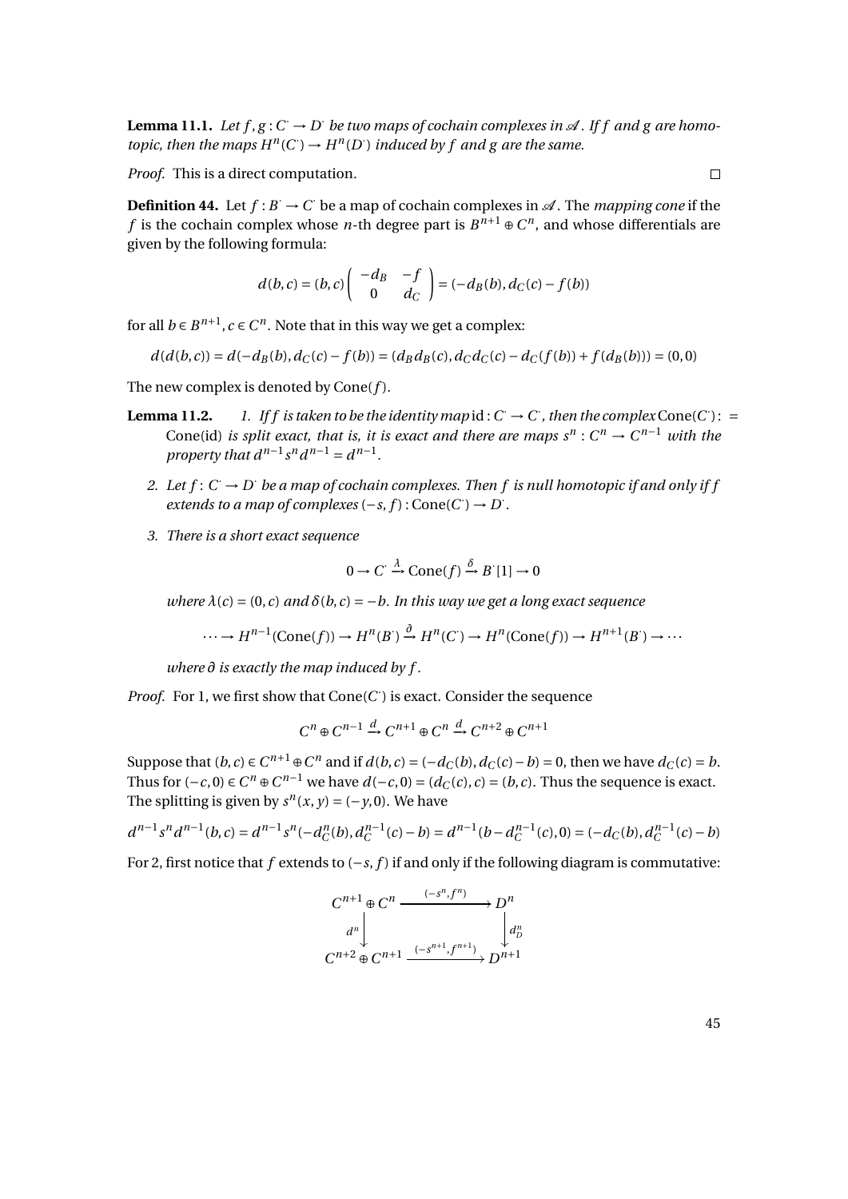**Lemma 11.1.** *Let $f, g : C^{\cdot} \to D^{\cdot}$ be two maps of cochain complexes in $\mathscr{A}$. If $f$ and $g$ are homotopic, then the maps $H^n(C^{\cdot}) \to H^n(D^{\cdot})$ induced by $f$ and $g$ are the same.*

*Proof.* This is a direct computation. □

**Definition 44.** Let $f : B^{\cdot} \to C^{\cdot}$ be a map of cochain complexes in $\mathscr{A}$. The *mapping cone* if the $f$ is the cochain complex whose $n$-th degree part is $B^{n+1} \oplus C^n$, and whose differentials are given by the following formula:

$$d(b,c) = (b,c)\begin{pmatrix} -d_B & -f \\ 0 & d_C \end{pmatrix} = (-d_B(b), d_C(c) - f(b))$$

for all $b \in B^{n+1}, c \in C^n$. Note that in this way we get a complex:

$$d(d(b,c)) = d(-d_B(b), d_C(c) - f(b)) = (d_B d_B(c), d_C d_C(c) - d_C(f(b)) + f(d_B(b))) = (0,0)$$

The new complex is denoted by $\operatorname{Cone}(f)$.

**Lemma 11.2.**
1. *If $f$ is taken to be the identity map $\mathrm{id} : C^{\cdot} \to C^{\cdot}$, then the complex $\operatorname{Cone}(C^{\cdot}) := \operatorname{Cone}(\mathrm{id})$ is split exact, that is, it is exact and there are maps $s^n : C^n \to C^{n-1}$ with the property that $d^{n-1}s^n d^{n-1} = d^{n-1}$.*
2. *Let $f : C^{\cdot} \to D^{\cdot}$ be a map of cochain complexes. Then $f$ is null homotopic if and only if $f$ extends to a map of complexes $(-s, f) : \operatorname{Cone}(C^{\cdot}) \to D^{\cdot}$.*
3. *There is a short exact sequence*

$$0 \to C^{\cdot} \xrightarrow{\lambda} \operatorname{Cone}(f) \xrightarrow{\delta} B^{\cdot}[1] \to 0$$

*where $\lambda(c) = (0,c)$ and $\delta(b,c) = -b$. In this way we get a long exact sequence*

$$\cdots \to H^{n-1}(\operatorname{Cone}(f)) \to H^n(B^{\cdot}) \xrightarrow{\partial} H^n(C^{\cdot}) \to H^n(\operatorname{Cone}(f)) \to H^{n+1}(B^{\cdot}) \to \cdots$$

*where $\partial$ is exactly the map induced by $f$.*

*Proof.* For 1, we first show that $\operatorname{Cone}(C^{\cdot})$ is exact. Consider the sequence

$$C^n \oplus C^{n-1} \xrightarrow{d} C^{n+1} \oplus C^n \xrightarrow{d} C^{n+2} \oplus C^{n+1}$$

Suppose that $(b,c) \in C^{n+1} \oplus C^n$ and if $d(b,c) = (-d_C(b), d_C(c) - b) = 0$, then we have $d_C(c) = b$. Thus for $(-c, 0) \in C^n \oplus C^{n-1}$ we have $d(-c, 0) = (d_C(c), c) = (b,c)$. Thus the sequence is exact. The splitting is given by $s^n(x,y) = (-y, 0)$. We have

$$d^{n-1}s^n d^{n-1}(b,c) = d^{n-1}s^n(-d_C^n(b), d_C^{n-1}(c) - b) = d^{n-1}(b - d_C^{n-1}(c), 0) = (-d_C(b), d_C^{n-1}(c) - b)$$

For 2, first notice that $f$ extends to $(-s, f)$ if and only if the following diagram is commutative:

$$\begin{array}{ccc} C^{n+1} \oplus C^n & \xrightarrow{(-s^n, f^n)} & D^n \\ \Big\downarrow{\scriptstyle d^n} & & \Big\downarrow{\scriptstyle d_D^n} \\ C^{n+2} \oplus C^{n+1} & \xrightarrow{(-s^{n+1}, f^{n+1})} & D^{n+1} \end{array}$$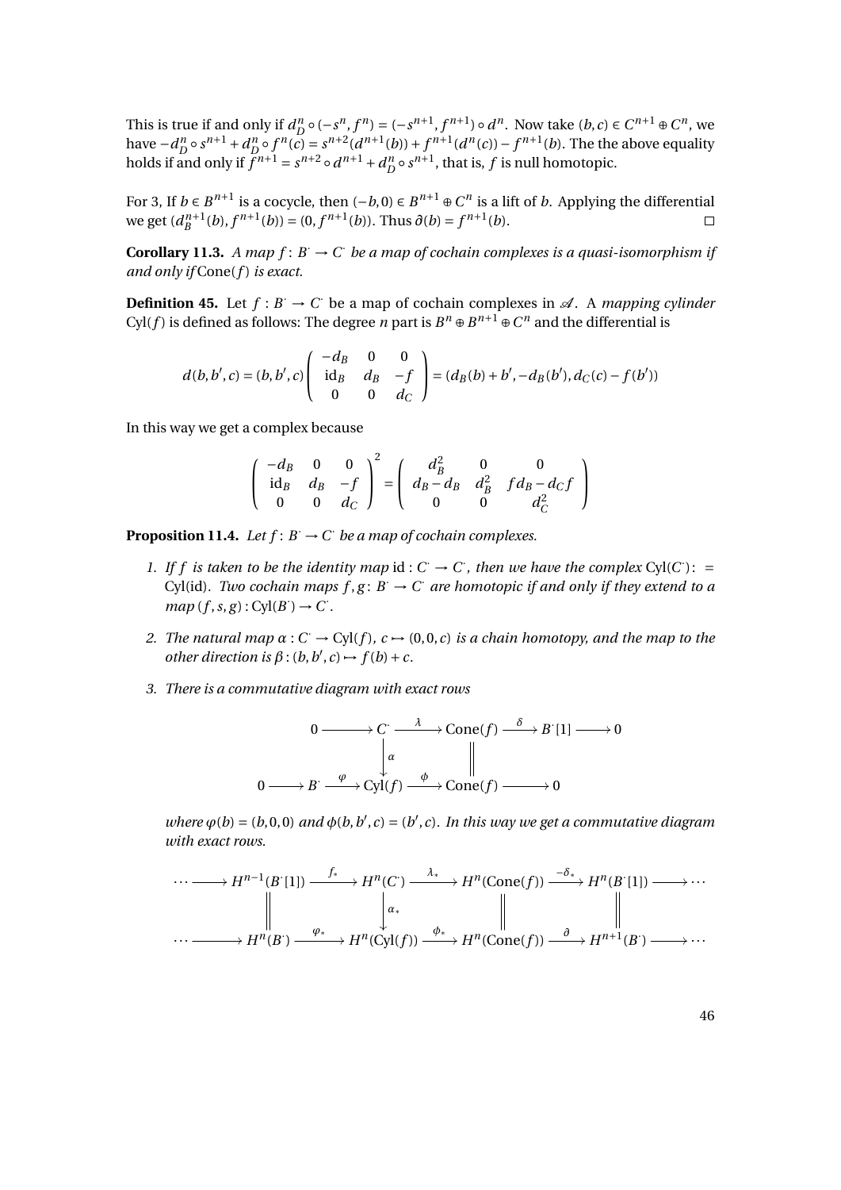This is true if and only if $d_D^n \circ (-s^n, f^n) = (-s^{n+1}, f^{n+1}) \circ d^n$. Now take $(b, c) \in C^{n+1} \oplus C^n$, we have $-d_D^n \circ s^{n+1} + d_D^n \circ f^n(c) = s^{n+2}(d^{n+1}(b)) + f^{n+1}(d^n(c)) - f^{n+1}(b)$. The the above equality holds if and only if $f^{n+1} = s^{n+2} \circ d^{n+1} + d_D^n \circ s^{n+1}$, that is, $f$ is null homotopic.

For 3, If $b \in B^{n+1}$ is a cocycle, then $(-b, 0) \in B^{n+1} \oplus C^n$ is a lift of $b$. Applying the differential we get $(d_B^{n+1}(b), f^{n+1}(b)) = (0, f^{n+1}(b))$. Thus $\partial(b) = f^{n+1}(b)$. □

**Corollary 11.3.** *A map $f : B^\cdot \to C^\cdot$ be a map of cochain complexes is a quasi-isomorphism if and only if* $\mathrm{Cone}(f)$ *is exact.*

**Definition 45.** Let $f : B^\cdot \to C^\cdot$ be a map of cochain complexes in $\mathscr{A}$. A *mapping cylinder* $\mathrm{Cyl}(f)$ is defined as follows: The degree $n$ part is $B^n \oplus B^{n+1} \oplus C^n$ and the differential is

$$d(b, b', c) = (b, b', c)\begin{pmatrix} -d_B & 0 & 0 \\ \mathrm{id}_B & d_B & -f \\ 0 & 0 & d_C \end{pmatrix} = (d_B(b) + b', -d_B(b'), d_C(c) - f(b'))$$

In this way we get a complex because

$$\begin{pmatrix} -d_B & 0 & 0 \\ \mathrm{id}_B & d_B & -f \\ 0 & 0 & d_C \end{pmatrix}^2 = \begin{pmatrix} d_B^2 & 0 & 0 \\ d_B - d_B & d_B^2 & f d_B - d_C f \\ 0 & 0 & d_C^2 \end{pmatrix}$$

**Proposition 11.4.** *Let $f : B^\cdot \to C^\cdot$ be a map of cochain complexes.*

1. *If $f$ is taken to be the identity map $\mathrm{id} : C^\cdot \to C^\cdot$, then we have the complex $\mathrm{Cyl}(C^\cdot) := \mathrm{Cyl}(\mathrm{id})$. Two cochain maps $f, g : B^\cdot \to C^\cdot$ are homotopic if and only if they extend to a map $(f, s, g) : \mathrm{Cyl}(B^\cdot) \to C^\cdot$.*

2. *The natural map $\alpha : C^\cdot \to \mathrm{Cyl}(f)$, $c \mapsto (0, 0, c)$ is a chain homotopy, and the map to the other direction is $\beta : (b, b', c) \mapsto f(b) + c$.*

3. *There is a commutative diagram with exact rows*

$$\begin{array}{ccccccccc} 0 & \longrightarrow & C^\cdot & \xrightarrow{\lambda} & \mathrm{Cone}(f) & \xrightarrow{\delta} & B^\cdot[1] & \longrightarrow & 0 \\ & & \downarrow{\alpha} & & \| & & & & \\ 0 \longrightarrow B^\cdot & \xrightarrow{\varphi} & \mathrm{Cyl}(f) & \xrightarrow{\phi} & \mathrm{Cone}(f) & \longrightarrow & 0 & & \end{array}$$

*where $\varphi(b) = (b, 0, 0)$ and $\phi(b, b', c) = (b', c)$. In this way we get a commutative diagram with exact rows.*

$$\begin{array}{ccccccccc} \cdots \longrightarrow & H^{n-1}(B^\cdot[1]) & \xrightarrow{f_*} & H^n(C^\cdot) & \xrightarrow{\lambda_*} & H^n(\mathrm{Cone}(f)) & \xrightarrow{-\delta_*} & H^n(B^\cdot[1]) & \longrightarrow \cdots \\ & \| & & \downarrow{\alpha_*} & & \| & & \| & \\ \cdots \longrightarrow & H^n(B^\cdot) & \xrightarrow{\varphi_*} & H^n(\mathrm{Cyl}(f)) & \xrightarrow{\phi_*} & H^n(\mathrm{Cone}(f)) & \xrightarrow{\partial} & H^{n+1}(B^\cdot) & \longrightarrow \cdots \end{array}$$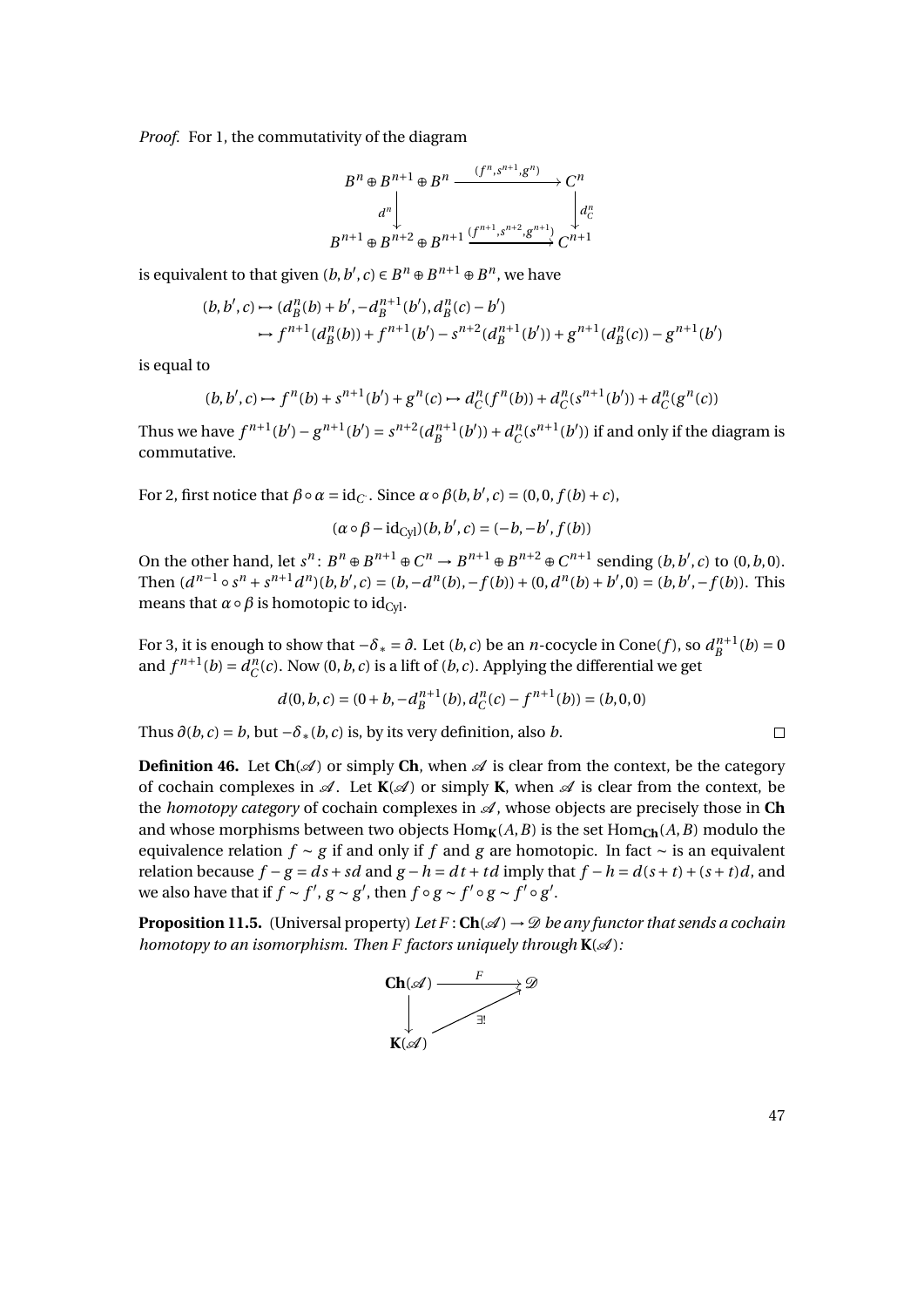*Proof.* For 1, the commutativity of the diagram

$$\begin{array}{ccc} B^n \oplus B^{n+1} \oplus B^n & \xrightarrow{(f^n, s^{n+1}, g^n)} & C^n \\ \downarrow{\scriptstyle d^n} & & \downarrow{\scriptstyle d_C^n} \\ B^{n+1} \oplus B^{n+2} \oplus B^{n+1} & \xrightarrow{(f^{n+1}, s^{n+2}, g^{n+1})} & C^{n+1} \end{array}$$

is equivalent to that given $(b, b', c) \in B^n \oplus B^{n+1} \oplus B^n$, we have

$$\begin{aligned}(b, b', c) &\mapsto (d_B^n(b) + b', -d_B^{n+1}(b'), d_B^n(c) - b') \\ &\mapsto f^{n+1}(d_B^n(b)) + f^{n+1}(b') - s^{n+2}(d_B^{n+1}(b')) + g^{n+1}(d_B^n(c)) - g^{n+1}(b')\end{aligned}$$

is equal to

$$(b, b', c) \mapsto f^n(b) + s^{n+1}(b') + g^n(c) \mapsto d_C^n(f^n(b)) + d_C^n(s^{n+1}(b')) + d_C^n(g^n(c))$$

Thus we have $f^{n+1}(b') - g^{n+1}(b') = s^{n+2}(d_B^{n+1}(b')) + d_C^n(s^{n+1}(b'))$ if and only if the diagram is commutative.

For 2, first notice that $\beta \circ \alpha = \mathrm{id}_{C^\cdot}$. Since $\alpha \circ \beta(b, b', c) = (0, 0, f(b) + c)$,

$$(\alpha \circ \beta - \mathrm{id}_{\mathrm{Cyl}})(b, b', c) = (-b, -b', f(b))$$

On the other hand, let $s^n \colon B^n \oplus B^{n+1} \oplus C^n \to B^{n+1} \oplus B^{n+2} \oplus C^{n+1}$ sending $(b, b', c)$ to $(0, b, 0)$. Then $(d^{n-1} \circ s^n + s^{n+1} d^n)(b, b', c) = (b, -d^n(b), -f(b)) + (0, d^n(b) + b', 0) = (b, b', -f(b))$. This means that $\alpha \circ \beta$ is homotopic to $\mathrm{id}_{\mathrm{Cyl}}$.

For 3, it is enough to show that $-\delta_* = \partial$. Let $(b, c)$ be an $n$-cocycle in $\mathrm{Cone}(f)$, so $d_B^{n+1}(b) = 0$ and $f^{n+1}(b) = d_C^n(c)$. Now $(0, b, c)$ is a lift of $(b, c)$. Applying the differential we get

$$d(0, b, c) = (0 + b, -d_B^{n+1}(b), d_C^n(c) - f^{n+1}(b)) = (b, 0, 0)$$

Thus $\partial(b, c) = b$, but $-\delta_*(b, c)$ is, by its very definition, also $b$. $\square$

**Definition 46.** Let $\mathbf{Ch}(\mathscr{A})$ or simply $\mathbf{Ch}$, when $\mathscr{A}$ is clear from the context, be the category of cochain complexes in $\mathscr{A}$. Let $\mathbf{K}(\mathscr{A})$ or simply $\mathbf{K}$, when $\mathscr{A}$ is clear from the context, be the *homotopy category* of cochain complexes in $\mathscr{A}$, whose objects are precisely those in $\mathbf{Ch}$ and whose morphisms between two objects $\mathrm{Hom}_{\mathbf{K}}(A, B)$ is the set $\mathrm{Hom}_{\mathbf{Ch}}(A, B)$ modulo the equivalence relation $f \sim g$ if and only if $f$ and $g$ are homotopic. In fact $\sim$ is an equivalent relation because $f - g = ds + sd$ and $g - h = dt + td$ imply that $f - h = d(s + t) + (s + t)d$, and we also have that if $f \sim f'$, $g \sim g'$, then $f \circ g \sim f' \circ g \sim f' \circ g'$.

**Proposition 11.5.** (Universal property) *Let $F \colon \mathbf{Ch}(\mathscr{A}) \to \mathscr{D}$ be any functor that sends a cochain homotopy to an isomorphism. Then $F$ factors uniquely through $\mathbf{K}(\mathscr{A})$:*

$$\begin{array}{ccc} \mathbf{Ch}(\mathscr{A}) & \xrightarrow{F} & \mathscr{D} \\ \downarrow & \nearrow_{\exists!} & \\ \mathbf{K}(\mathscr{A}) & & \end{array}$$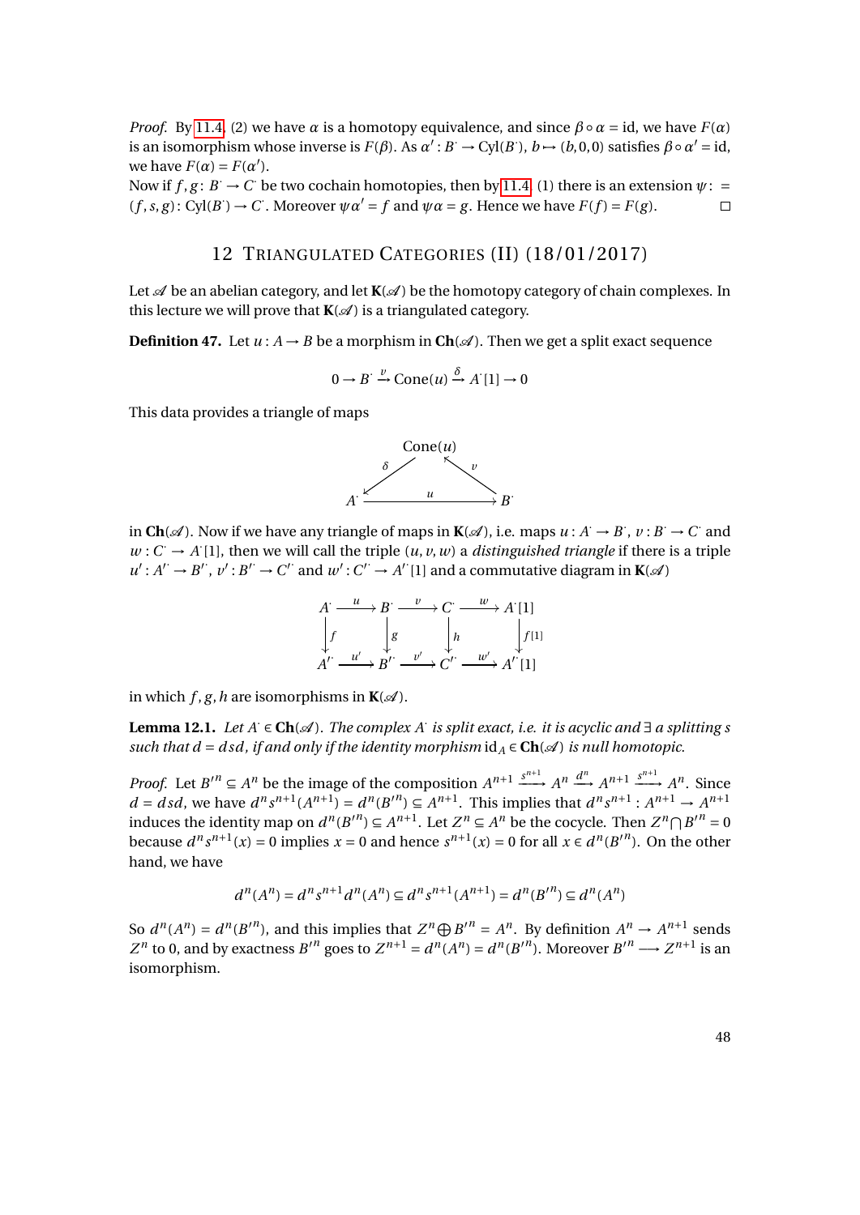*Proof.* By 11.4, (2) we have $\alpha$ is a homotopy equivalence, and since $\beta \circ \alpha = \mathrm{id}$, we have $F(\alpha)$ is an isomorphism whose inverse is $F(\beta)$. As $\alpha' : B^{\cdot} \to \mathrm{Cyl}(B^{\cdot})$, $b \mapsto (b, 0, 0)$ satisfies $\beta \circ \alpha' = \mathrm{id}$, we have $F(\alpha) = F(\alpha')$.
Now if $f, g \colon B^{\cdot} \to C^{\cdot}$ be two cochain homotopies, then by 11.4, (1) there is an extension $\psi \colon = (f, s, g) \colon \mathrm{Cyl}(B^{\cdot}) \to C^{\cdot}$. Moreover $\psi\alpha' = f$ and $\psi\alpha = g$. Hence we have $F(f) = F(g)$. □

## 12 Triangulated Categories (II) (18/01/2017)

Let $\mathscr{A}$ be an abelian category, and let $\mathbf{K}(\mathscr{A})$ be the homotopy category of chain complexes. In this lecture we will prove that $\mathbf{K}(\mathscr{A})$ is a triangulated category.

**Definition 47.** Let $u : A \to B$ be a morphism in $\mathbf{Ch}(\mathscr{A})$. Then we get a split exact sequence

$$0 \to B^{\cdot} \xrightarrow{v} \mathrm{Cone}(u) \xrightarrow{\delta} A^{\cdot}[1] \to 0$$

This data provides a triangle of maps

$$\begin{array}{ccc} & \mathrm{Cone}(u) & \\ \swarrow^{\delta} & & \nwarrow^{v} \\ A^{\cdot} & \xrightarrow{\quad u \quad} & B^{\cdot} \end{array}$$

in $\mathbf{Ch}(\mathscr{A})$. Now if we have any triangle of maps in $\mathbf{K}(\mathscr{A})$, i.e. maps $u : A^{\cdot} \to B^{\cdot}$, $v : B^{\cdot} \to C^{\cdot}$ and $w : C^{\cdot} \to A^{\cdot}[1]$, then we will call the triple $(u, v, w)$ a *distinguished triangle* if there is a triple $u' : A'^{\cdot} \to B'^{\cdot}$, $v' : B'^{\cdot} \to C'^{\cdot}$ and $w' : C'^{\cdot} \to A'^{\cdot}[1]$ and a commutative diagram in $\mathbf{K}(\mathscr{A})$

$$\begin{array}{ccccccc} A^{\cdot} & \xrightarrow{u} & B^{\cdot} & \xrightarrow{v} & C^{\cdot} & \xrightarrow{w} & A^{\cdot}[1] \\ \downarrow f & & \downarrow g & & \downarrow h & & \downarrow f[1] \\ A'^{\cdot} & \xrightarrow{u'} & B'^{\cdot} & \xrightarrow{v'} & C'^{\cdot} & \xrightarrow{w'} & A'^{\cdot}[1] \end{array}$$

in which $f, g, h$ are isomorphisms in $\mathbf{K}(\mathscr{A})$.

**Lemma 12.1.** *Let $A^{\cdot} \in \mathbf{Ch}(\mathscr{A})$. The complex $A^{\cdot}$ is split exact, i.e. it is acyclic and $\exists$ a splitting $s$ such that $d = dsd$, if and only if the identity morphism $\mathrm{id}_A \in \mathbf{Ch}(\mathscr{A})$ is null homotopic.*

*Proof.* Let $B'^{n} \subseteq A^{n}$ be the image of the composition $A^{n+1} \xrightarrow{s^{n+1}} A^{n} \xrightarrow{d^{n}} A^{n+1} \xrightarrow{s^{n+1}} A^{n}$. Since $d = dsd$, we have $d^{n}s^{n+1}(A^{n+1}) = d^{n}(B'^{n}) \subseteq A^{n+1}$. This implies that $d^{n}s^{n+1} : A^{n+1} \to A^{n+1}$ induces the identity map on $d^{n}(B'^{n}) \subseteq A^{n+1}$. Let $Z^{n} \subseteq A^{n}$ be the cocycle. Then $Z^{n} \bigcap B'^{n} = 0$ because $d^{n}s^{n+1}(x) = 0$ implies $x = 0$ and hence $s^{n+1}(x) = 0$ for all $x \in d^{n}(B'^{n})$. On the other hand, we have

$$d^{n}(A^{n}) = d^{n}s^{n+1}d^{n}(A^{n}) \subseteq d^{n}s^{n+1}(A^{n+1}) = d^{n}(B'^{n}) \subseteq d^{n}(A^{n})$$

So $d^{n}(A^{n}) = d^{n}(B'^{n})$, and this implies that $Z^{n} \bigoplus B'^{n} = A^{n}$. By definition $A^{n} \to A^{n+1}$ sends $Z^{n}$ to 0, and by exactness $B'^{n}$ goes to $Z^{n+1} = d^{n}(A^{n}) = d^{n}(B'^{n})$. Moreover $B'^{n} \longrightarrow Z^{n+1}$ is an isomorphism.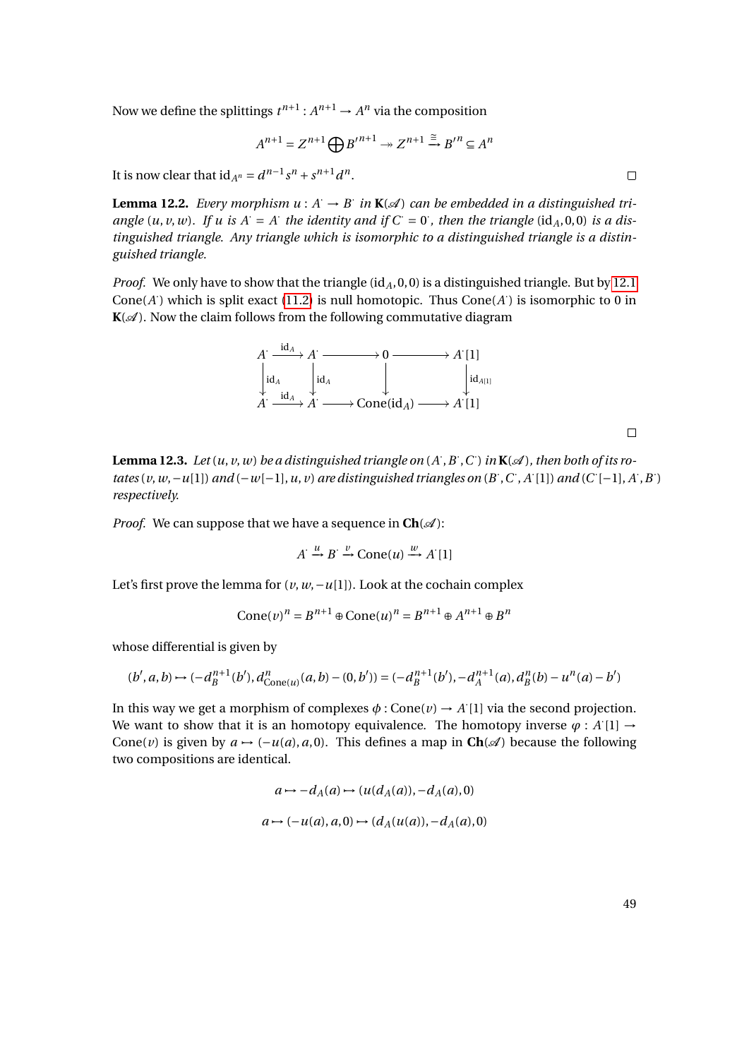Now we define the splittings $t^{n+1} : A^{n+1} \to A^n$ via the composition

$$A^{n+1} = Z^{n+1} \bigoplus B'^{n+1} \twoheadrightarrow Z^{n+1} \xrightarrow{\cong} B'^n \subseteq A^n$$

It is now clear that $\mathrm{id}_{A^n} = d^{n-1}s^n + s^{n+1}d^n$. ◻

**Lemma 12.2.** *Every morphism $u : A^\cdot \to B^\cdot$ in $\mathbf{K}(\mathscr{A})$ can be embedded in a distinguished triangle $(u, v, w)$. If $u$ is $A^\cdot = A^\cdot$ the identity and if $C^\cdot = 0^\cdot$, then the triangle $(\mathrm{id}_A, 0, 0)$ is a distinguished triangle. Any triangle which is isomorphic to a distinguished triangle is a distinguished triangle.*

*Proof.* We only have to show that the triangle $(\mathrm{id}_A, 0, 0)$ is a distinguished triangle. But by 12.1 $\mathrm{Cone}(A^\cdot)$ which is split exact (11.2) is null homotopic. Thus $\mathrm{Cone}(A^\cdot)$ is isomorphic to 0 in $\mathbf{K}(\mathscr{A})$. Now the claim follows from the following commutative diagram

$$\begin{array}{ccccccc}
A^\cdot & \xrightarrow{\mathrm{id}_A} & A^\cdot & \longrightarrow & 0 & \longrightarrow & A^\cdot[1] \\
\downarrow{\scriptstyle \mathrm{id}_A} & & \downarrow{\scriptstyle \mathrm{id}_A} & & \downarrow & & \downarrow{\scriptstyle \mathrm{id}_{A[1]}} \\
A^\cdot & \xrightarrow{\mathrm{id}_A} & A^\cdot & \longrightarrow & \mathrm{Cone}(\mathrm{id}_A) & \longrightarrow & A^\cdot[1]
\end{array}$$

◻

**Lemma 12.3.** *Let $(u, v, w)$ be a distinguished triangle on $(A^\cdot, B^\cdot, C^\cdot)$ in $\mathbf{K}(\mathscr{A})$, then both of its rotates $(v, w, -u[1])$ and $(-w[-1], u, v)$ are distinguished triangles on $(B^\cdot, C^\cdot, A^\cdot[1])$ and $(C^\cdot[-1], A^\cdot, B^\cdot)$ respectively.*

*Proof.* We can suppose that we have a sequence in $\mathbf{Ch}(\mathscr{A})$:

$$A^\cdot \xrightarrow{u} B^\cdot \xrightarrow{v} \mathrm{Cone}(u) \xrightarrow{w} A^\cdot[1]$$

Let's first prove the lemma for $(v, w, -u[1])$. Look at the cochain complex

$$\mathrm{Cone}(v)^n = B^{n+1} \oplus \mathrm{Cone}(u)^n = B^{n+1} \oplus A^{n+1} \oplus B^n$$

whose differential is given by

$$(b', a, b) \mapsto (-d_B^{n+1}(b'), d^n_{\mathrm{Cone}(u)}(a, b) - (0, b')) = (-d_B^{n+1}(b'), -d_A^{n+1}(a), d_B^n(b) - u^n(a) - b')$$

In this way we get a morphism of complexes $\phi : \mathrm{Cone}(v) \to A^\cdot[1]$ via the second projection. We want to show that it is an homotopy equivalence. The homotopy inverse $\varphi : A^\cdot[1] \to \mathrm{Cone}(v)$ is given by $a \mapsto (-u(a), a, 0)$. This defines a map in $\mathbf{Ch}(\mathscr{A})$ because the following two compositions are identical.

$$a \mapsto -d_A(a) \mapsto (u(d_A(a)), -d_A(a), 0)$$

$$a \mapsto (-u(a), a, 0) \mapsto (d_A(u(a)), -d_A(a), 0)$$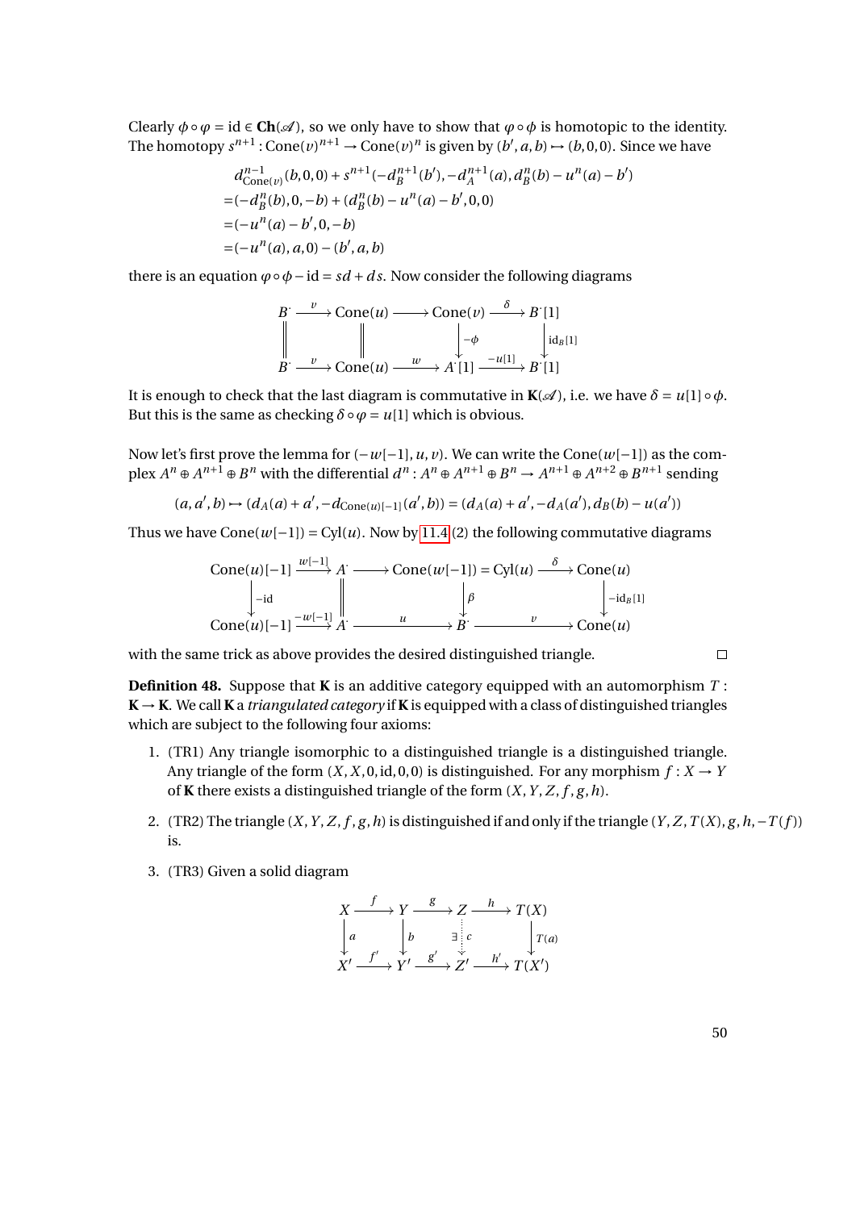Clearly $\phi \circ \varphi = \mathrm{id} \in \mathbf{Ch}(\mathscr{A})$, so we only have to show that $\varphi \circ \phi$ is homotopic to the identity. The homotopy $s^{n+1} : \mathrm{Cone}(v)^{n+1} \to \mathrm{Cone}(v)^n$ is given by $(b', a, b) \mapsto (b, 0, 0)$. Since we have

$$
\begin{aligned}
& d^{n-1}_{\mathrm{Cone}(v)}(b,0,0) + s^{n+1}(-d_B^{n+1}(b'), -d_A^{n+1}(a), d_B^n(b) - u^n(a) - b') \\
=& (-d_B^n(b), 0, -b) + (d_B^n(b) - u^n(a) - b', 0, 0) \\
=& (-u^n(a) - b', 0, -b) \\
=& (-u^n(a), a, 0) - (b', a, b)
\end{aligned}
$$

there is an equation $\varphi \circ \phi - \mathrm{id} = sd + ds$. Now consider the following diagrams

$$
\begin{array}{ccccccc}
B^{\cdot} & \xrightarrow{v} & \mathrm{Cone}(u) & \longrightarrow & \mathrm{Cone}(v) & \xrightarrow{\delta} & B^{\cdot}[1] \\
\| & & \| & & \downarrow{\scriptstyle -\phi} & & \downarrow{\scriptstyle \mathrm{id}_B[1]} \\
B^{\cdot} & \xrightarrow{v} & \mathrm{Cone}(u) & \xrightarrow{w} & A^{\cdot}[1] & \xrightarrow{-u[1]} & B^{\cdot}[1]
\end{array}
$$

It is enough to check that the last diagram is commutative in $\mathbf{K}(\mathscr{A})$, i.e. we have $\delta = u[1] \circ \phi$. But this is the same as checking $\delta \circ \varphi = u[1]$ which is obvious.

Now let's first prove the lemma for $(-w[-1], u, v)$. We can write the $\mathrm{Cone}(w[-1])$ as the complex $A^n \oplus A^{n+1} \oplus B^n$ with the differential $d^n : A^n \oplus A^{n+1} \oplus B^n \to A^{n+1} \oplus A^{n+2} \oplus B^{n+1}$ sending

$$
(a, a', b) \mapsto (d_A(a) + a', -d_{\mathrm{Cone}(u)[-1]}(a', b)) = (d_A(a) + a', -d_A(a'), d_B(b) - u(a'))
$$

Thus we have $\mathrm{Cone}(w[-1]) = \mathrm{Cyl}(u)$. Now by 11.4 (2) the following commutative diagrams

$$
\begin{array}{ccccccc}
\mathrm{Cone}(u)[-1] & \xrightarrow{w[-1]} & A^{\cdot} & \longrightarrow & \mathrm{Cone}(w[-1]) = \mathrm{Cyl}(u) & \xrightarrow{\delta} & \mathrm{Cone}(u) \\
\downarrow{\scriptstyle -\mathrm{id}} & & \| & & \downarrow{\scriptstyle \beta} & & \downarrow{\scriptstyle -\mathrm{id}_B[1]} \\
\mathrm{Cone}(u)[-1] & \xrightarrow{-w[-1]} & A^{\cdot} & \xrightarrow{u} & B^{\cdot} & \xrightarrow{v} & \mathrm{Cone}(u)
\end{array}
$$

with the same trick as above provides the desired distinguished triangle. □

**Definition 48.** Suppose that $\mathbf{K}$ is an additive category equipped with an automorphism $T : \mathbf{K} \to \mathbf{K}$. We call $\mathbf{K}$ a *triangulated category* if $\mathbf{K}$ is equipped with a class of distinguished triangles which are subject to the following four axioms:

1. (TR1) Any triangle isomorphic to a distinguished triangle is a distinguished triangle. Any triangle of the form $(X, X, 0, \mathrm{id}, 0, 0)$ is distinguished. For any morphism $f : X \to Y$ of $\mathbf{K}$ there exists a distinguished triangle of the form $(X, Y, Z, f, g, h)$.

2. (TR2) The triangle $(X, Y, Z, f, g, h)$ is distinguished if and only if the triangle $(Y, Z, T(X), g, h, -T(f))$ is.

3. (TR3) Given a solid diagram

$$
\begin{array}{ccccccc}
X & \xrightarrow{f} & Y & \xrightarrow{g} & Z & \xrightarrow{h} & T(X) \\
\downarrow{\scriptstyle a} & & \downarrow{\scriptstyle b} & & \exists \downarrow{\scriptstyle c} & & \downarrow{\scriptstyle T(a)} \\
X' & \xrightarrow{f'} & Y' & \xrightarrow{g'} & Z' & \xrightarrow{h'} & T(X')
\end{array}
$$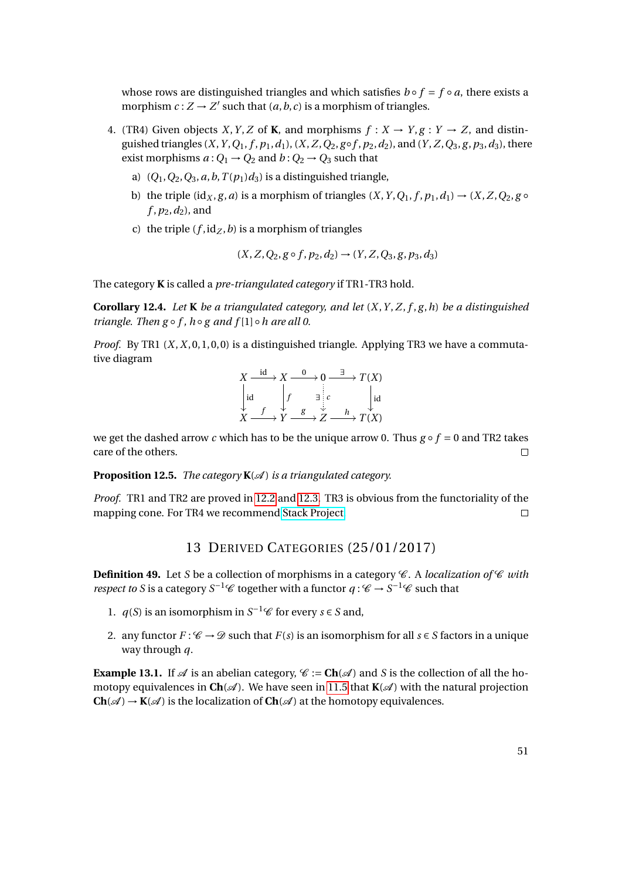whose rows are distinguished triangles and which satisfies $b \circ f = f \circ a$, there exists a morphism $c : Z \to Z'$ such that $(a, b, c)$ is a morphism of triangles.

4. (TR4) Given objects $X, Y, Z$ of **K**, and morphisms $f : X \to Y, g : Y \to Z$, and distinguished triangles $(X, Y, Q_1, f, p_1, d_1)$, $(X, Z, Q_2, g \circ f, p_2, d_2)$, and $(Y, Z, Q_3, g, p_3, d_3)$, there exist morphisms $a : Q_1 \to Q_2$ and $b : Q_2 \to Q_3$ such that

   a) $(Q_1, Q_2, Q_3, a, b, T(p_1)d_3)$ is a distinguished triangle,

   b) the triple $(\mathrm{id}_X, g, a)$ is a morphism of triangles $(X, Y, Q_1, f, p_1, d_1) \to (X, Z, Q_2, g \circ f, p_2, d_2)$, and

   c) the triple $(f, \mathrm{id}_Z, b)$ is a morphism of triangles

$$(X, Z, Q_2, g \circ f, p_2, d_2) \to (Y, Z, Q_3, g, p_3, d_3)$$

The category **K** is called a *pre-triangulated category* if TR1-TR3 hold.

**Corollary 12.4.** *Let* **K** *be a triangulated category, and let* $(X, Y, Z, f, g, h)$ *be a distinguished triangle. Then* $g \circ f$*,* $h \circ g$ *and* $f[1] \circ h$ *are all 0.*

*Proof.* By TR1 $(X, X, 0, 1, 0, 0)$ is a distinguished triangle. Applying TR3 we have a commutative diagram

$$\begin{array}{ccccccc}
X & \xrightarrow{\mathrm{id}} & X & \xrightarrow{0} & 0 & \xrightarrow{\exists} & T(X) \\
\downarrow{\scriptstyle \mathrm{id}} & & \downarrow{\scriptstyle f} & & \downarrow{\scriptstyle \exists\, c} & & \downarrow{\scriptstyle \mathrm{id}} \\
X & \xrightarrow{f} & Y & \xrightarrow{g} & Z & \xrightarrow{h} & T(X)
\end{array}$$

we get the dashed arrow $c$ which has to be the unique arrow 0. Thus $g \circ f = 0$ and TR2 takes care of the others. ∎

**Proposition 12.5.** *The category* $\mathbf{K}(\mathscr{A})$ *is a triangulated category.*

*Proof.* TR1 and TR2 are proved in 12.2 and 12.3. TR3 is obvious from the functoriality of the mapping cone. For TR4 we recommend Stack Project ∎

## 13 Derived Categories (25/01/2017)

**Definition 49.** Let $S$ be a collection of morphisms in a category $\mathscr{C}$. A *localization of* $\mathscr{C}$ *with respect to* $S$ is a category $S^{-1}\mathscr{C}$ together with a functor $q : \mathscr{C} \to S^{-1}\mathscr{C}$ such that

1. $q(S)$ is an isomorphism in $S^{-1}\mathscr{C}$ for every $s \in S$ and,

2. any functor $F : \mathscr{C} \to \mathscr{D}$ such that $F(s)$ is an isomorphism for all $s \in S$ factors in a unique way through $q$.

**Example 13.1.** If $\mathscr{A}$ is an abelian category, $\mathscr{C} := \mathbf{Ch}(\mathscr{A})$ and $S$ is the collection of all the homotopy equivalences in $\mathbf{Ch}(\mathscr{A})$. We have seen in 11.5 that $\mathbf{K}(\mathscr{A})$ with the natural projection $\mathbf{Ch}(\mathscr{A}) \to \mathbf{K}(\mathscr{A})$ is the localization of $\mathbf{Ch}(\mathscr{A})$ at the homotopy equivalences.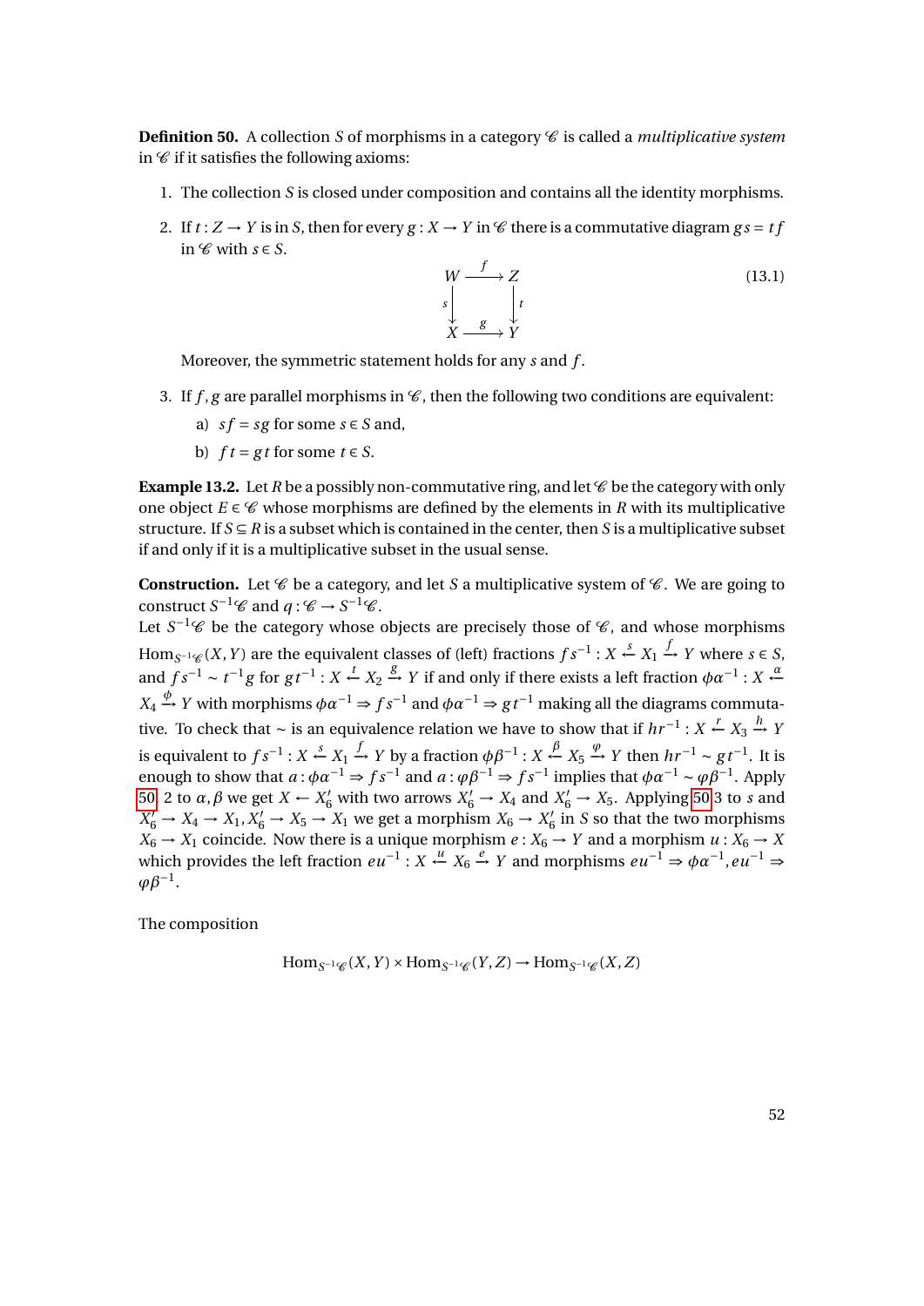**Definition 50.** A collection $S$ of morphisms in a category $\mathscr{C}$ is called a *multiplicative system* in $\mathscr{C}$ if it satisfies the following axioms:

1. The collection $S$ is closed under composition and contains all the identity morphisms.
2. If $t : Z \to Y$ is in $S$, then for every $g : X \to Y$ in $\mathscr{C}$ there is a commutative diagram $gs = tf$ in $\mathscr{C}$ with $s \in S$.
$$\begin{array}{ccc} W & \xrightarrow{f} & Z \\ {\scriptstyle s}\downarrow & & \downarrow{\scriptstyle t} \\ X & \xrightarrow{g} & Y \end{array} \tag{13.1}$$
Moreover, the symmetric statement holds for any $s$ and $f$.
3. If $f, g$ are parallel morphisms in $\mathscr{C}$, then the following two conditions are equivalent:
   a) $sf = sg$ for some $s \in S$ and,
   b) $ft = gt$ for some $t \in S$.

**Example 13.2.** Let $R$ be a possibly non-commutative ring, and let $\mathscr{C}$ be the category with only one object $E \in \mathscr{C}$ whose morphisms are defined by the elements in $R$ with its multiplicative structure. If $S \subseteq R$ is a subset which is contained in the center, then $S$ is a multiplicative subset if and only if it is a multiplicative subset in the usual sense.

**Construction.** Let $\mathscr{C}$ be a category, and let $S$ a multiplicative system of $\mathscr{C}$. We are going to construct $S^{-1}\mathscr{C}$ and $q : \mathscr{C} \to S^{-1}\mathscr{C}$.
Let $S^{-1}\mathscr{C}$ be the category whose objects are precisely those of $\mathscr{C}$, and whose morphisms $\mathrm{Hom}_{S^{-1}\mathscr{C}}(X, Y)$ are the equivalent classes of (left) fractions $fs^{-1} : X \xleftarrow{s} X_1 \xrightarrow{f} Y$ where $s \in S$, and $fs^{-1} \sim t^{-1}g$ for $gt^{-1} : X \xleftarrow{t} X_2 \xrightarrow{g} Y$ if and only if there exists a left fraction $\phi\alpha^{-1} : X \xleftarrow{\alpha} X_4 \xrightarrow{\phi} Y$ with morphisms $\phi\alpha^{-1} \Rightarrow fs^{-1}$ and $\phi\alpha^{-1} \Rightarrow gt^{-1}$ making all the diagrams commutative. To check that $\sim$ is an equivalence relation we have to show that if $hr^{-1} : X \xleftarrow{r} X_3 \xrightarrow{h} Y$ is equivalent to $fs^{-1} : X \xleftarrow{s} X_1 \xrightarrow{f} Y$ by a fraction $\phi\beta^{-1} : X \xleftarrow{\beta} X_5 \xrightarrow{\varphi} Y$ then $hr^{-1} \sim gt^{-1}$. It is enough to show that $a : \phi\alpha^{-1} \Rightarrow fs^{-1}$ and $a : \varphi\beta^{-1} \Rightarrow fs^{-1}$ implies that $\phi\alpha^{-1} \sim \varphi\beta^{-1}$. Apply 50 2 to $\alpha, \beta$ we get $X \leftarrow X_6'$ with two arrows $X_6' \to X_4$ and $X_6' \to X_5$. Applying 50 3 to $s$ and $X_6' \to X_4 \to X_1, X_6' \to X_5 \to X_1$ we get a morphism $X_6 \to X_6'$ in $S$ so that the two morphisms $X_6 \to X_1$ coincide. Now there is a unique morphism $e : X_6 \to Y$ and a morphism $u : X_6 \to X$ which provides the left fraction $eu^{-1} : X \xleftarrow{u} X_6 \xrightarrow{e} Y$ and morphisms $eu^{-1} \Rightarrow \phi\alpha^{-1}, eu^{-1} \Rightarrow \varphi\beta^{-1}$.

The composition

$$\mathrm{Hom}_{S^{-1}\mathscr{C}}(X, Y) \times \mathrm{Hom}_{S^{-1}\mathscr{C}}(Y, Z) \to \mathrm{Hom}_{S^{-1}\mathscr{C}}(X, Z)$$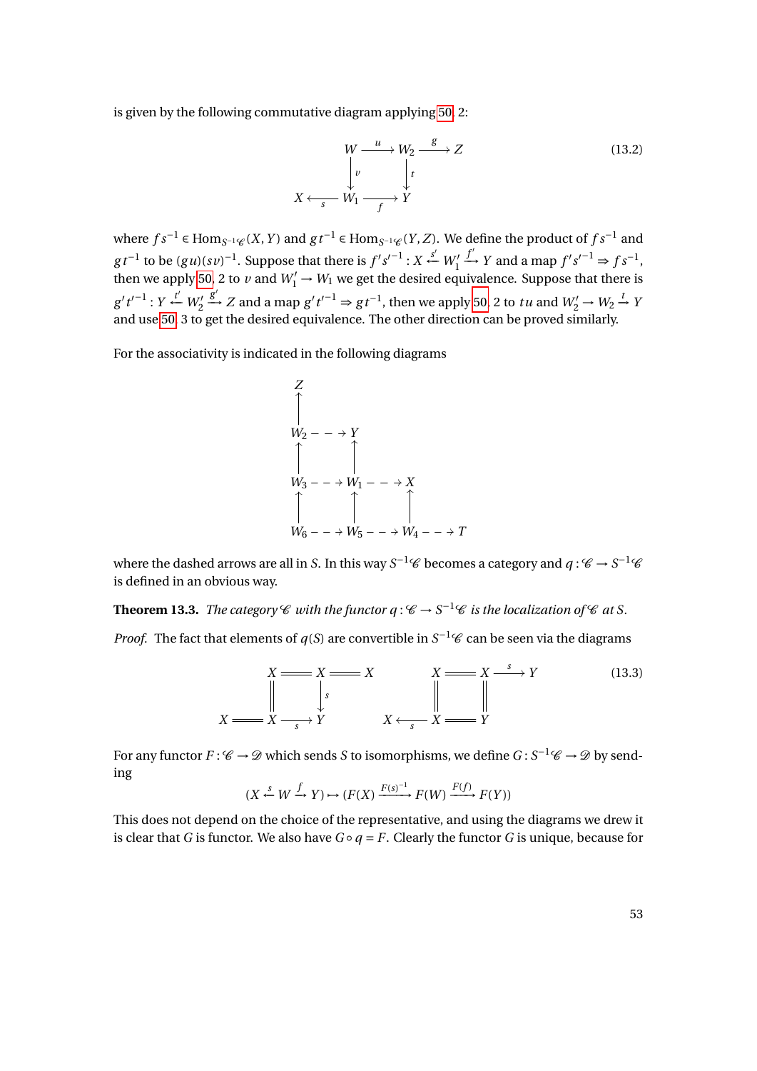is given by the following commutative diagram applying 50, 2:

$$\begin{array}{ccccc} & & W & \xrightarrow{u} & W_2 & \xrightarrow{g} & Z \\ & & \downarrow{\scriptstyle v} & & \downarrow{\scriptstyle t} & & \\ X & \xleftarrow[s]{} & W_1 & \xrightarrow[f]{} & Y & & \end{array} \tag{13.2}$$

where $fs^{-1} \in \mathrm{Hom}_{S^{-1}\mathscr{C}}(X,Y)$ and $gt^{-1} \in \mathrm{Hom}_{S^{-1}\mathscr{C}}(Y,Z)$. We define the product of $fs^{-1}$ and $gt^{-1}$ to be $(gu)(sv)^{-1}$. Suppose that there is $f's'^{-1} : X \xleftarrow{s'} W_1' \xrightarrow{f'} Y$ and a map $f's'^{-1} \Rightarrow fs^{-1}$, then we apply 50, 2 to $v$ and $W_1' \to W_1$ we get the desired equivalence. Suppose that there is $g't'^{-1} : Y \xleftarrow{t'} W_2' \xrightarrow{g'} Z$ and a map $g't'^{-1} \Rightarrow gt^{-1}$, then we apply 50, 2 to $tu$ and $W_2' \to W_2 \xrightarrow{t} Y$ and use 50, 3 to get the desired equivalence. The other direction can be proved similarly.

For the associativity is indicated in the following diagrams

$$\begin{array}{ccccccc} Z & & & & & & \\ \uparrow & & & & & & \\ W_2 & \dashrightarrow & Y & & & & \\ \uparrow & & \uparrow & & & & \\ W_3 & \dashrightarrow & W_1 & \dashrightarrow & X & & \\ \uparrow & & \uparrow & & \uparrow & & \\ W_6 & \dashrightarrow & W_5 & \dashrightarrow & W_4 & \dashrightarrow & T \end{array}$$

where the dashed arrows are all in $S$. In this way $S^{-1}\mathscr{C}$ becomes a category and $q : \mathscr{C} \to S^{-1}\mathscr{C}$ is defined in an obvious way.

**Theorem 13.3.** *The category $\mathscr{C}$ with the functor $q : \mathscr{C} \to S^{-1}\mathscr{C}$ is the localization of $\mathscr{C}$ at $S$.*

*Proof.* The fact that elements of $q(S)$ are convertible in $S^{-1}\mathscr{C}$ can be seen via the diagrams

$$\begin{array}{ccccc} & X & = & X & = & X \\ & \| & & \downarrow{\scriptstyle s} & & \\ X & = & X & \xrightarrow[s]{} & Y & \end{array} \qquad \begin{array}{ccccc} & X & = & X & \xrightarrow{s} & Y \\ & \| & & \| & & \\ X & \xleftarrow[s]{} & X & = & Y & \end{array} \tag{13.3}$$

For any functor $F : \mathscr{C} \to \mathscr{D}$ which sends $S$ to isomorphisms, we define $G : S^{-1}\mathscr{C} \to \mathscr{D}$ by sending

$$(X \xleftarrow{s} W \xrightarrow{f} Y) \mapsto (F(X) \xrightarrow{F(s)^{-1}} F(W) \xrightarrow{F(f)} F(Y))$$

This does not depend on the choice of the representative, and using the diagrams we drew it is clear that $G$ is functor. We also have $G \circ q = F$. Clearly the functor $G$ is unique, because for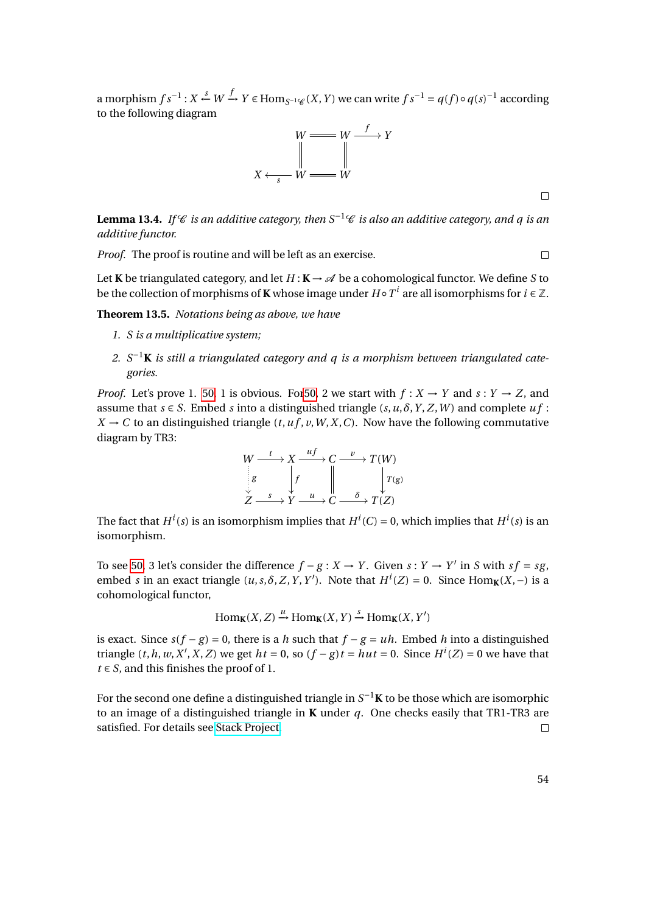a morphism $fs^{-1}: X \xleftarrow{s} W \xrightarrow{f} Y \in \mathrm{Hom}_{S^{-1}\mathscr{C}}(X,Y)$ we can write $fs^{-1} = q(f) \circ q(s)^{-1}$ according to the following diagram

$$
\begin{array}{ccccc}
 & W & = & W & \xrightarrow{f} Y \\
 & \| & & \| & \\
X & \xleftarrow[s]{} W & = & W &
\end{array}
$$

□

**Lemma 13.4.** *If $\mathscr{C}$ is an additive category, then $S^{-1}\mathscr{C}$ is also an additive category, and $q$ is an additive functor.*

*Proof.* The proof is routine and will be left as an exercise. □

Let $\mathbf{K}$ be triangulated category, and let $H: \mathbf{K} \to \mathscr{A}$ be a cohomological functor. We define $S$ to be the collection of morphisms of $\mathbf{K}$ whose image under $H \circ T^i$ are all isomorphisms for $i \in \mathbb{Z}$.

**Theorem 13.5.** *Notations being as above, we have*

1. *$S$ is a multiplicative system;*
2. *$S^{-1}\mathbf{K}$ is still a triangulated category and $q$ is a morphism between triangulated categories.*

*Proof.* Let's prove 1. [50], 1 is obvious. For[50], 2 we start with $f: X \to Y$ and $s: Y \to Z$, and assume that $s \in S$. Embed $s$ into a distinguished triangle $(s, u, \delta, Y, Z, W)$ and complete $uf: X \to C$ to an distinguished triangle $(t, uf, v, W, X, C)$. Now have the following commutative diagram by TR3:

$$
\begin{array}{ccccccc}
W & \xrightarrow{t} & X & \xrightarrow{uf} & C & \xrightarrow{v} & T(W) \\
\downarrow{\scriptstyle g} & & \downarrow{\scriptstyle f} & & \| & & \downarrow{\scriptstyle T(g)} \\
Z & \xrightarrow{s} & Y & \xrightarrow{u} & C & \xrightarrow{\delta} & T(Z)
\end{array}
$$

The fact that $H^i(s)$ is an isomorphism implies that $H^i(C) = 0$, which implies that $H^i(s)$ is an isomorphism.

To see [50], 3 let's consider the difference $f - g: X \to Y$. Given $s: Y \to Y'$ in $S$ with $sf = sg$, embed $s$ in an exact triangle $(u, s, \delta, Z, Y, Y')$. Note that $H^i(Z) = 0$. Since $\mathrm{Hom}_{\mathbf{K}}(X, -)$ is a cohomological functor,

$$\mathrm{Hom}_{\mathbf{K}}(X, Z) \xrightarrow{u} \mathrm{Hom}_{\mathbf{K}}(X, Y) \xrightarrow{s} \mathrm{Hom}_{\mathbf{K}}(X, Y')$$

is exact. Since $s(f - g) = 0$, there is a $h$ such that $f - g = uh$. Embed $h$ into a distinguished triangle $(t, h, w, X', X, Z)$ we get $ht = 0$, so $(f - g)t = hut = 0$. Since $H^i(Z) = 0$ we have that $t \in S$, and this finishes the proof of 1.

For the second one define a distinguished triangle in $S^{-1}\mathbf{K}$ to be those which are isomorphic to an image of a distinguished triangle in $\mathbf{K}$ under $q$. One checks easily that TR1-TR3 are satisfied. For details see Stack Project. □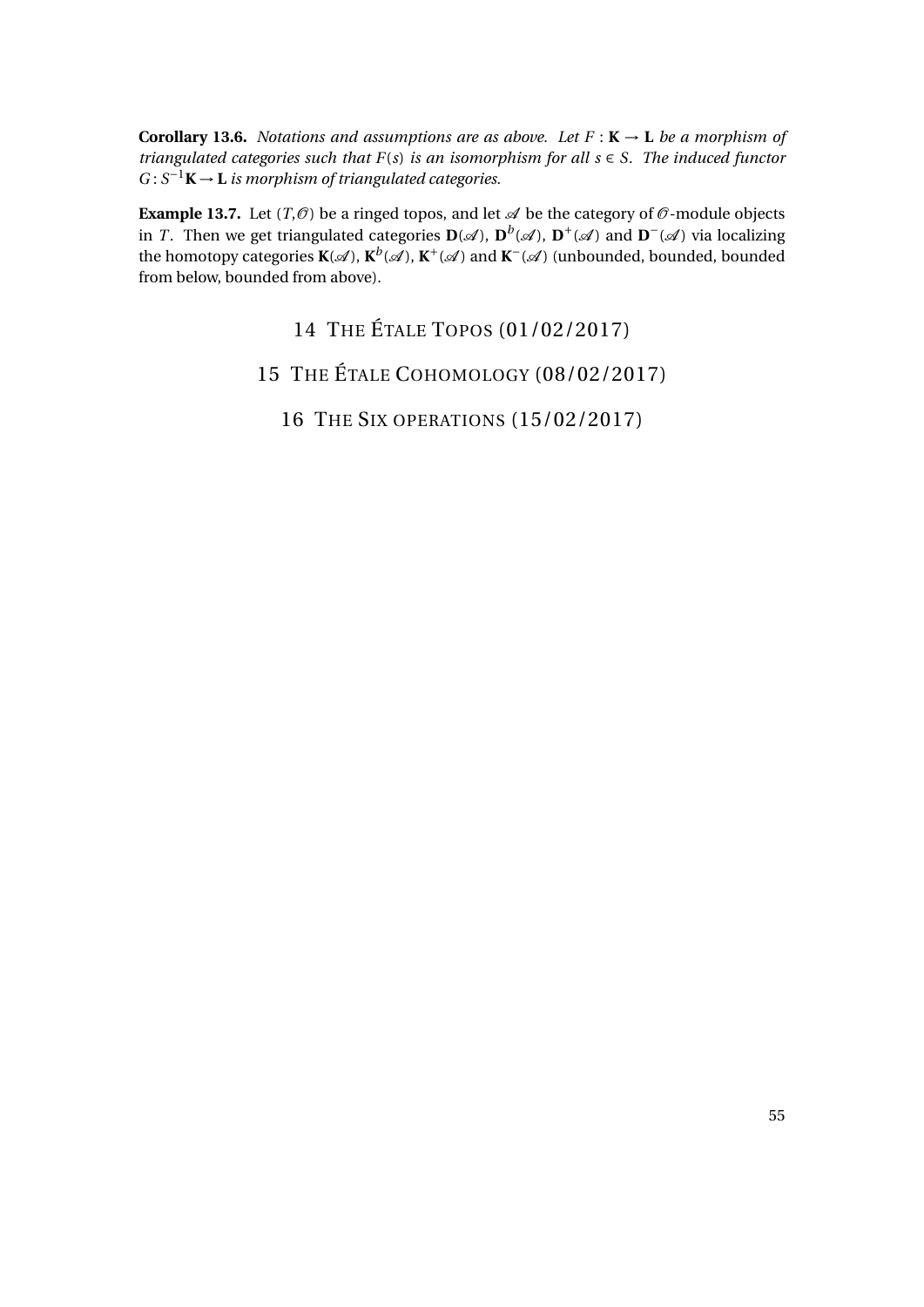**Corollary 13.6.** *Notations and assumptions are as above. Let $F : \mathbf{K} \to \mathbf{L}$ be a morphism of triangulated categories such that $F(s)$ is an isomorphism for all $s \in S$. The induced functor $G : S^{-1}\mathbf{K} \to \mathbf{L}$ is morphism of triangulated categories.*

**Example 13.7.** Let $(T, \mathscr{O})$ be a ringed topos, and let $\mathscr{A}$ be the category of $\mathscr{O}$-module objects in $T$. Then we get triangulated categories $\mathbf{D}(\mathscr{A})$, $\mathbf{D}^b(\mathscr{A})$, $\mathbf{D}^+(\mathscr{A})$ and $\mathbf{D}^-(\mathscr{A})$ via localizing the homotopy categories $\mathbf{K}(\mathscr{A})$, $\mathbf{K}^b(\mathscr{A})$, $\mathbf{K}^+(\mathscr{A})$ and $\mathbf{K}^-(\mathscr{A})$ (unbounded, bounded, bounded from below, bounded from above).

# 14 The Étale Topos (01/02/2017)

# 15 The Étale Cohomology (08/02/2017)

# 16 The Six operations (15/02/2017)